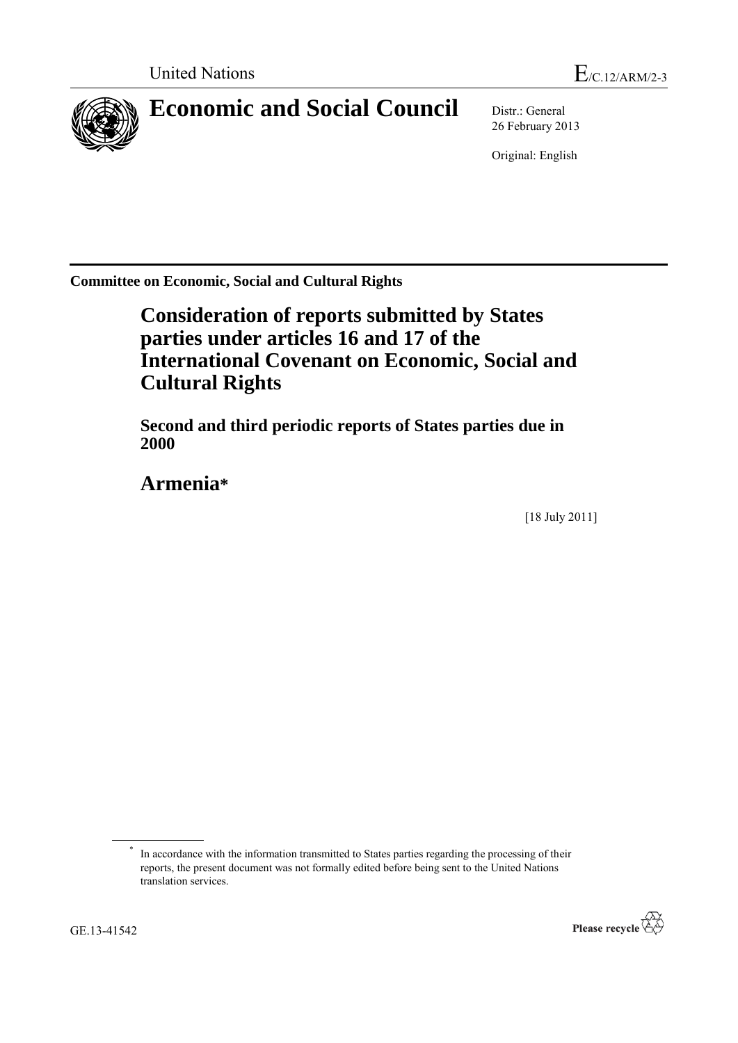United Nations E/C.12/ARM/2-3

# Economic and Social Council

Distr.: General
26 February 2013

Original: English

**Committee on Economic, Social and Cultural Rights**

## Consideration of reports submitted by States parties under articles 16 and 17 of the International Covenant on Economic, Social and Cultural Rights

### Second and third periodic reports of States parties due in 2000

## Armenia*

[18 July 2011]

* In accordance with the information transmitted to States parties regarding the processing of their reports, the present document was not formally edited before being sent to the United Nations translation services.

GE.13-41542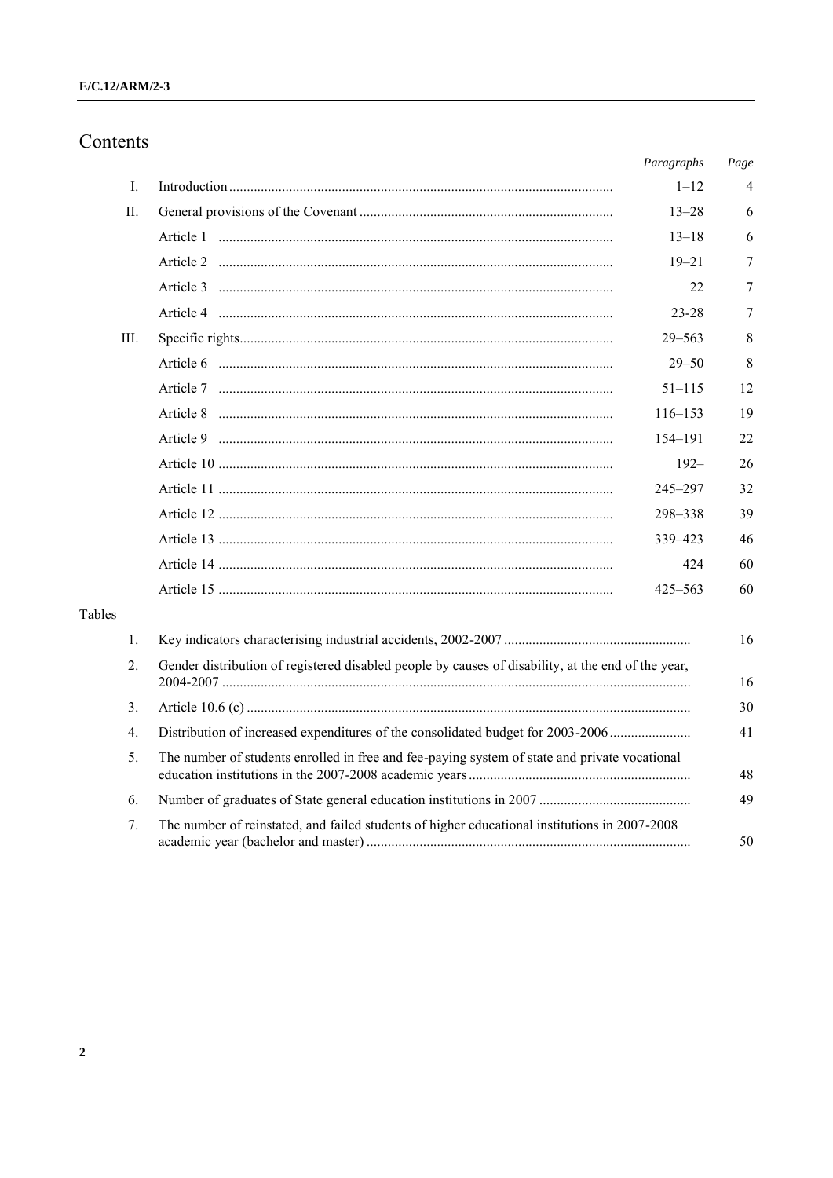# Contents

| | | Paragraphs | Page |
|---|---|---|---|
| I. | Introduction | 1–12 | 4 |
| II. | General provisions of the Covenant | 13–28 | 6 |
| | Article 1 | 13–18 | 6 |
| | Article 2 | 19–21 | 7 |
| | Article 3 | 22 | 7 |
| | Article 4 | 23-28 | 7 |
| III. | Specific rights | 29–563 | 8 |
| | Article 6 | 29–50 | 8 |
| | Article 7 | 51–115 | 12 |
| | Article 8 | 116–153 | 19 |
| | Article 9 | 154–191 | 22 |
| | Article 10 | 192– | 26 |
| | Article 11 | 245–297 | 32 |
| | Article 12 | 298–338 | 39 |
| | Article 13 | 339–423 | 46 |
| | Article 14 | 424 | 60 |
| | Article 15 | 425–563 | 60 |

Tables

| | | Page |
|---|---|---|
| 1. | Key indicators characterising industrial accidents, 2002-2007 | 16 |
| 2. | Gender distribution of registered disabled people by causes of disability, at the end of the year, 2004-2007 | 16 |
| 3. | Article 10.6 (c) | 30 |
| 4. | Distribution of increased expenditures of the consolidated budget for 2003-2006 | 41 |
| 5. | The number of students enrolled in free and fee-paying system of state and private vocational education institutions in the 2007-2008 academic years | 48 |
| 6. | Number of graduates of State general education institutions in 2007 | 49 |
| 7. | The number of reinstated, and failed students of higher educational institutions in 2007-2008 academic year (bachelor and master) | 50 |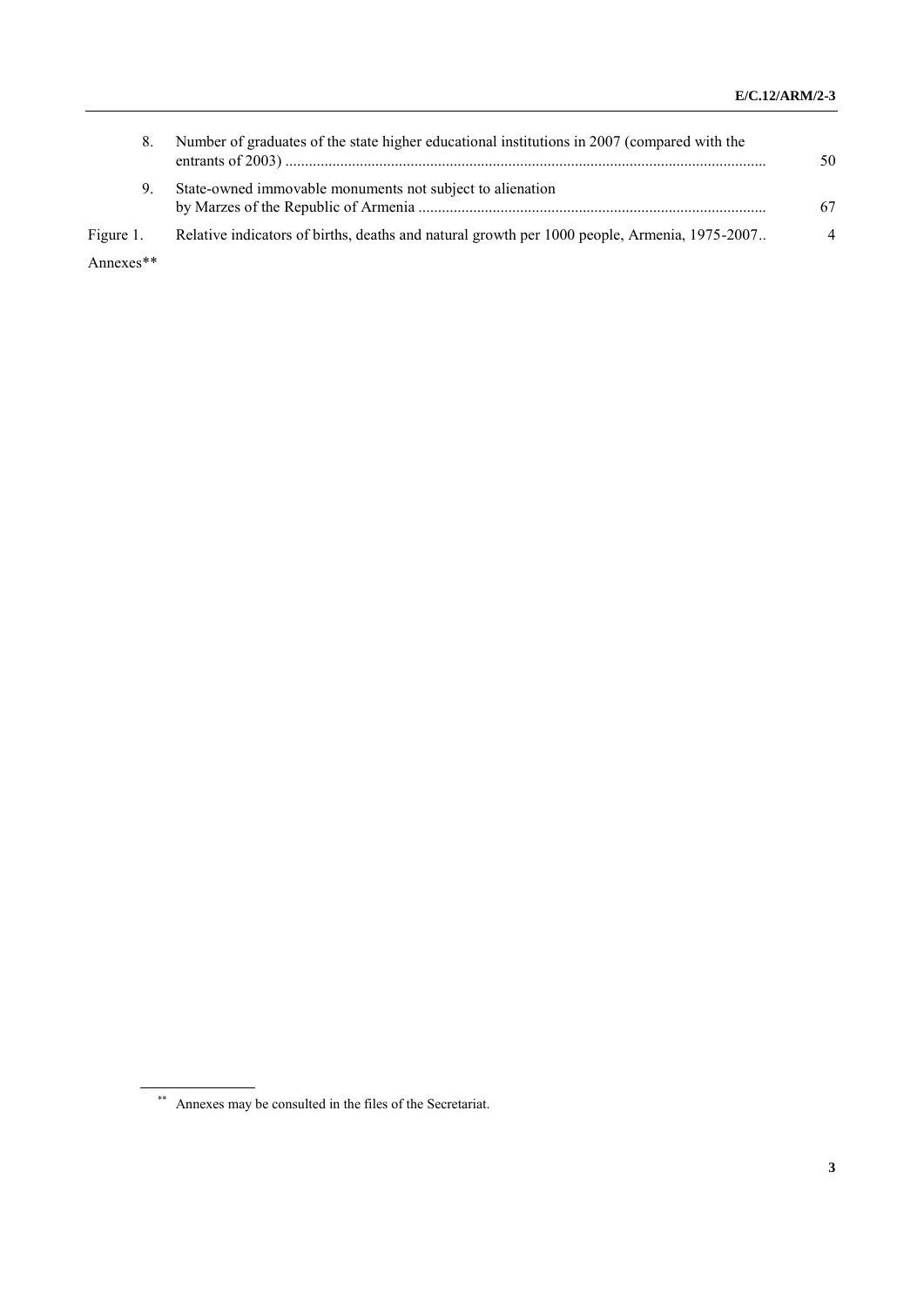| | | |
|---|---|---|
| 8. | Number of graduates of the state higher educational institutions in 2007 (compared with the entrants of 2003) | 50 |
| 9. | State-owned immovable monuments not subject to alienation by Marzes of the Republic of Armenia | 67 |
| Figure 1. | Relative indicators of births, deaths and natural growth per 1000 people, Armenia, 1975-2007 | 4 |

Annexes**

** Annexes may be consulted in the files of the Secretariat.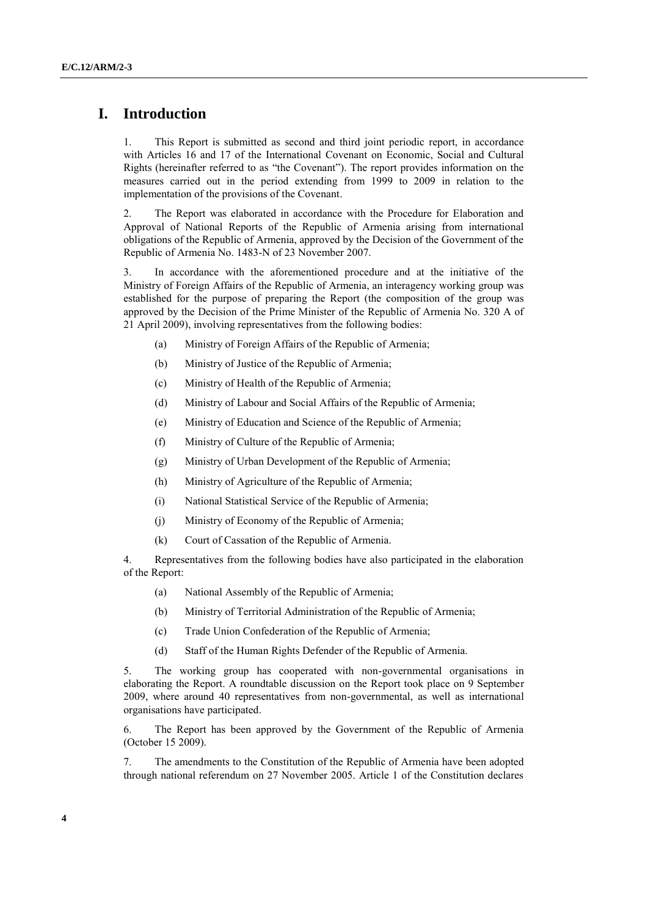# I. Introduction

1. This Report is submitted as second and third joint periodic report, in accordance with Articles 16 and 17 of the International Covenant on Economic, Social and Cultural Rights (hereinafter referred to as "the Covenant"). The report provides information on the measures carried out in the period extending from 1999 to 2009 in relation to the implementation of the provisions of the Covenant.

2. The Report was elaborated in accordance with the Procedure for Elaboration and Approval of National Reports of the Republic of Armenia arising from international obligations of the Republic of Armenia, approved by the Decision of the Government of the Republic of Armenia No. 1483-N of 23 November 2007.

3. In accordance with the aforementioned procedure and at the initiative of the Ministry of Foreign Affairs of the Republic of Armenia, an interagency working group was established for the purpose of preparing the Report (the composition of the group was approved by the Decision of the Prime Minister of the Republic of Armenia No. 320 A of 21 April 2009), involving representatives from the following bodies:

(a) Ministry of Foreign Affairs of the Republic of Armenia;

(b) Ministry of Justice of the Republic of Armenia;

(c) Ministry of Health of the Republic of Armenia;

(d) Ministry of Labour and Social Affairs of the Republic of Armenia;

(e) Ministry of Education and Science of the Republic of Armenia;

(f) Ministry of Culture of the Republic of Armenia;

(g) Ministry of Urban Development of the Republic of Armenia;

(h) Ministry of Agriculture of the Republic of Armenia;

(i) National Statistical Service of the Republic of Armenia;

(j) Ministry of Economy of the Republic of Armenia;

(k) Court of Cassation of the Republic of Armenia.

4. Representatives from the following bodies have also participated in the elaboration of the Report:

(a) National Assembly of the Republic of Armenia;

(b) Ministry of Territorial Administration of the Republic of Armenia;

(c) Trade Union Confederation of the Republic of Armenia;

(d) Staff of the Human Rights Defender of the Republic of Armenia.

5. The working group has cooperated with non-governmental organisations in elaborating the Report. A roundtable discussion on the Report took place on 9 September 2009, where around 40 representatives from non-governmental, as well as international organisations have participated.

6. The Report has been approved by the Government of the Republic of Armenia (October 15 2009).

7. The amendments to the Constitution of the Republic of Armenia have been adopted through national referendum on 27 November 2005. Article 1 of the Constitution declares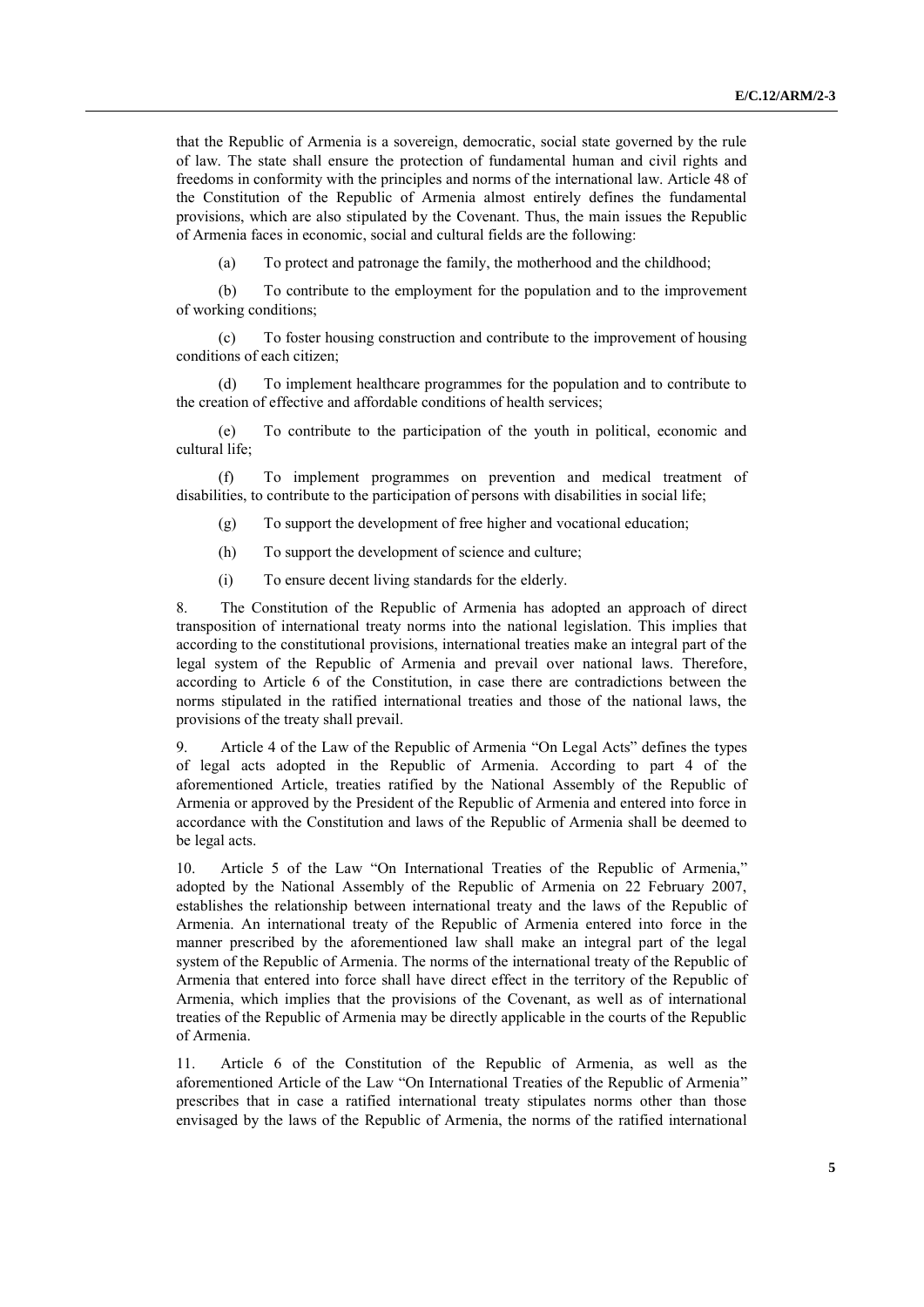that the Republic of Armenia is a sovereign, democratic, social state governed by the rule of law. The state shall ensure the protection of fundamental human and civil rights and freedoms in conformity with the principles and norms of the international law. Article 48 of the Constitution of the Republic of Armenia almost entirely defines the fundamental provisions, which are also stipulated by the Covenant. Thus, the main issues the Republic of Armenia faces in economic, social and cultural fields are the following:

(a) To protect and patronage the family, the motherhood and the childhood;

(b) To contribute to the employment for the population and to the improvement of working conditions;

(c) To foster housing construction and contribute to the improvement of housing conditions of each citizen;

(d) To implement healthcare programmes for the population and to contribute to the creation of effective and affordable conditions of health services;

(e) To contribute to the participation of the youth in political, economic and cultural life;

(f) To implement programmes on prevention and medical treatment of disabilities, to contribute to the participation of persons with disabilities in social life;

(g) To support the development of free higher and vocational education;

(h) To support the development of science and culture;

(i) To ensure decent living standards for the elderly.

8. The Constitution of the Republic of Armenia has adopted an approach of direct transposition of international treaty norms into the national legislation. This implies that according to the constitutional provisions, international treaties make an integral part of the legal system of the Republic of Armenia and prevail over national laws. Therefore, according to Article 6 of the Constitution, in case there are contradictions between the norms stipulated in the ratified international treaties and those of the national laws, the provisions of the treaty shall prevail.

9. Article 4 of the Law of the Republic of Armenia "On Legal Acts" defines the types of legal acts adopted in the Republic of Armenia. According to part 4 of the aforementioned Article, treaties ratified by the National Assembly of the Republic of Armenia or approved by the President of the Republic of Armenia and entered into force in accordance with the Constitution and laws of the Republic of Armenia shall be deemed to be legal acts.

10. Article 5 of the Law "On International Treaties of the Republic of Armenia," adopted by the National Assembly of the Republic of Armenia on 22 February 2007, establishes the relationship between international treaty and the laws of the Republic of Armenia. An international treaty of the Republic of Armenia entered into force in the manner prescribed by the aforementioned law shall make an integral part of the legal system of the Republic of Armenia. The norms of the international treaty of the Republic of Armenia that entered into force shall have direct effect in the territory of the Republic of Armenia, which implies that the provisions of the Covenant, as well as of international treaties of the Republic of Armenia may be directly applicable in the courts of the Republic of Armenia.

11. Article 6 of the Constitution of the Republic of Armenia, as well as the aforementioned Article of the Law "On International Treaties of the Republic of Armenia" prescribes that in case a ratified international treaty stipulates norms other than those envisaged by the laws of the Republic of Armenia, the norms of the ratified international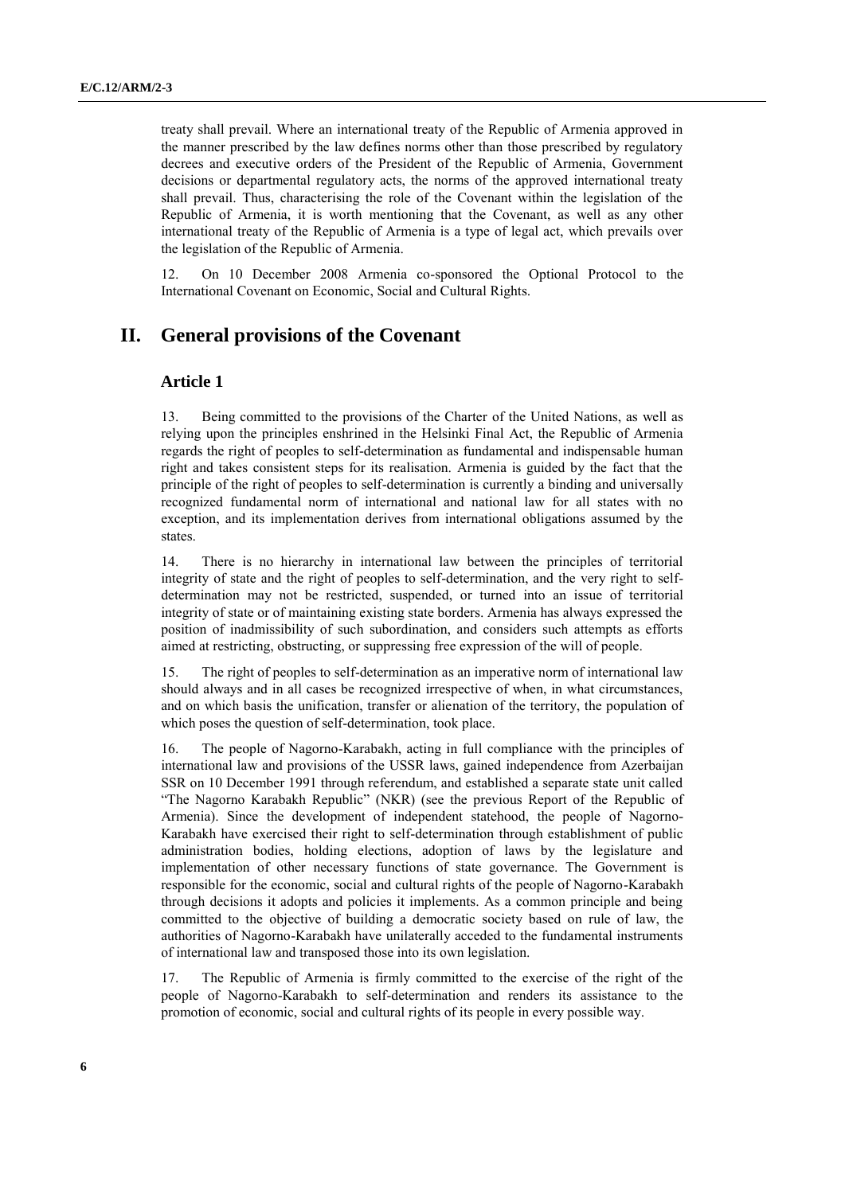treaty shall prevail. Where an international treaty of the Republic of Armenia approved in the manner prescribed by the law defines norms other than those prescribed by regulatory decrees and executive orders of the President of the Republic of Armenia, Government decisions or departmental regulatory acts, the norms of the approved international treaty shall prevail. Thus, characterising the role of the Covenant within the legislation of the Republic of Armenia, it is worth mentioning that the Covenant, as well as any other international treaty of the Republic of Armenia is a type of legal act, which prevails over the legislation of the Republic of Armenia.

12. On 10 December 2008 Armenia co-sponsored the Optional Protocol to the International Covenant on Economic, Social and Cultural Rights.

# II. General provisions of the Covenant

## Article 1

13. Being committed to the provisions of the Charter of the United Nations, as well as relying upon the principles enshrined in the Helsinki Final Act, the Republic of Armenia regards the right of peoples to self-determination as fundamental and indispensable human right and takes consistent steps for its realisation. Armenia is guided by the fact that the principle of the right of peoples to self-determination is currently a binding and universally recognized fundamental norm of international and national law for all states with no exception, and its implementation derives from international obligations assumed by the states.

14. There is no hierarchy in international law between the principles of territorial integrity of state and the right of peoples to self-determination, and the very right to self-determination may not be restricted, suspended, or turned into an issue of territorial integrity of state or of maintaining existing state borders. Armenia has always expressed the position of inadmissibility of such subordination, and considers such attempts as efforts aimed at restricting, obstructing, or suppressing free expression of the will of people.

15. The right of peoples to self-determination as an imperative norm of international law should always and in all cases be recognized irrespective of when, in what circumstances, and on which basis the unification, transfer or alienation of the territory, the population of which poses the question of self-determination, took place.

16. The people of Nagorno-Karabakh, acting in full compliance with the principles of international law and provisions of the USSR laws, gained independence from Azerbaijan SSR on 10 December 1991 through referendum, and established a separate state unit called "The Nagorno Karabakh Republic" (NKR) (see the previous Report of the Republic of Armenia). Since the development of independent statehood, the people of Nagorno-Karabakh have exercised their right to self-determination through establishment of public administration bodies, holding elections, adoption of laws by the legislature and implementation of other necessary functions of state governance. The Government is responsible for the economic, social and cultural rights of the people of Nagorno-Karabakh through decisions it adopts and policies it implements. As a common principle and being committed to the objective of building a democratic society based on rule of law, the authorities of Nagorno-Karabakh have unilaterally acceded to the fundamental instruments of international law and transposed those into its own legislation.

17. The Republic of Armenia is firmly committed to the exercise of the right of the people of Nagorno-Karabakh to self-determination and renders its assistance to the promotion of economic, social and cultural rights of its people in every possible way.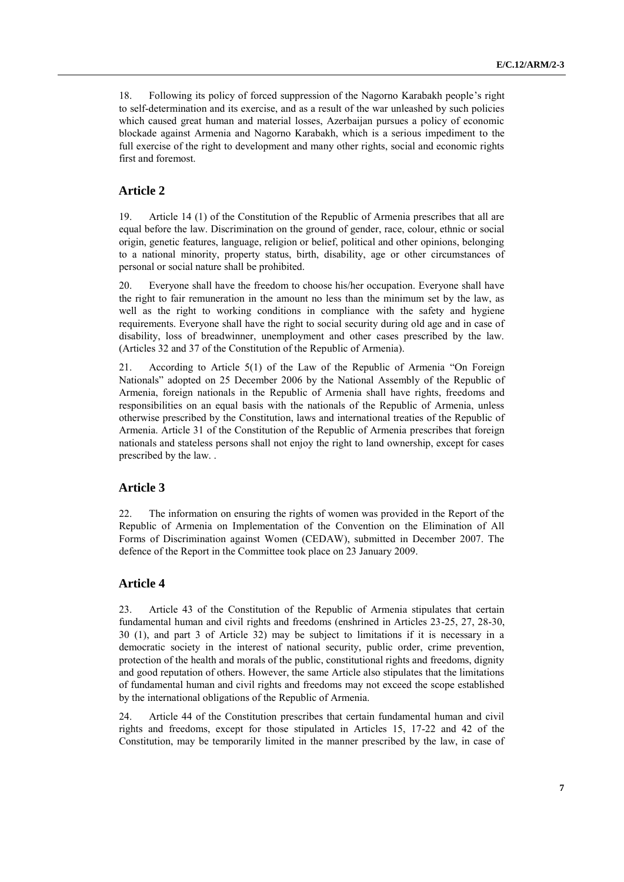18. Following its policy of forced suppression of the Nagorno Karabakh people's right to self-determination and its exercise, and as a result of the war unleashed by such policies which caused great human and material losses, Azerbaijan pursues a policy of economic blockade against Armenia and Nagorno Karabakh, which is a serious impediment to the full exercise of the right to development and many other rights, social and economic rights first and foremost.

## Article 2

19. Article 14 (1) of the Constitution of the Republic of Armenia prescribes that all are equal before the law. Discrimination on the ground of gender, race, colour, ethnic or social origin, genetic features, language, religion or belief, political and other opinions, belonging to a national minority, property status, birth, disability, age or other circumstances of personal or social nature shall be prohibited.

20. Everyone shall have the freedom to choose his/her occupation. Everyone shall have the right to fair remuneration in the amount no less than the minimum set by the law, as well as the right to working conditions in compliance with the safety and hygiene requirements. Everyone shall have the right to social security during old age and in case of disability, loss of breadwinner, unemployment and other cases prescribed by the law. (Articles 32 and 37 of the Constitution of the Republic of Armenia).

21. According to Article 5(1) of the Law of the Republic of Armenia "On Foreign Nationals" adopted on 25 December 2006 by the National Assembly of the Republic of Armenia, foreign nationals in the Republic of Armenia shall have rights, freedoms and responsibilities on an equal basis with the nationals of the Republic of Armenia, unless otherwise prescribed by the Constitution, laws and international treaties of the Republic of Armenia. Article 31 of the Constitution of the Republic of Armenia prescribes that foreign nationals and stateless persons shall not enjoy the right to land ownership, except for cases prescribed by the law. .

## Article 3

22. The information on ensuring the rights of women was provided in the Report of the Republic of Armenia on Implementation of the Convention on the Elimination of All Forms of Discrimination against Women (CEDAW), submitted in December 2007. The defence of the Report in the Committee took place on 23 January 2009.

## Article 4

23. Article 43 of the Constitution of the Republic of Armenia stipulates that certain fundamental human and civil rights and freedoms (enshrined in Articles 23-25, 27, 28-30, 30 (1), and part 3 of Article 32) may be subject to limitations if it is necessary in a democratic society in the interest of national security, public order, crime prevention, protection of the health and morals of the public, constitutional rights and freedoms, dignity and good reputation of others. However, the same Article also stipulates that the limitations of fundamental human and civil rights and freedoms may not exceed the scope established by the international obligations of the Republic of Armenia.

24. Article 44 of the Constitution prescribes that certain fundamental human and civil rights and freedoms, except for those stipulated in Articles 15, 17-22 and 42 of the Constitution, may be temporarily limited in the manner prescribed by the law, in case of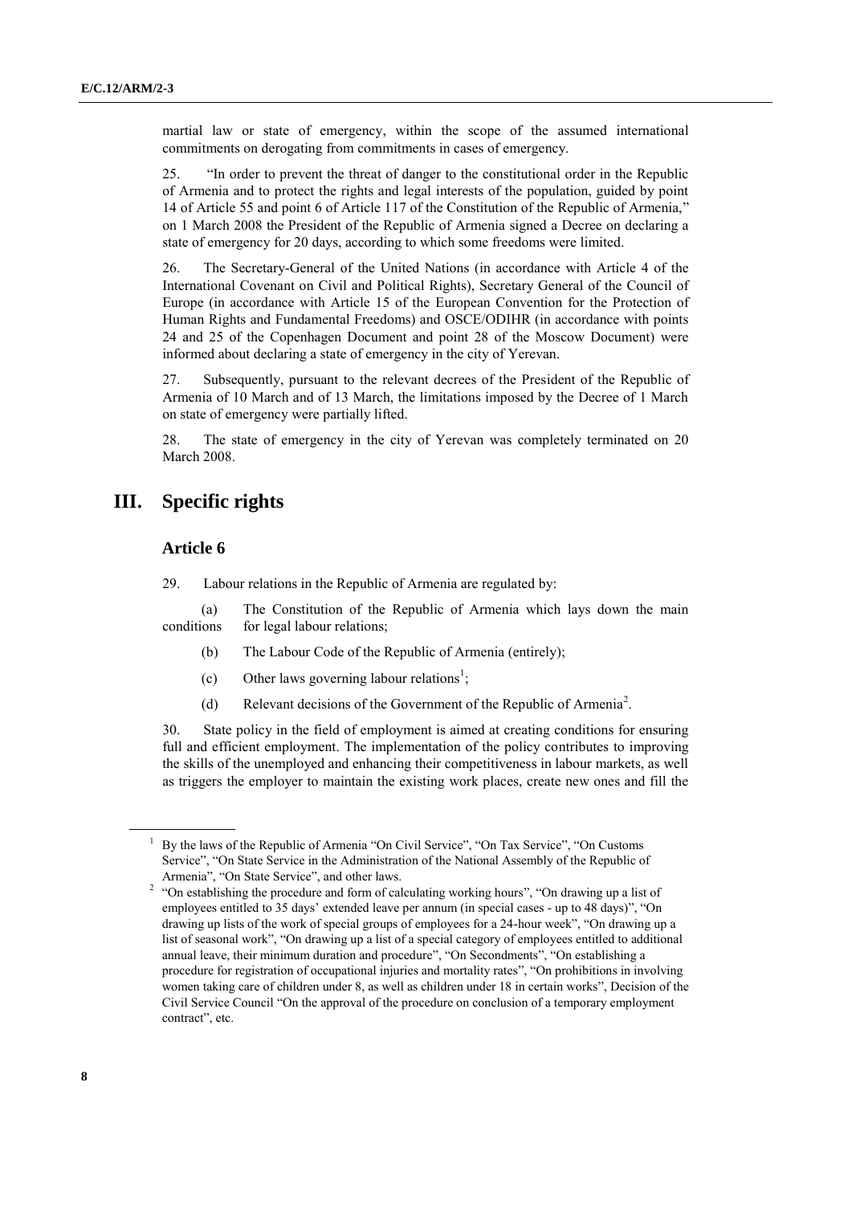martial law or state of emergency, within the scope of the assumed international commitments on derogating from commitments in cases of emergency.

25. "In order to prevent the threat of danger to the constitutional order in the Republic of Armenia and to protect the rights and legal interests of the population, guided by point 14 of Article 55 and point 6 of Article 117 of the Constitution of the Republic of Armenia," on 1 March 2008 the President of the Republic of Armenia signed a Decree on declaring a state of emergency for 20 days, according to which some freedoms were limited.

26. The Secretary-General of the United Nations (in accordance with Article 4 of the International Covenant on Civil and Political Rights), Secretary General of the Council of Europe (in accordance with Article 15 of the European Convention for the Protection of Human Rights and Fundamental Freedoms) and OSCE/ODIHR (in accordance with points 24 and 25 of the Copenhagen Document and point 28 of the Moscow Document) were informed about declaring a state of emergency in the city of Yerevan.

27. Subsequently, pursuant to the relevant decrees of the President of the Republic of Armenia of 10 March and of 13 March, the limitations imposed by the Decree of 1 March on state of emergency were partially lifted.

28. The state of emergency in the city of Yerevan was completely terminated on 20 March 2008.

# III. Specific rights

## Article 6

29. Labour relations in the Republic of Armenia are regulated by:

(a) The Constitution of the Republic of Armenia which lays down the main conditions for legal labour relations;

(b) The Labour Code of the Republic of Armenia (entirely);

(c) Other laws governing labour relations[1];

(d) Relevant decisions of the Government of the Republic of Armenia[2].

30. State policy in the field of employment is aimed at creating conditions for ensuring full and efficient employment. The implementation of the policy contributes to improving the skills of the unemployed and enhancing their competitiveness in labour markets, as well as triggers the employer to maintain the existing work places, create new ones and fill the

---

[1] By the laws of the Republic of Armenia "On Civil Service", "On Tax Service", "On Customs Service", "On State Service in the Administration of the National Assembly of the Republic of Armenia", "On State Service", and other laws.

[2] "On establishing the procedure and form of calculating working hours", "On drawing up a list of employees entitled to 35 days' extended leave per annum (in special cases - up to 48 days)", "On drawing up lists of the work of special groups of employees for a 24-hour week", "On drawing up a list of seasonal work", "On drawing up a list of a special category of employees entitled to additional annual leave, their minimum duration and procedure", "On Secondments", "On establishing a procedure for registration of occupational injuries and mortality rates", "On prohibitions in involving women taking care of children under 8, as well as children under 18 in certain works", Decision of the Civil Service Council "On the approval of the procedure on conclusion of a temporary employment contract", etc.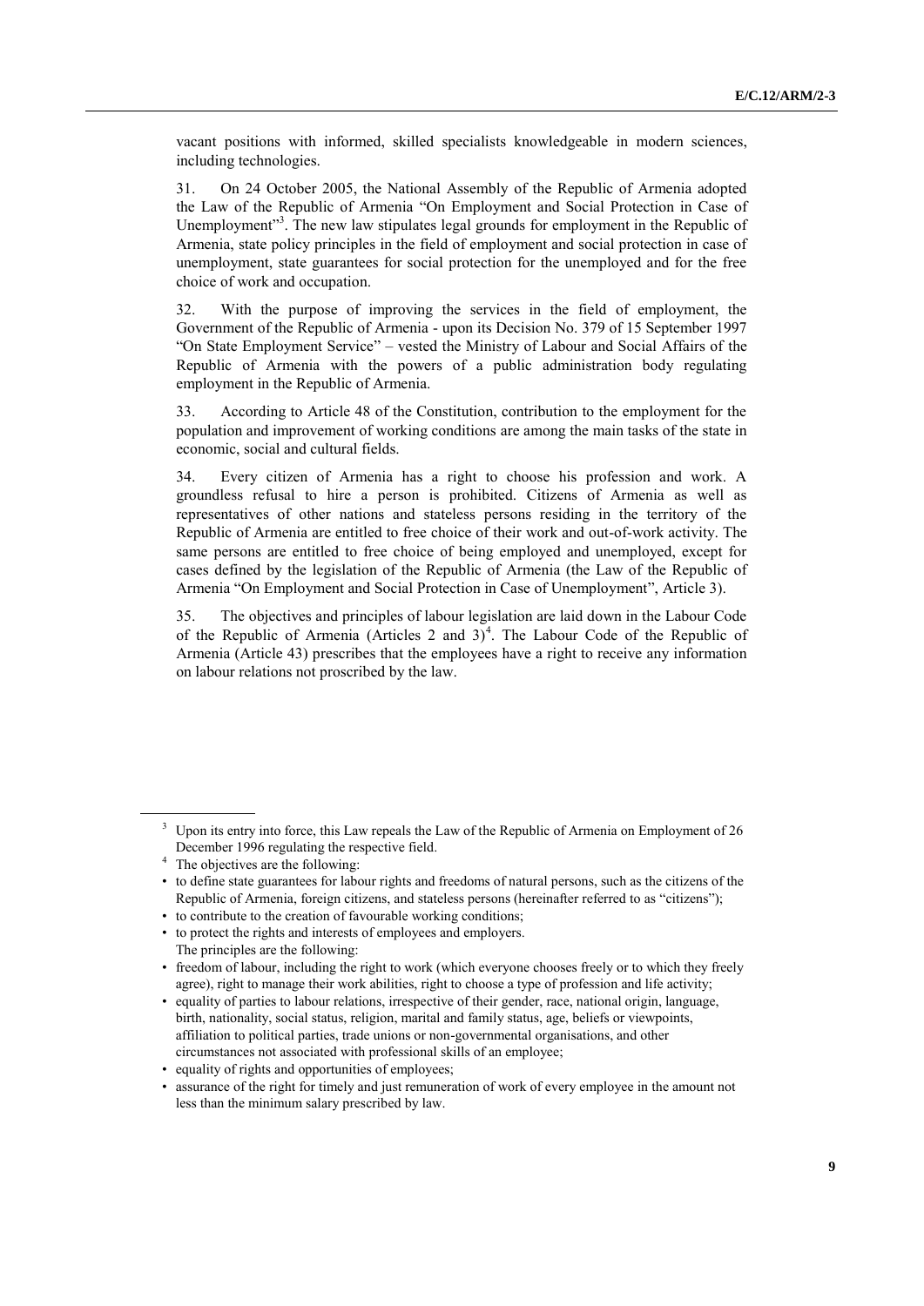vacant positions with informed, skilled specialists knowledgeable in modern sciences, including technologies.

31. On 24 October 2005, the National Assembly of the Republic of Armenia adopted the Law of the Republic of Armenia "On Employment and Social Protection in Case of Unemployment"[3]. The new law stipulates legal grounds for employment in the Republic of Armenia, state policy principles in the field of employment and social protection in case of unemployment, state guarantees for social protection for the unemployed and for the free choice of work and occupation.

32. With the purpose of improving the services in the field of employment, the Government of the Republic of Armenia - upon its Decision No. 379 of 15 September 1997 "On State Employment Service" – vested the Ministry of Labour and Social Affairs of the Republic of Armenia with the powers of a public administration body regulating employment in the Republic of Armenia.

33. According to Article 48 of the Constitution, contribution to the employment for the population and improvement of working conditions are among the main tasks of the state in economic, social and cultural fields.

34. Every citizen of Armenia has a right to choose his profession and work. A groundless refusal to hire a person is prohibited. Citizens of Armenia as well as representatives of other nations and stateless persons residing in the territory of the Republic of Armenia are entitled to free choice of their work and out-of-work activity. The same persons are entitled to free choice of being employed and unemployed, except for cases defined by the legislation of the Republic of Armenia (the Law of the Republic of Armenia "On Employment and Social Protection in Case of Unemployment", Article 3).

35. The objectives and principles of labour legislation are laid down in the Labour Code of the Republic of Armenia (Articles 2 and 3)[4]. The Labour Code of the Republic of Armenia (Article 43) prescribes that the employees have a right to receive any information on labour relations not proscribed by the law.

---

[3] Upon its entry into force, this Law repeals the Law of the Republic of Armenia on Employment of 26 December 1996 regulating the respective field.

[4] The objectives are the following:

- to define state guarantees for labour rights and freedoms of natural persons, such as the citizens of the Republic of Armenia, foreign citizens, and stateless persons (hereinafter referred to as "citizens");
- to contribute to the creation of favourable working conditions;
- to protect the rights and interests of employees and employers.

The principles are the following:

- freedom of labour, including the right to work (which everyone chooses freely or to which they freely agree), right to manage their work abilities, right to choose a type of profession and life activity;
- equality of parties to labour relations, irrespective of their gender, race, national origin, language, birth, nationality, social status, religion, marital and family status, age, beliefs or viewpoints, affiliation to political parties, trade unions or non-governmental organisations, and other circumstances not associated with professional skills of an employee;
- equality of rights and opportunities of employees;
- assurance of the right for timely and just remuneration of work of every employee in the amount not less than the minimum salary prescribed by law.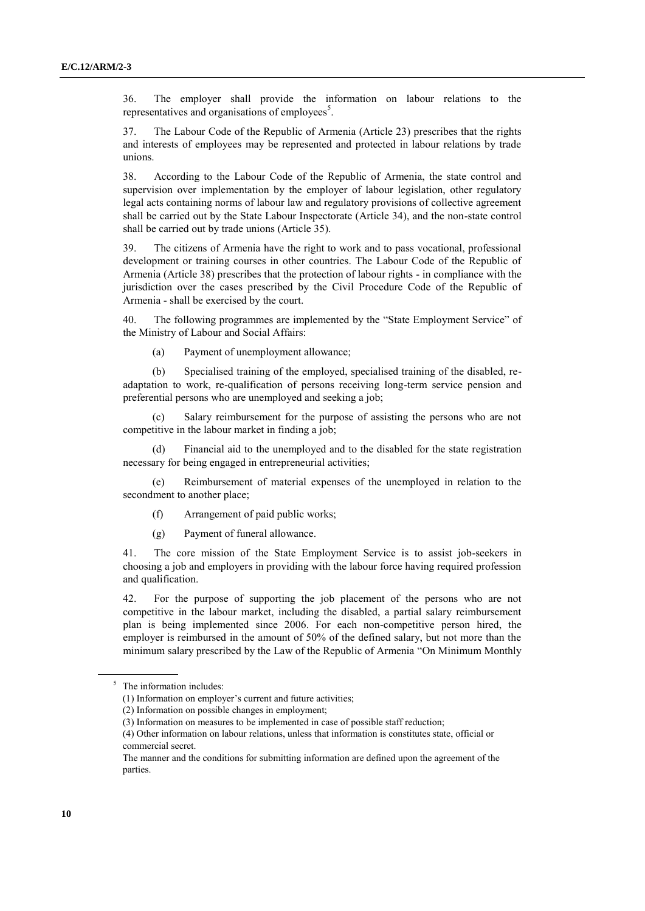36. The employer shall provide the information on labour relations to the representatives and organisations of employees[5].

37. The Labour Code of the Republic of Armenia (Article 23) prescribes that the rights and interests of employees may be represented and protected in labour relations by trade unions.

38. According to the Labour Code of the Republic of Armenia, the state control and supervision over implementation by the employer of labour legislation, other regulatory legal acts containing norms of labour law and regulatory provisions of collective agreement shall be carried out by the State Labour Inspectorate (Article 34), and the non-state control shall be carried out by trade unions (Article 35).

39. The citizens of Armenia have the right to work and to pass vocational, professional development or training courses in other countries. The Labour Code of the Republic of Armenia (Article 38) prescribes that the protection of labour rights - in compliance with the jurisdiction over the cases prescribed by the Civil Procedure Code of the Republic of Armenia - shall be exercised by the court.

40. The following programmes are implemented by the "State Employment Service" of the Ministry of Labour and Social Affairs:

(a) Payment of unemployment allowance;

(b) Specialised training of the employed, specialised training of the disabled, re-adaptation to work, re-qualification of persons receiving long-term service pension and preferential persons who are unemployed and seeking a job;

(c) Salary reimbursement for the purpose of assisting the persons who are not competitive in the labour market in finding a job;

(d) Financial aid to the unemployed and to the disabled for the state registration necessary for being engaged in entrepreneurial activities;

(e) Reimbursement of material expenses of the unemployed in relation to the secondment to another place;

(f) Arrangement of paid public works;

(g) Payment of funeral allowance.

41. The core mission of the State Employment Service is to assist job-seekers in choosing a job and employers in providing with the labour force having required profession and qualification.

42. For the purpose of supporting the job placement of the persons who are not competitive in the labour market, including the disabled, a partial salary reimbursement plan is being implemented since 2006. For each non-competitive person hired, the employer is reimbursed in the amount of 50% of the defined salary, but not more than the minimum salary prescribed by the Law of the Republic of Armenia "On Minimum Monthly

---

[5] The information includes:

(1) Information on employer's current and future activities;

(2) Information on possible changes in employment;

(3) Information on measures to be implemented in case of possible staff reduction;

(4) Other information on labour relations, unless that information is constitutes state, official or commercial secret.

The manner and the conditions for submitting information are defined upon the agreement of the parties.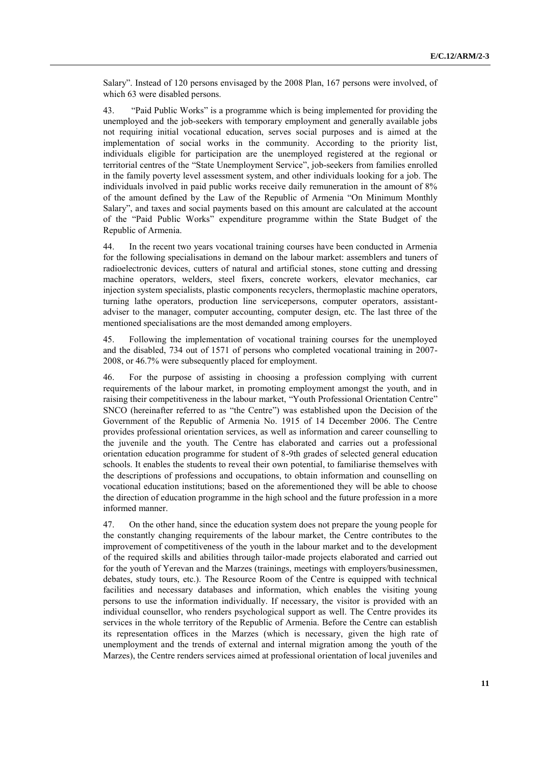Salary". Instead of 120 persons envisaged by the 2008 Plan, 167 persons were involved, of which 63 were disabled persons.

43. "Paid Public Works" is a programme which is being implemented for providing the unemployed and the job-seekers with temporary employment and generally available jobs not requiring initial vocational education, serves social purposes and is aimed at the implementation of social works in the community. According to the priority list, individuals eligible for participation are the unemployed registered at the regional or territorial centres of the "State Unemployment Service", job-seekers from families enrolled in the family poverty level assessment system, and other individuals looking for a job. The individuals involved in paid public works receive daily remuneration in the amount of 8% of the amount defined by the Law of the Republic of Armenia "On Minimum Monthly Salary", and taxes and social payments based on this amount are calculated at the account of the "Paid Public Works" expenditure programme within the State Budget of the Republic of Armenia.

44. In the recent two years vocational training courses have been conducted in Armenia for the following specialisations in demand on the labour market: assemblers and tuners of radioelectronic devices, cutters of natural and artificial stones, stone cutting and dressing machine operators, welders, steel fixers, concrete workers, elevator mechanics, car injection system specialists, plastic components recyclers, thermoplastic machine operators, turning lathe operators, production line servicepersons, computer operators, assistant-adviser to the manager, computer accounting, computer design, etc. The last three of the mentioned specialisations are the most demanded among employers.

45. Following the implementation of vocational training courses for the unemployed and the disabled, 734 out of 1571 of persons who completed vocational training in 2007-2008, or 46.7% were subsequently placed for employment.

46. For the purpose of assisting in choosing a profession complying with current requirements of the labour market, in promoting employment amongst the youth, and in raising their competitiveness in the labour market, "Youth Professional Orientation Centre" SNCO (hereinafter referred to as "the Centre") was established upon the Decision of the Government of the Republic of Armenia No. 1915 of 14 December 2006. The Centre provides professional orientation services, as well as information and career counselling to the juvenile and the youth. The Centre has elaborated and carries out a professional orientation education programme for student of 8-9th grades of selected general education schools. It enables the students to reveal their own potential, to familiarise themselves with the descriptions of professions and occupations, to obtain information and counselling on vocational education institutions; based on the aforementioned they will be able to choose the direction of education programme in the high school and the future profession in a more informed manner.

47. On the other hand, since the education system does not prepare the young people for the constantly changing requirements of the labour market, the Centre contributes to the improvement of competitiveness of the youth in the labour market and to the development of the required skills and abilities through tailor-made projects elaborated and carried out for the youth of Yerevan and the Marzes (trainings, meetings with employers/businessmen, debates, study tours, etc.). The Resource Room of the Centre is equipped with technical facilities and necessary databases and information, which enables the visiting young persons to use the information individually. If necessary, the visitor is provided with an individual counsellor, who renders psychological support as well. The Centre provides its services in the whole territory of the Republic of Armenia. Before the Centre can establish its representation offices in the Marzes (which is necessary, given the high rate of unemployment and the trends of external and internal migration among the youth of the Marzes), the Centre renders services aimed at professional orientation of local juveniles and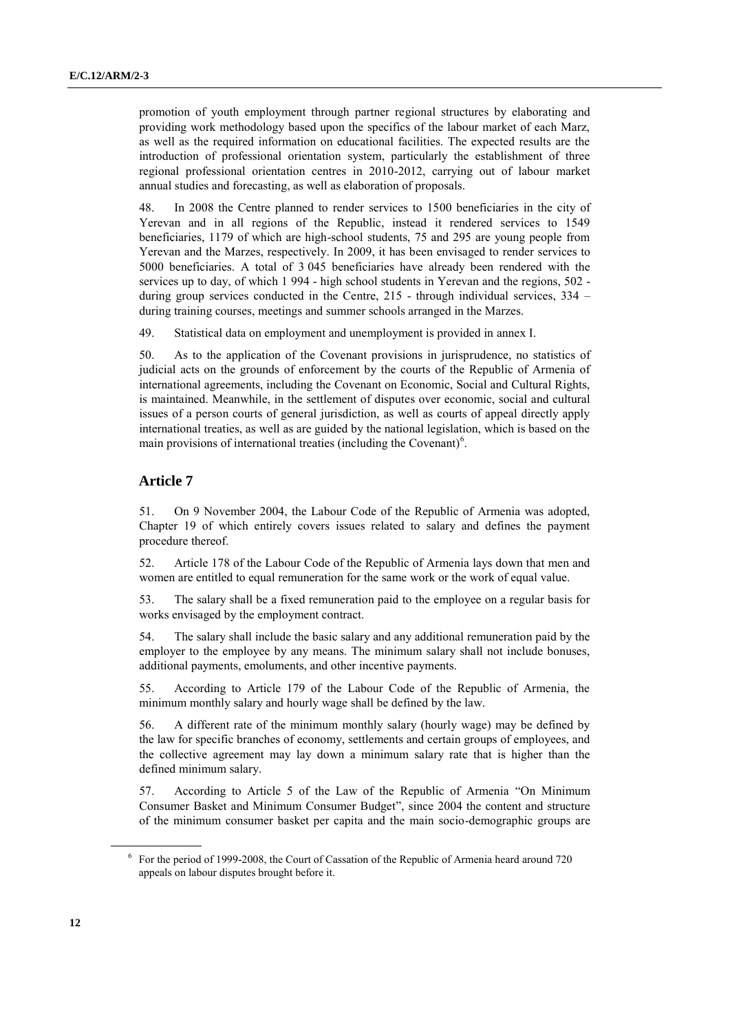promotion of youth employment through partner regional structures by elaborating and providing work methodology based upon the specifics of the labour market of each Marz, as well as the required information on educational facilities. The expected results are the introduction of professional orientation system, particularly the establishment of three regional professional orientation centres in 2010-2012, carrying out of labour market annual studies and forecasting, as well as elaboration of proposals.

48. In 2008 the Centre planned to render services to 1500 beneficiaries in the city of Yerevan and in all regions of the Republic, instead it rendered services to 1549 beneficiaries, 1179 of which are high-school students, 75 and 295 are young people from Yerevan and the Marzes, respectively. In 2009, it has been envisaged to render services to 5000 beneficiaries. A total of 3 045 beneficiaries have already been rendered with the services up to day, of which 1 994 - high school students in Yerevan and the regions, 502 - during group services conducted in the Centre, 215 - through individual services, 334 – during training courses, meetings and summer schools arranged in the Marzes.

49. Statistical data on employment and unemployment is provided in annex I.

50. As to the application of the Covenant provisions in jurisprudence, no statistics of judicial acts on the grounds of enforcement by the courts of the Republic of Armenia of international agreements, including the Covenant on Economic, Social and Cultural Rights, is maintained. Meanwhile, in the settlement of disputes over economic, social and cultural issues of a person courts of general jurisdiction, as well as courts of appeal directly apply international treaties, as well as are guided by the national legislation, which is based on the main provisions of international treaties (including the Covenant)[6].

## Article 7

51. On 9 November 2004, the Labour Code of the Republic of Armenia was adopted, Chapter 19 of which entirely covers issues related to salary and defines the payment procedure thereof.

52. Article 178 of the Labour Code of the Republic of Armenia lays down that men and women are entitled to equal remuneration for the same work or the work of equal value.

53. The salary shall be a fixed remuneration paid to the employee on a regular basis for works envisaged by the employment contract.

54. The salary shall include the basic salary and any additional remuneration paid by the employer to the employee by any means. The minimum salary shall not include bonuses, additional payments, emoluments, and other incentive payments.

55. According to Article 179 of the Labour Code of the Republic of Armenia, the minimum monthly salary and hourly wage shall be defined by the law.

56. A different rate of the minimum monthly salary (hourly wage) may be defined by the law for specific branches of economy, settlements and certain groups of employees, and the collective agreement may lay down a minimum salary rate that is higher than the defined minimum salary.

57. According to Article 5 of the Law of the Republic of Armenia "On Minimum Consumer Basket and Minimum Consumer Budget", since 2004 the content and structure of the minimum consumer basket per capita and the main socio-demographic groups are

[6] For the period of 1999-2008, the Court of Cassation of the Republic of Armenia heard around 720 appeals on labour disputes brought before it.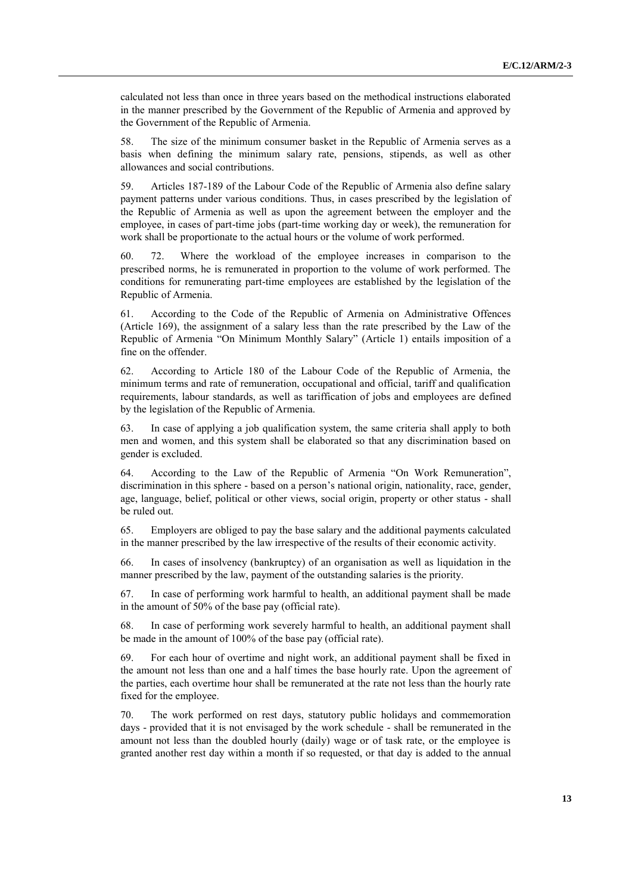calculated not less than once in three years based on the methodical instructions elaborated in the manner prescribed by the Government of the Republic of Armenia and approved by the Government of the Republic of Armenia.

58. The size of the minimum consumer basket in the Republic of Armenia serves as a basis when defining the minimum salary rate, pensions, stipends, as well as other allowances and social contributions.

59. Articles 187-189 of the Labour Code of the Republic of Armenia also define salary payment patterns under various conditions. Thus, in cases prescribed by the legislation of the Republic of Armenia as well as upon the agreement between the employer and the employee, in cases of part-time jobs (part-time working day or week), the remuneration for work shall be proportionate to the actual hours or the volume of work performed.

60. 72. Where the workload of the employee increases in comparison to the prescribed norms, he is remunerated in proportion to the volume of work performed. The conditions for remunerating part-time employees are established by the legislation of the Republic of Armenia.

61. According to the Code of the Republic of Armenia on Administrative Offences (Article 169), the assignment of a salary less than the rate prescribed by the Law of the Republic of Armenia "On Minimum Monthly Salary" (Article 1) entails imposition of a fine on the offender.

62. According to Article 180 of the Labour Code of the Republic of Armenia, the minimum terms and rate of remuneration, occupational and official, tariff and qualification requirements, labour standards, as well as tariffication of jobs and employees are defined by the legislation of the Republic of Armenia.

63. In case of applying a job qualification system, the same criteria shall apply to both men and women, and this system shall be elaborated so that any discrimination based on gender is excluded.

64. According to the Law of the Republic of Armenia "On Work Remuneration", discrimination in this sphere - based on a person's national origin, nationality, race, gender, age, language, belief, political or other views, social origin, property or other status - shall be ruled out.

65. Employers are obliged to pay the base salary and the additional payments calculated in the manner prescribed by the law irrespective of the results of their economic activity.

66. In cases of insolvency (bankruptcy) of an organisation as well as liquidation in the manner prescribed by the law, payment of the outstanding salaries is the priority.

67. In case of performing work harmful to health, an additional payment shall be made in the amount of 50% of the base pay (official rate).

68. In case of performing work severely harmful to health, an additional payment shall be made in the amount of 100% of the base pay (official rate).

69. For each hour of overtime and night work, an additional payment shall be fixed in the amount not less than one and a half times the base hourly rate. Upon the agreement of the parties, each overtime hour shall be remunerated at the rate not less than the hourly rate fixed for the employee.

70. The work performed on rest days, statutory public holidays and commemoration days - provided that it is not envisaged by the work schedule - shall be remunerated in the amount not less than the doubled hourly (daily) wage or of task rate, or the employee is granted another rest day within a month if so requested, or that day is added to the annual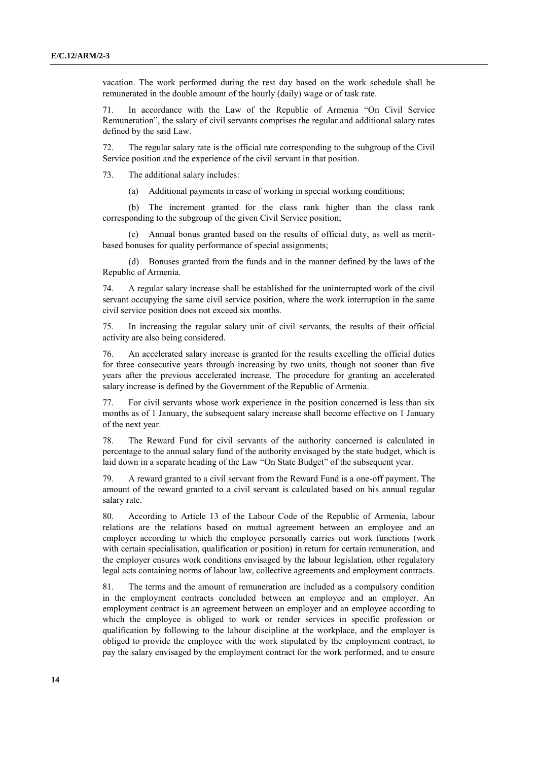vacation. The work performed during the rest day based on the work schedule shall be remunerated in the double amount of the hourly (daily) wage or of task rate.

71. In accordance with the Law of the Republic of Armenia "On Civil Service Remuneration", the salary of civil servants comprises the regular and additional salary rates defined by the said Law.

72. The regular salary rate is the official rate corresponding to the subgroup of the Civil Service position and the experience of the civil servant in that position.

73. The additional salary includes:

(a) Additional payments in case of working in special working conditions;

(b) The increment granted for the class rank higher than the class rank corresponding to the subgroup of the given Civil Service position;

(c) Annual bonus granted based on the results of official duty, as well as merit-based bonuses for quality performance of special assignments;

(d) Bonuses granted from the funds and in the manner defined by the laws of the Republic of Armenia.

74. A regular salary increase shall be established for the uninterrupted work of the civil servant occupying the same civil service position, where the work interruption in the same civil service position does not exceed six months.

75. In increasing the regular salary unit of civil servants, the results of their official activity are also being considered.

76. An accelerated salary increase is granted for the results excelling the official duties for three consecutive years through increasing by two units, though not sooner than five years after the previous accelerated increase. The procedure for granting an accelerated salary increase is defined by the Government of the Republic of Armenia.

77. For civil servants whose work experience in the position concerned is less than six months as of 1 January, the subsequent salary increase shall become effective on 1 January of the next year.

78. The Reward Fund for civil servants of the authority concerned is calculated in percentage to the annual salary fund of the authority envisaged by the state budget, which is laid down in a separate heading of the Law "On State Budget" of the subsequent year.

79. A reward granted to a civil servant from the Reward Fund is a one-off payment. The amount of the reward granted to a civil servant is calculated based on his annual regular salary rate.

80. According to Article 13 of the Labour Code of the Republic of Armenia, labour relations are the relations based on mutual agreement between an employee and an employer according to which the employee personally carries out work functions (work with certain specialisation, qualification or position) in return for certain remuneration, and the employer ensures work conditions envisaged by the labour legislation, other regulatory legal acts containing norms of labour law, collective agreements and employment contracts.

81. The terms and the amount of remuneration are included as a compulsory condition in the employment contracts concluded between an employee and an employer. An employment contract is an agreement between an employer and an employee according to which the employee is obliged to work or render services in specific profession or qualification by following to the labour discipline at the workplace, and the employer is obliged to provide the employee with the work stipulated by the employment contract, to pay the salary envisaged by the employment contract for the work performed, and to ensure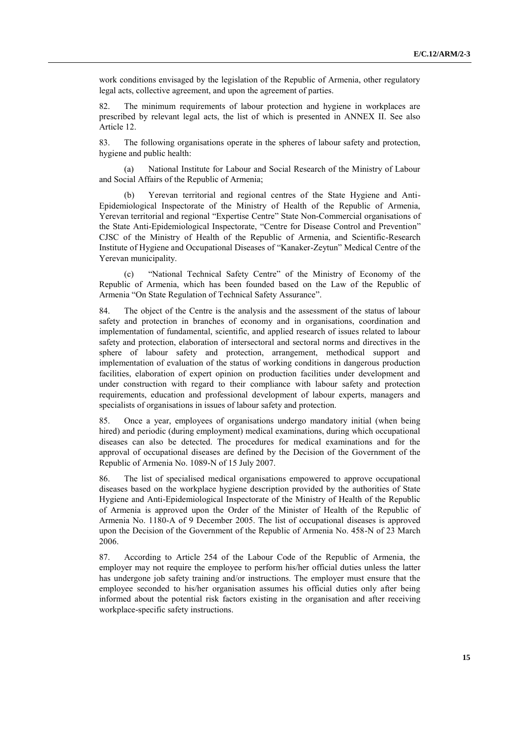work conditions envisaged by the legislation of the Republic of Armenia, other regulatory legal acts, collective agreement, and upon the agreement of parties.

82. The minimum requirements of labour protection and hygiene in workplaces are prescribed by relevant legal acts, the list of which is presented in ANNEX II. See also Article 12.

83. The following organisations operate in the spheres of labour safety and protection, hygiene and public health:

(a) National Institute for Labour and Social Research of the Ministry of Labour and Social Affairs of the Republic of Armenia;

(b) Yerevan territorial and regional centres of the State Hygiene and Anti-Epidemiological Inspectorate of the Ministry of Health of the Republic of Armenia, Yerevan territorial and regional "Expertise Centre" State Non-Commercial organisations of the State Anti-Epidemiological Inspectorate, "Centre for Disease Control and Prevention" CJSC of the Ministry of Health of the Republic of Armenia, and Scientific-Research Institute of Hygiene and Occupational Diseases of "Kanaker-Zeytun" Medical Centre of the Yerevan municipality.

(c) "National Technical Safety Centre" of the Ministry of Economy of the Republic of Armenia, which has been founded based on the Law of the Republic of Armenia "On State Regulation of Technical Safety Assurance".

84. The object of the Centre is the analysis and the assessment of the status of labour safety and protection in branches of economy and in organisations, coordination and implementation of fundamental, scientific, and applied research of issues related to labour safety and protection, elaboration of intersectoral and sectoral norms and directives in the sphere of labour safety and protection, arrangement, methodical support and implementation of evaluation of the status of working conditions in dangerous production facilities, elaboration of expert opinion on production facilities under development and under construction with regard to their compliance with labour safety and protection requirements, education and professional development of labour experts, managers and specialists of organisations in issues of labour safety and protection.

85. Once a year, employees of organisations undergo mandatory initial (when being hired) and periodic (during employment) medical examinations, during which occupational diseases can also be detected. The procedures for medical examinations and for the approval of occupational diseases are defined by the Decision of the Government of the Republic of Armenia No. 1089-N of 15 July 2007.

86. The list of specialised medical organisations empowered to approve occupational diseases based on the workplace hygiene description provided by the authorities of State Hygiene and Anti-Epidemiological Inspectorate of the Ministry of Health of the Republic of Armenia is approved upon the Order of the Minister of Health of the Republic of Armenia No. 1180-A of 9 December 2005. The list of occupational diseases is approved upon the Decision of the Government of the Republic of Armenia No. 458-N of 23 March 2006.

87. According to Article 254 of the Labour Code of the Republic of Armenia, the employer may not require the employee to perform his/her official duties unless the latter has undergone job safety training and/or instructions. The employer must ensure that the employee seconded to his/her organisation assumes his official duties only after being informed about the potential risk factors existing in the organisation and after receiving workplace-specific safety instructions.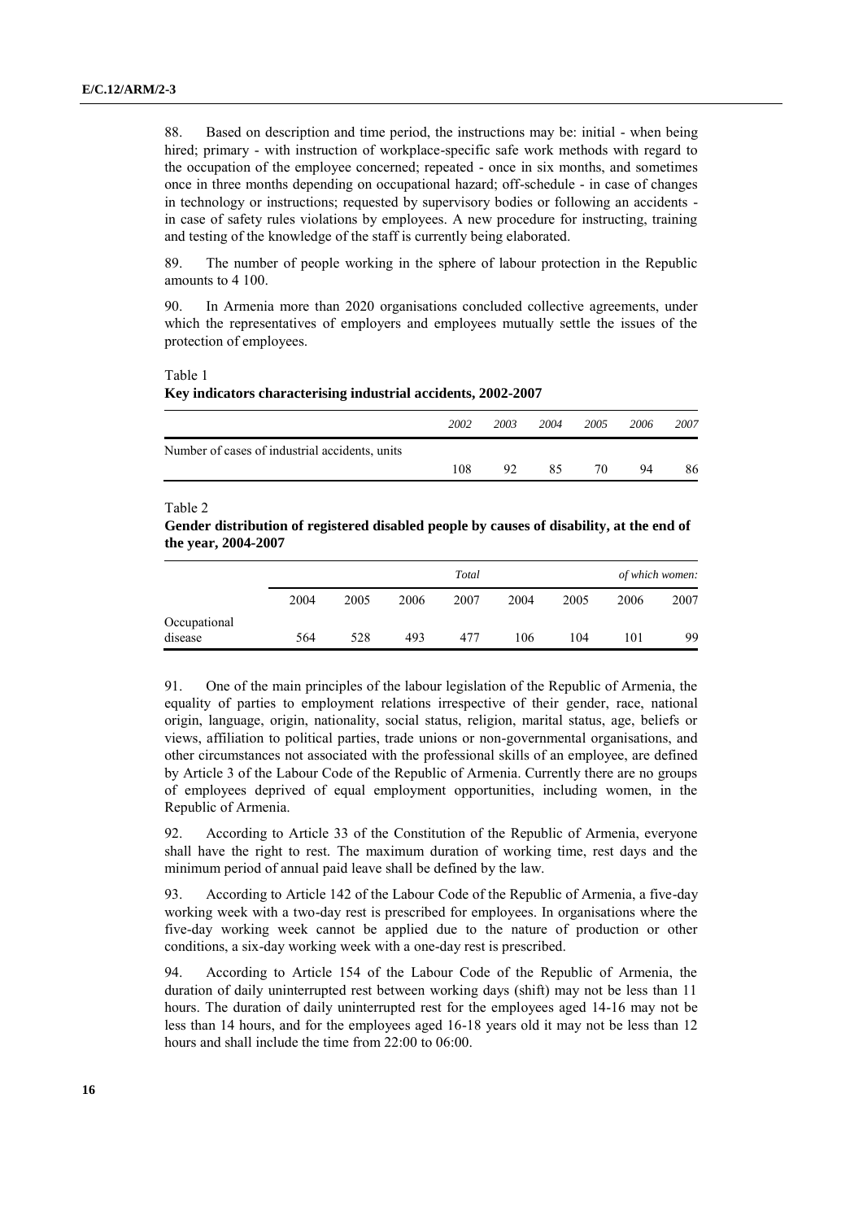88. Based on description and time period, the instructions may be: initial - when being hired; primary - with instruction of workplace-specific safe work methods with regard to the occupation of the employee concerned; repeated - once in six months, and sometimes once in three months depending on occupational hazard; off-schedule - in case of changes in technology or instructions; requested by supervisory bodies or following an accidents - in case of safety rules violations by employees. A new procedure for instructing, training and testing of the knowledge of the staff is currently being elaborated.

89. The number of people working in the sphere of labour protection in the Republic amounts to 4 100.

90. In Armenia more than 2020 organisations concluded collective agreements, under which the representatives of employers and employees mutually settle the issues of the protection of employees.

Table 1
**Key indicators characterising industrial accidents, 2002-2007**

| | *2002* | *2003* | *2004* | *2005* | *2006* | *2007* |
|---|---|---|---|---|---|---|
| Number of cases of industrial accidents, units | 108 | 92 | 85 | 70 | 94 | 86 |

Table 2
**Gender distribution of registered disabled people by causes of disability, at the end of the year, 2004-2007**

| | *Total* | | | | *of which women:* | | | |
|---|---|---|---|---|---|---|---|---|
| | 2004 | 2005 | 2006 | 2007 | 2004 | 2005 | 2006 | 2007 |
| Occupational disease | 564 | 528 | 493 | 477 | 106 | 104 | 101 | 99 |

91. One of the main principles of the labour legislation of the Republic of Armenia, the equality of parties to employment relations irrespective of their gender, race, national origin, language, origin, nationality, social status, religion, marital status, age, beliefs or views, affiliation to political parties, trade unions or non-governmental organisations, and other circumstances not associated with the professional skills of an employee, are defined by Article 3 of the Labour Code of the Republic of Armenia. Currently there are no groups of employees deprived of equal employment opportunities, including women, in the Republic of Armenia.

92. According to Article 33 of the Constitution of the Republic of Armenia, everyone shall have the right to rest. The maximum duration of working time, rest days and the minimum period of annual paid leave shall be defined by the law.

93. According to Article 142 of the Labour Code of the Republic of Armenia, a five-day working week with a two-day rest is prescribed for employees. In organisations where the five-day working week cannot be applied due to the nature of production or other conditions, a six-day working week with a one-day rest is prescribed.

94. According to Article 154 of the Labour Code of the Republic of Armenia, the duration of daily uninterrupted rest between working days (shift) may not be less than 11 hours. The duration of daily uninterrupted rest for the employees aged 14-16 may not be less than 14 hours, and for the employees aged 16-18 years old it may not be less than 12 hours and shall include the time from 22:00 to 06:00.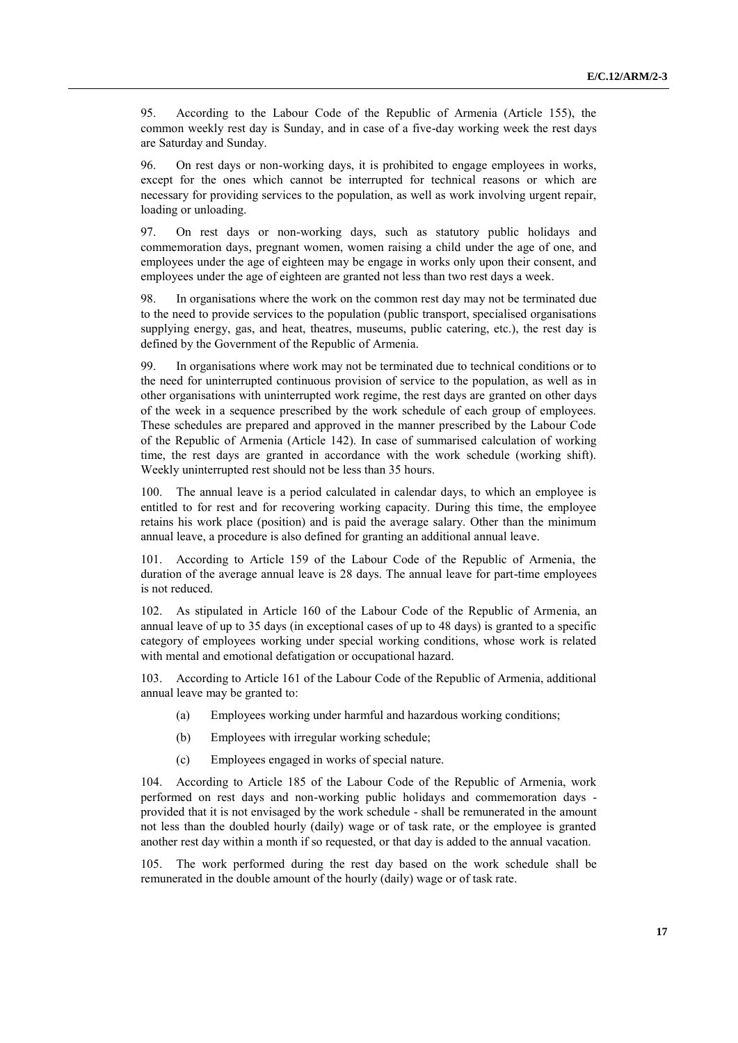95. According to the Labour Code of the Republic of Armenia (Article 155), the common weekly rest day is Sunday, and in case of a five-day working week the rest days are Saturday and Sunday.

96. On rest days or non-working days, it is prohibited to engage employees in works, except for the ones which cannot be interrupted for technical reasons or which are necessary for providing services to the population, as well as work involving urgent repair, loading or unloading.

97. On rest days or non-working days, such as statutory public holidays and commemoration days, pregnant women, women raising a child under the age of one, and employees under the age of eighteen may be engage in works only upon their consent, and employees under the age of eighteen are granted not less than two rest days a week.

98. In organisations where the work on the common rest day may not be terminated due to the need to provide services to the population (public transport, specialised organisations supplying energy, gas, and heat, theatres, museums, public catering, etc.), the rest day is defined by the Government of the Republic of Armenia.

99. In organisations where work may not be terminated due to technical conditions or to the need for uninterrupted continuous provision of service to the population, as well as in other organisations with uninterrupted work regime, the rest days are granted on other days of the week in a sequence prescribed by the work schedule of each group of employees. These schedules are prepared and approved in the manner prescribed by the Labour Code of the Republic of Armenia (Article 142). In case of summarised calculation of working time, the rest days are granted in accordance with the work schedule (working shift). Weekly uninterrupted rest should not be less than 35 hours.

100. The annual leave is a period calculated in calendar days, to which an employee is entitled to for rest and for recovering working capacity. During this time, the employee retains his work place (position) and is paid the average salary. Other than the minimum annual leave, a procedure is also defined for granting an additional annual leave.

101. According to Article 159 of the Labour Code of the Republic of Armenia, the duration of the average annual leave is 28 days. The annual leave for part-time employees is not reduced.

102. As stipulated in Article 160 of the Labour Code of the Republic of Armenia, an annual leave of up to 35 days (in exceptional cases of up to 48 days) is granted to a specific category of employees working under special working conditions, whose work is related with mental and emotional defatigation or occupational hazard.

103. According to Article 161 of the Labour Code of the Republic of Armenia, additional annual leave may be granted to:

(a) Employees working under harmful and hazardous working conditions;

(b) Employees with irregular working schedule;

(c) Employees engaged in works of special nature.

104. According to Article 185 of the Labour Code of the Republic of Armenia, work performed on rest days and non-working public holidays and commemoration days - provided that it is not envisaged by the work schedule - shall be remunerated in the amount not less than the doubled hourly (daily) wage or of task rate, or the employee is granted another rest day within a month if so requested, or that day is added to the annual vacation.

105. The work performed during the rest day based on the work schedule shall be remunerated in the double amount of the hourly (daily) wage or of task rate.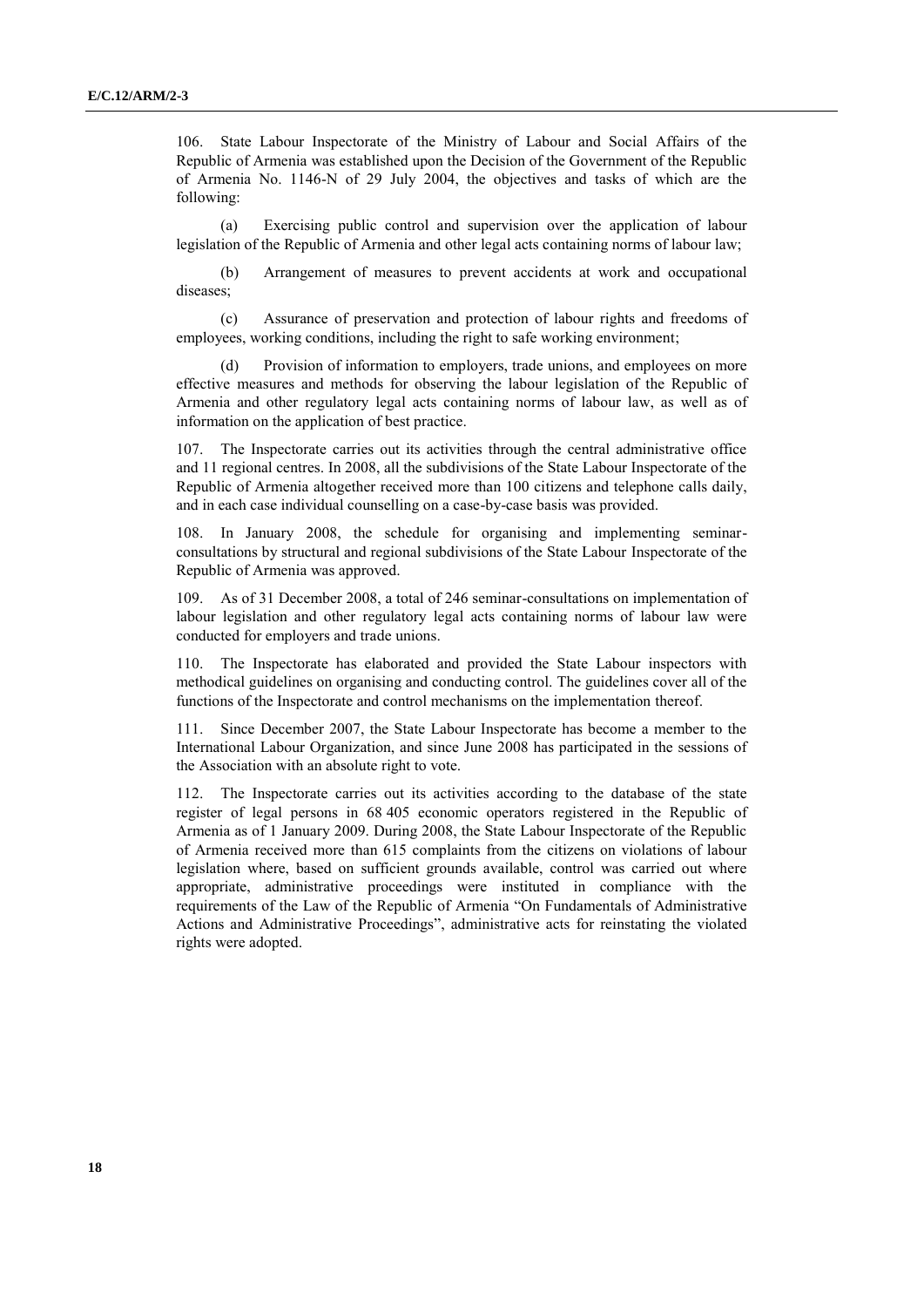106. State Labour Inspectorate of the Ministry of Labour and Social Affairs of the Republic of Armenia was established upon the Decision of the Government of the Republic of Armenia No. 1146-N of 29 July 2004, the objectives and tasks of which are the following:

(a) Exercising public control and supervision over the application of labour legislation of the Republic of Armenia and other legal acts containing norms of labour law;

(b) Arrangement of measures to prevent accidents at work and occupational diseases;

(c) Assurance of preservation and protection of labour rights and freedoms of employees, working conditions, including the right to safe working environment;

(d) Provision of information to employers, trade unions, and employees on more effective measures and methods for observing the labour legislation of the Republic of Armenia and other regulatory legal acts containing norms of labour law, as well as of information on the application of best practice.

107. The Inspectorate carries out its activities through the central administrative office and 11 regional centres. In 2008, all the subdivisions of the State Labour Inspectorate of the Republic of Armenia altogether received more than 100 citizens and telephone calls daily, and in each case individual counselling on a case-by-case basis was provided.

108. In January 2008, the schedule for organising and implementing seminar-consultations by structural and regional subdivisions of the State Labour Inspectorate of the Republic of Armenia was approved.

109. As of 31 December 2008, a total of 246 seminar-consultations on implementation of labour legislation and other regulatory legal acts containing norms of labour law were conducted for employers and trade unions.

110. The Inspectorate has elaborated and provided the State Labour inspectors with methodical guidelines on organising and conducting control. The guidelines cover all of the functions of the Inspectorate and control mechanisms on the implementation thereof.

111. Since December 2007, the State Labour Inspectorate has become a member to the International Labour Organization, and since June 2008 has participated in the sessions of the Association with an absolute right to vote.

112. The Inspectorate carries out its activities according to the database of the state register of legal persons in 68 405 economic operators registered in the Republic of Armenia as of 1 January 2009. During 2008, the State Labour Inspectorate of the Republic of Armenia received more than 615 complaints from the citizens on violations of labour legislation where, based on sufficient grounds available, control was carried out where appropriate, administrative proceedings were instituted in compliance with the requirements of the Law of the Republic of Armenia "On Fundamentals of Administrative Actions and Administrative Proceedings", administrative acts for reinstating the violated rights were adopted.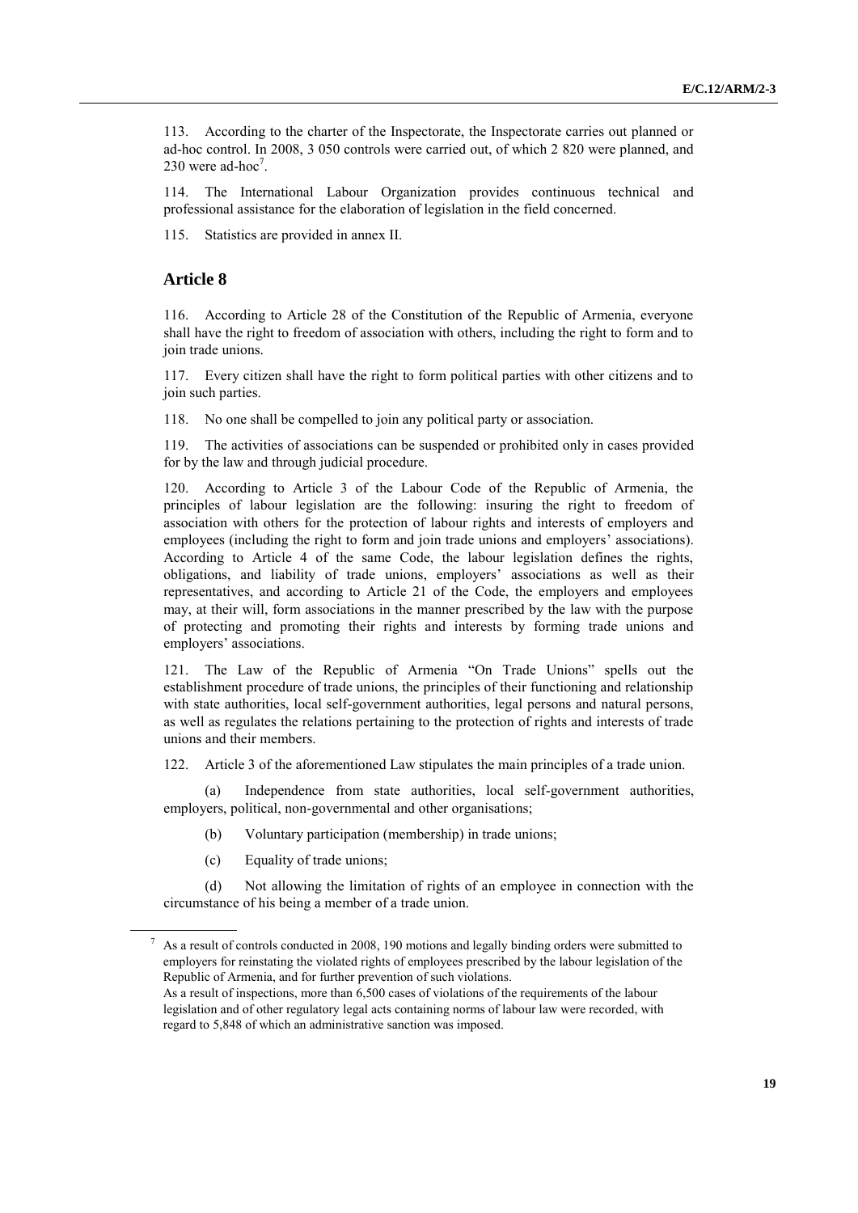113. According to the charter of the Inspectorate, the Inspectorate carries out planned or ad-hoc control. In 2008, 3 050 controls were carried out, of which 2 820 were planned, and 230 were ad-hoc[7].

114. The International Labour Organization provides continuous technical and professional assistance for the elaboration of legislation in the field concerned.

115. Statistics are provided in annex II.

## Article 8

116. According to Article 28 of the Constitution of the Republic of Armenia, everyone shall have the right to freedom of association with others, including the right to form and to join trade unions.

117. Every citizen shall have the right to form political parties with other citizens and to join such parties.

118. No one shall be compelled to join any political party or association.

119. The activities of associations can be suspended or prohibited only in cases provided for by the law and through judicial procedure.

120. According to Article 3 of the Labour Code of the Republic of Armenia, the principles of labour legislation are the following: insuring the right to freedom of association with others for the protection of labour rights and interests of employers and employees (including the right to form and join trade unions and employers' associations). According to Article 4 of the same Code, the labour legislation defines the rights, obligations, and liability of trade unions, employers' associations as well as their representatives, and according to Article 21 of the Code, the employers and employees may, at their will, form associations in the manner prescribed by the law with the purpose of protecting and promoting their rights and interests by forming trade unions and employers' associations.

121. The Law of the Republic of Armenia "On Trade Unions" spells out the establishment procedure of trade unions, the principles of their functioning and relationship with state authorities, local self-government authorities, legal persons and natural persons, as well as regulates the relations pertaining to the protection of rights and interests of trade unions and their members.

122. Article 3 of the aforementioned Law stipulates the main principles of a trade union.

(a) Independence from state authorities, local self-government authorities, employers, political, non-governmental and other organisations;

(b) Voluntary participation (membership) in trade unions;

(c) Equality of trade unions;

(d) Not allowing the limitation of rights of an employee in connection with the circumstance of his being a member of a trade union.

---

[7] As a result of controls conducted in 2008, 190 motions and legally binding orders were submitted to employers for reinstating the violated rights of employees prescribed by the labour legislation of the Republic of Armenia, and for further prevention of such violations.
As a result of inspections, more than 6,500 cases of violations of the requirements of the labour legislation and of other regulatory legal acts containing norms of labour law were recorded, with regard to 5,848 of which an administrative sanction was imposed.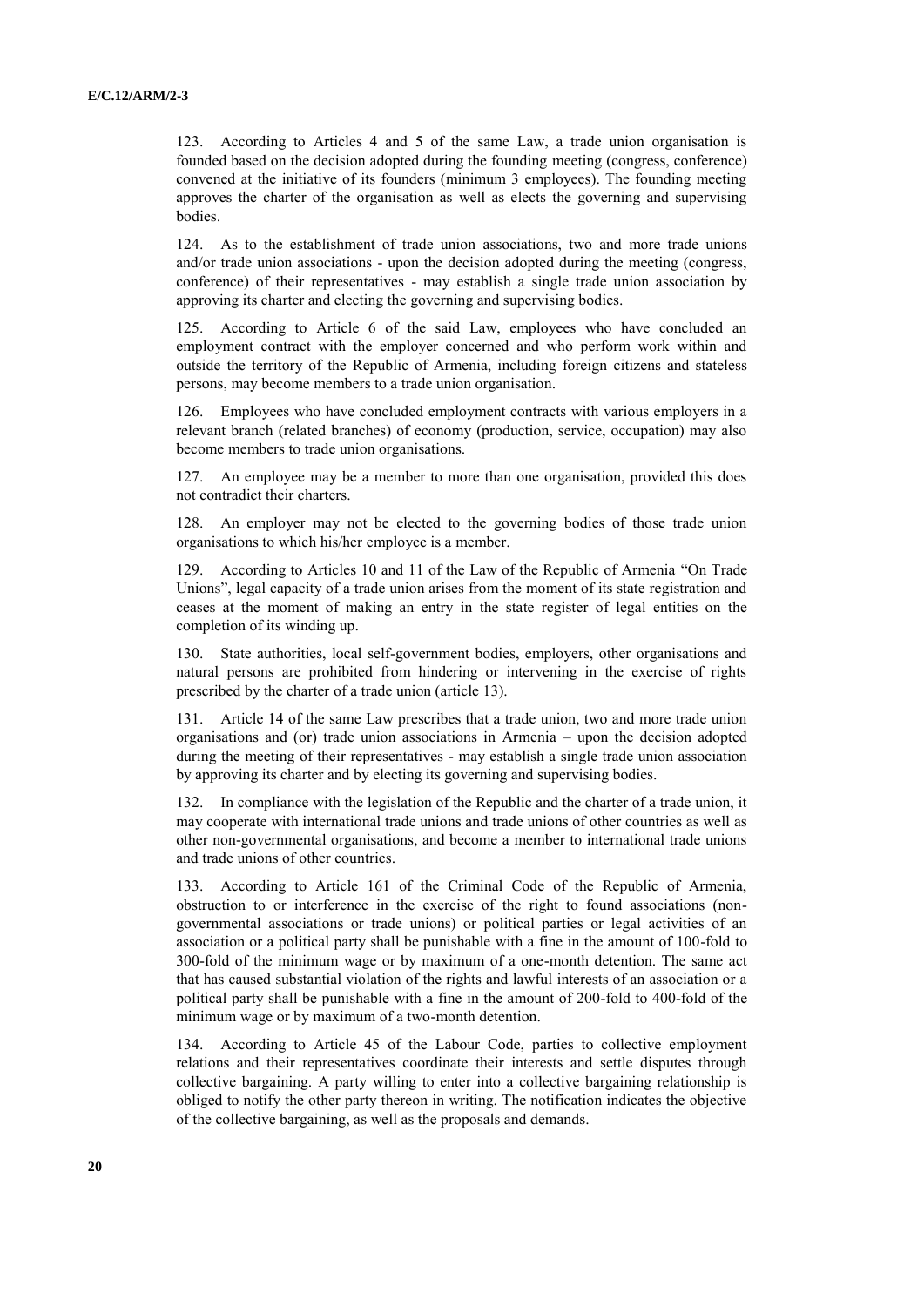123. According to Articles 4 and 5 of the same Law, a trade union organisation is founded based on the decision adopted during the founding meeting (congress, conference) convened at the initiative of its founders (minimum 3 employees). The founding meeting approves the charter of the organisation as well as elects the governing and supervising bodies.

124. As to the establishment of trade union associations, two and more trade unions and/or trade union associations - upon the decision adopted during the meeting (congress, conference) of their representatives - may establish a single trade union association by approving its charter and electing the governing and supervising bodies.

125. According to Article 6 of the said Law, employees who have concluded an employment contract with the employer concerned and who perform work within and outside the territory of the Republic of Armenia, including foreign citizens and stateless persons, may become members to a trade union organisation.

126. Employees who have concluded employment contracts with various employers in a relevant branch (related branches) of economy (production, service, occupation) may also become members to trade union organisations.

127. An employee may be a member to more than one organisation, provided this does not contradict their charters.

128. An employer may not be elected to the governing bodies of those trade union organisations to which his/her employee is a member.

129. According to Articles 10 and 11 of the Law of the Republic of Armenia "On Trade Unions", legal capacity of a trade union arises from the moment of its state registration and ceases at the moment of making an entry in the state register of legal entities on the completion of its winding up.

130. State authorities, local self-government bodies, employers, other organisations and natural persons are prohibited from hindering or intervening in the exercise of rights prescribed by the charter of a trade union (article 13).

131. Article 14 of the same Law prescribes that a trade union, two and more trade union organisations and (or) trade union associations in Armenia – upon the decision adopted during the meeting of their representatives - may establish a single trade union association by approving its charter and by electing its governing and supervising bodies.

132. In compliance with the legislation of the Republic and the charter of a trade union, it may cooperate with international trade unions and trade unions of other countries as well as other non-governmental organisations, and become a member to international trade unions and trade unions of other countries.

133. According to Article 161 of the Criminal Code of the Republic of Armenia, obstruction to or interference in the exercise of the right to found associations (non-governmental associations or trade unions) or political parties or legal activities of an association or a political party shall be punishable with a fine in the amount of 100-fold to 300-fold of the minimum wage or by maximum of a one-month detention. The same act that has caused substantial violation of the rights and lawful interests of an association or a political party shall be punishable with a fine in the amount of 200-fold to 400-fold of the minimum wage or by maximum of a two-month detention.

134. According to Article 45 of the Labour Code, parties to collective employment relations and their representatives coordinate their interests and settle disputes through collective bargaining. A party willing to enter into a collective bargaining relationship is obliged to notify the other party thereon in writing. The notification indicates the objective of the collective bargaining, as well as the proposals and demands.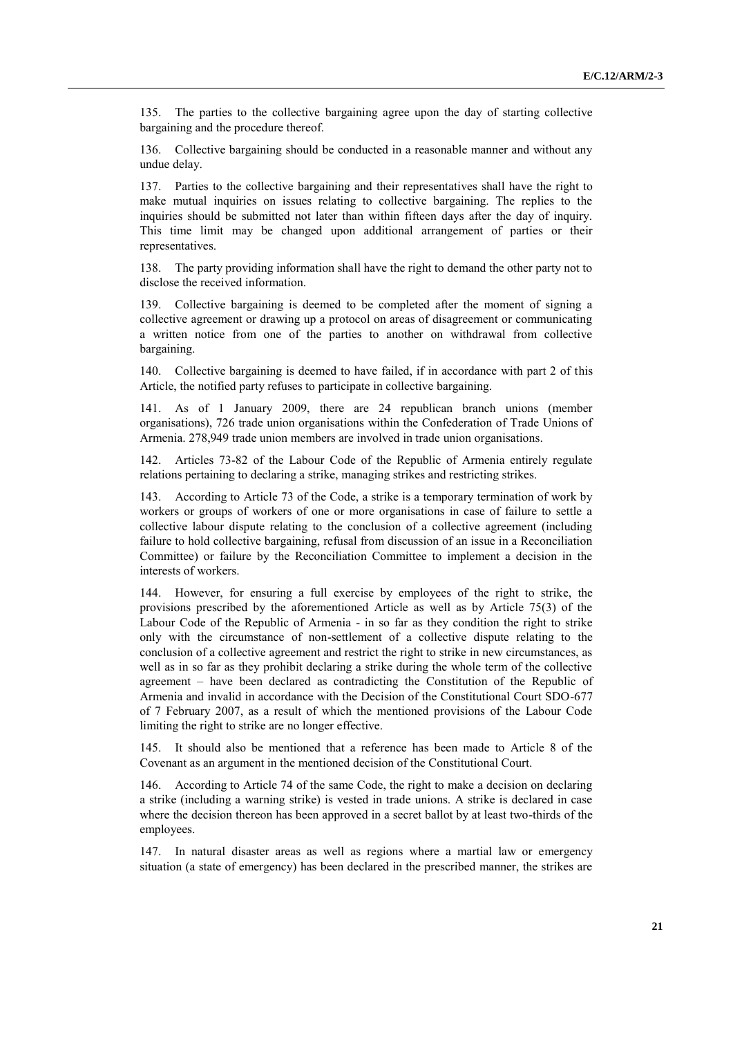135. The parties to the collective bargaining agree upon the day of starting collective bargaining and the procedure thereof.

136. Collective bargaining should be conducted in a reasonable manner and without any undue delay.

137. Parties to the collective bargaining and their representatives shall have the right to make mutual inquiries on issues relating to collective bargaining. The replies to the inquiries should be submitted not later than within fifteen days after the day of inquiry. This time limit may be changed upon additional arrangement of parties or their representatives.

138. The party providing information shall have the right to demand the other party not to disclose the received information.

139. Collective bargaining is deemed to be completed after the moment of signing a collective agreement or drawing up a protocol on areas of disagreement or communicating a written notice from one of the parties to another on withdrawal from collective bargaining.

140. Collective bargaining is deemed to have failed, if in accordance with part 2 of this Article, the notified party refuses to participate in collective bargaining.

141. As of 1 January 2009, there are 24 republican branch unions (member organisations), 726 trade union organisations within the Confederation of Trade Unions of Armenia. 278,949 trade union members are involved in trade union organisations.

142. Articles 73-82 of the Labour Code of the Republic of Armenia entirely regulate relations pertaining to declaring a strike, managing strikes and restricting strikes.

143. According to Article 73 of the Code, a strike is a temporary termination of work by workers or groups of workers of one or more organisations in case of failure to settle a collective labour dispute relating to the conclusion of a collective agreement (including failure to hold collective bargaining, refusal from discussion of an issue in a Reconciliation Committee) or failure by the Reconciliation Committee to implement a decision in the interests of workers.

144. However, for ensuring a full exercise by employees of the right to strike, the provisions prescribed by the aforementioned Article as well as by Article 75(3) of the Labour Code of the Republic of Armenia - in so far as they condition the right to strike only with the circumstance of non-settlement of a collective dispute relating to the conclusion of a collective agreement and restrict the right to strike in new circumstances, as well as in so far as they prohibit declaring a strike during the whole term of the collective agreement – have been declared as contradicting the Constitution of the Republic of Armenia and invalid in accordance with the Decision of the Constitutional Court SDO-677 of 7 February 2007, as a result of which the mentioned provisions of the Labour Code limiting the right to strike are no longer effective.

145. It should also be mentioned that a reference has been made to Article 8 of the Covenant as an argument in the mentioned decision of the Constitutional Court.

146. According to Article 74 of the same Code, the right to make a decision on declaring a strike (including a warning strike) is vested in trade unions. A strike is declared in case where the decision thereon has been approved in a secret ballot by at least two-thirds of the employees.

147. In natural disaster areas as well as regions where a martial law or emergency situation (a state of emergency) has been declared in the prescribed manner, the strikes are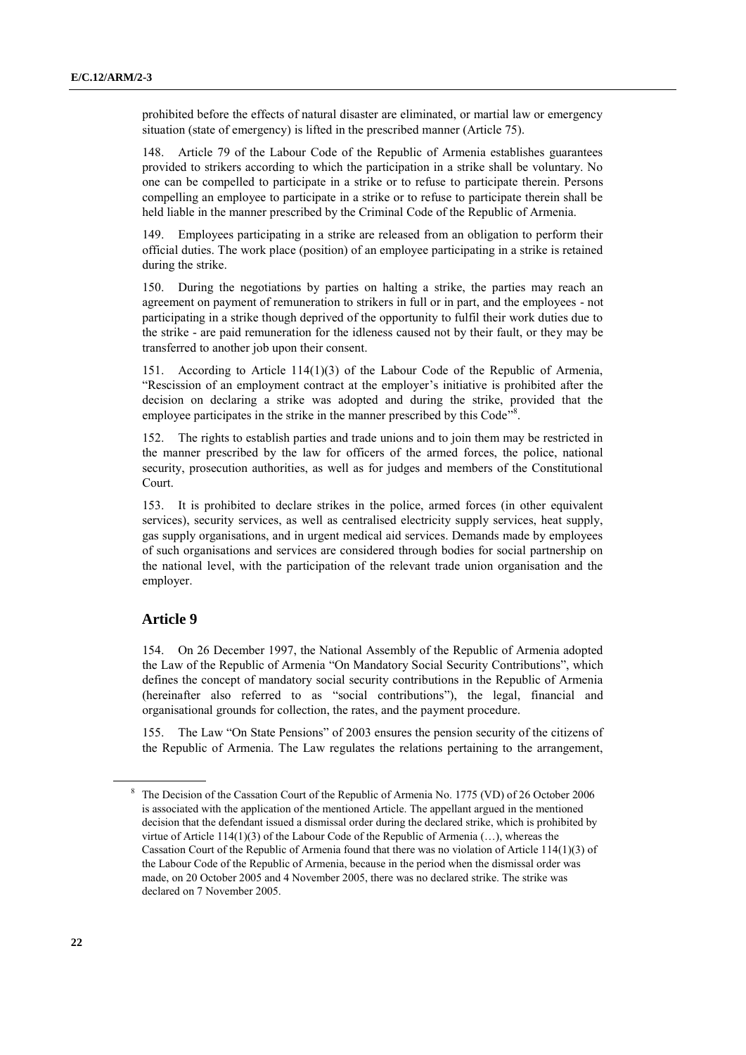prohibited before the effects of natural disaster are eliminated, or martial law or emergency situation (state of emergency) is lifted in the prescribed manner (Article 75).

148. Article 79 of the Labour Code of the Republic of Armenia establishes guarantees provided to strikers according to which the participation in a strike shall be voluntary. No one can be compelled to participate in a strike or to refuse to participate therein. Persons compelling an employee to participate in a strike or to refuse to participate therein shall be held liable in the manner prescribed by the Criminal Code of the Republic of Armenia.

149. Employees participating in a strike are released from an obligation to perform their official duties. The work place (position) of an employee participating in a strike is retained during the strike.

150. During the negotiations by parties on halting a strike, the parties may reach an agreement on payment of remuneration to strikers in full or in part, and the employees - not participating in a strike though deprived of the opportunity to fulfil their work duties due to the strike - are paid remuneration for the idleness caused not by their fault, or they may be transferred to another job upon their consent.

151. According to Article 114(1)(3) of the Labour Code of the Republic of Armenia, "Rescission of an employment contract at the employer's initiative is prohibited after the decision on declaring a strike was adopted and during the strike, provided that the employee participates in the strike in the manner prescribed by this Code"[8].

152. The rights to establish parties and trade unions and to join them may be restricted in the manner prescribed by the law for officers of the armed forces, the police, national security, prosecution authorities, as well as for judges and members of the Constitutional Court.

153. It is prohibited to declare strikes in the police, armed forces (in other equivalent services), security services, as well as centralised electricity supply services, heat supply, gas supply organisations, and in urgent medical aid services. Demands made by employees of such organisations and services are considered through bodies for social partnership on the national level, with the participation of the relevant trade union organisation and the employer.

## Article 9

154. On 26 December 1997, the National Assembly of the Republic of Armenia adopted the Law of the Republic of Armenia "On Mandatory Social Security Contributions", which defines the concept of mandatory social security contributions in the Republic of Armenia (hereinafter also referred to as "social contributions"), the legal, financial and organisational grounds for collection, the rates, and the payment procedure.

155. The Law "On State Pensions" of 2003 ensures the pension security of the citizens of the Republic of Armenia. The Law regulates the relations pertaining to the arrangement,

---

[8] The Decision of the Cassation Court of the Republic of Armenia No. 1775 (VD) of 26 October 2006 is associated with the application of the mentioned Article. The appellant argued in the mentioned decision that the defendant issued a dismissal order during the declared strike, which is prohibited by virtue of Article 114(1)(3) of the Labour Code of the Republic of Armenia (…), whereas the Cassation Court of the Republic of Armenia found that there was no violation of Article 114(1)(3) of the Labour Code of the Republic of Armenia, because in the period when the dismissal order was made, on 20 October 2005 and 4 November 2005, there was no declared strike. The strike was declared on 7 November 2005.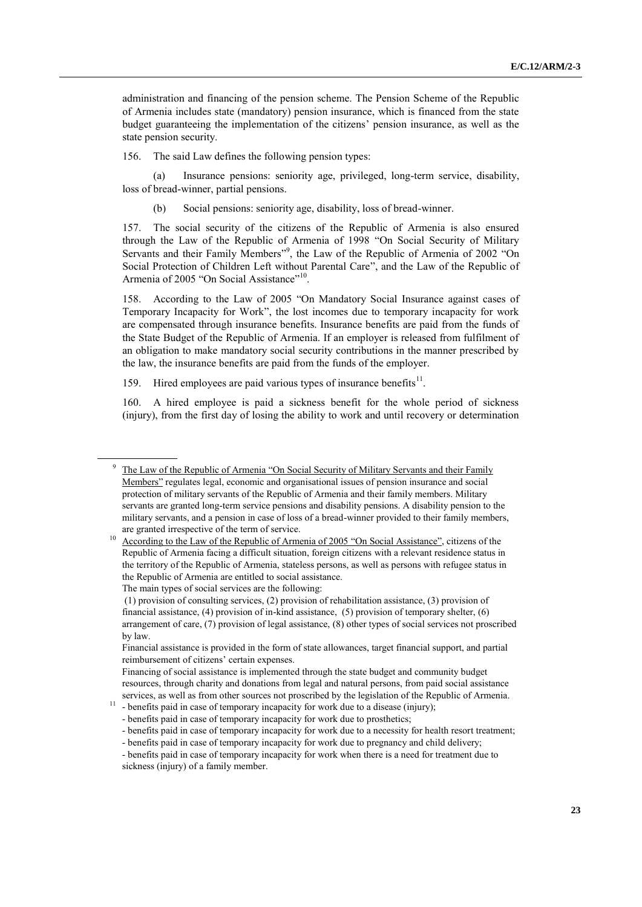administration and financing of the pension scheme. The Pension Scheme of the Republic of Armenia includes state (mandatory) pension insurance, which is financed from the state budget guaranteeing the implementation of the citizens' pension insurance, as well as the state pension security.

156. The said Law defines the following pension types:

(a) Insurance pensions: seniority age, privileged, long-term service, disability, loss of bread-winner, partial pensions.

(b) Social pensions: seniority age, disability, loss of bread-winner.

157. The social security of the citizens of the Republic of Armenia is also ensured through the Law of the Republic of Armenia of 1998 "On Social Security of Military Servants and their Family Members"[9], the Law of the Republic of Armenia of 2002 "On Social Protection of Children Left without Parental Care", and the Law of the Republic of Armenia of 2005 "On Social Assistance"[10].

158. According to the Law of 2005 "On Mandatory Social Insurance against cases of Temporary Incapacity for Work", the lost incomes due to temporary incapacity for work are compensated through insurance benefits. Insurance benefits are paid from the funds of the State Budget of the Republic of Armenia. If an employer is released from fulfilment of an obligation to make mandatory social security contributions in the manner prescribed by the law, the insurance benefits are paid from the funds of the employer.

159. Hired employees are paid various types of insurance benefits[11].

160. A hired employee is paid a sickness benefit for the whole period of sickness (injury), from the first day of losing the ability to work and until recovery or determination

---

[9] The Law of the Republic of Armenia "On Social Security of Military Servants and their Family Members" regulates legal, economic and organisational issues of pension insurance and social protection of military servants of the Republic of Armenia and their family members. Military servants are granted long-term service pensions and disability pensions. A disability pension to the military servants, and a pension in case of loss of a bread-winner provided to their family members, are granted irrespective of the term of service.

[10] According to the Law of the Republic of Armenia of 2005 "On Social Assistance", citizens of the Republic of Armenia facing a difficult situation, foreign citizens with a relevant residence status in the territory of the Republic of Armenia, stateless persons, as well as persons with refugee status in the Republic of Armenia are entitled to social assistance.

The main types of social services are the following:

(1) provision of consulting services, (2) provision of rehabilitation assistance, (3) provision of financial assistance, (4) provision of in-kind assistance, (5) provision of temporary shelter, (6) arrangement of care, (7) provision of legal assistance, (8) other types of social services not proscribed by law.

Financial assistance is provided in the form of state allowances, target financial support, and partial reimbursement of citizens' certain expenses.

Financing of social assistance is implemented through the state budget and community budget resources, through charity and donations from legal and natural persons, from paid social assistance services, as well as from other sources not proscribed by the legislation of the Republic of Armenia.

[11] - benefits paid in case of temporary incapacity for work due to a disease (injury);
- benefits paid in case of temporary incapacity for work due to prosthetics;
- benefits paid in case of temporary incapacity for work due to a necessity for health resort treatment;
- benefits paid in case of temporary incapacity for work due to pregnancy and child delivery;
- benefits paid in case of temporary incapacity for work when there is a need for treatment due to sickness (injury) of a family member.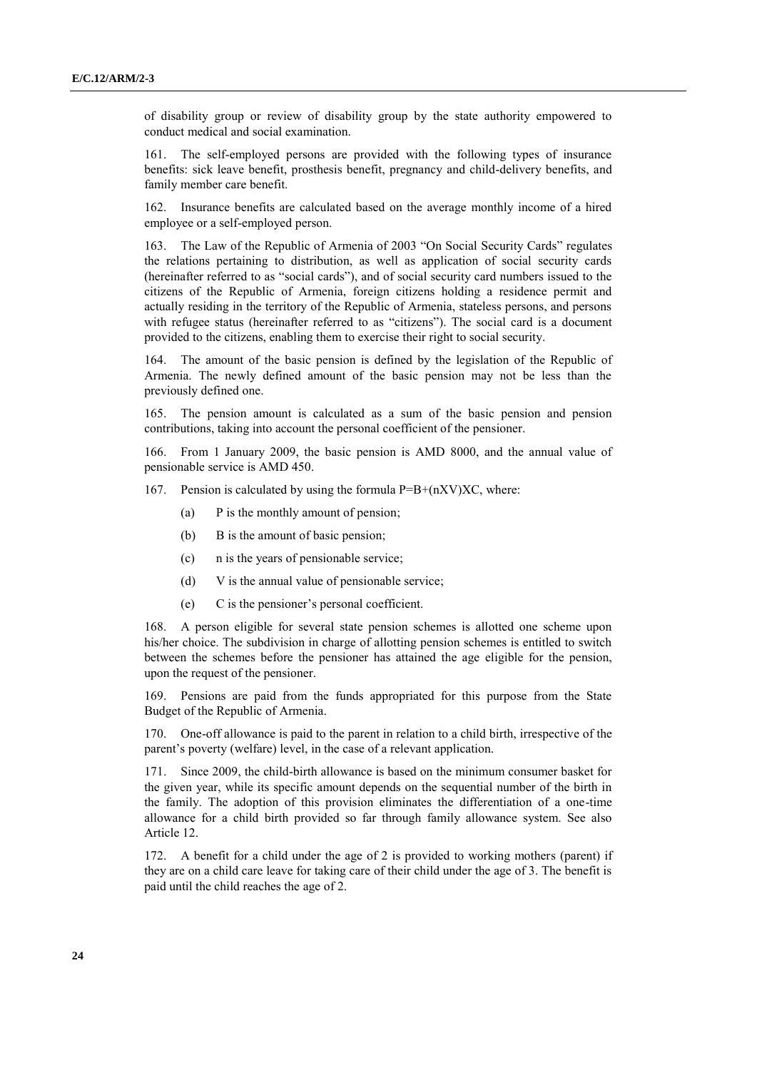of disability group or review of disability group by the state authority empowered to conduct medical and social examination.

161. The self-employed persons are provided with the following types of insurance benefits: sick leave benefit, prosthesis benefit, pregnancy and child-delivery benefits, and family member care benefit.

162. Insurance benefits are calculated based on the average monthly income of a hired employee or a self-employed person.

163. The Law of the Republic of Armenia of 2003 "On Social Security Cards" regulates the relations pertaining to distribution, as well as application of social security cards (hereinafter referred to as "social cards"), and of social security card numbers issued to the citizens of the Republic of Armenia, foreign citizens holding a residence permit and actually residing in the territory of the Republic of Armenia, stateless persons, and persons with refugee status (hereinafter referred to as "citizens"). The social card is a document provided to the citizens, enabling them to exercise their right to social security.

164. The amount of the basic pension is defined by the legislation of the Republic of Armenia. The newly defined amount of the basic pension may not be less than the previously defined one.

165. The pension amount is calculated as a sum of the basic pension and pension contributions, taking into account the personal coefficient of the pensioner.

166. From 1 January 2009, the basic pension is AMD 8000, and the annual value of pensionable service is AMD 450.

167. Pension is calculated by using the formula $P=B+(nXV)XC$, where:

(a) P is the monthly amount of pension;

(b) B is the amount of basic pension;

(c) n is the years of pensionable service;

(d) V is the annual value of pensionable service;

(e) C is the pensioner's personal coefficient.

168. A person eligible for several state pension schemes is allotted one scheme upon his/her choice. The subdivision in charge of allotting pension schemes is entitled to switch between the schemes before the pensioner has attained the age eligible for the pension, upon the request of the pensioner.

169. Pensions are paid from the funds appropriated for this purpose from the State Budget of the Republic of Armenia.

170. One-off allowance is paid to the parent in relation to a child birth, irrespective of the parent's poverty (welfare) level, in the case of a relevant application.

171. Since 2009, the child-birth allowance is based on the minimum consumer basket for the given year, while its specific amount depends on the sequential number of the birth in the family. The adoption of this provision eliminates the differentiation of a one-time allowance for a child birth provided so far through family allowance system. See also Article 12.

172. A benefit for a child under the age of 2 is provided to working mothers (parent) if they are on a child care leave for taking care of their child under the age of 3. The benefit is paid until the child reaches the age of 2.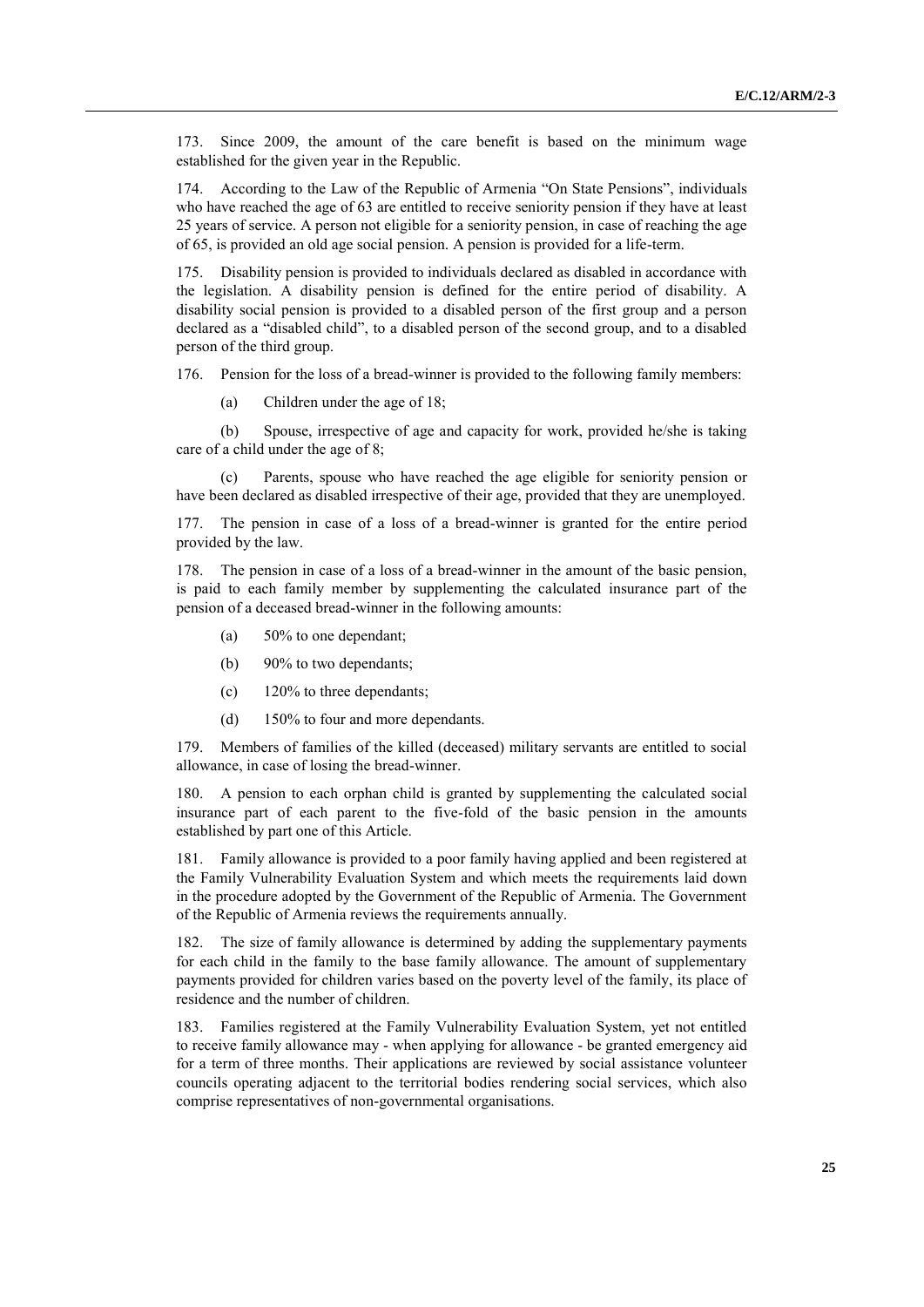173. Since 2009, the amount of the care benefit is based on the minimum wage established for the given year in the Republic.

174. According to the Law of the Republic of Armenia "On State Pensions", individuals who have reached the age of 63 are entitled to receive seniority pension if they have at least 25 years of service. A person not eligible for a seniority pension, in case of reaching the age of 65, is provided an old age social pension. A pension is provided for a life-term.

175. Disability pension is provided to individuals declared as disabled in accordance with the legislation. A disability pension is defined for the entire period of disability. A disability social pension is provided to a disabled person of the first group and a person declared as a "disabled child", to a disabled person of the second group, and to a disabled person of the third group.

176. Pension for the loss of a bread-winner is provided to the following family members:

(a) Children under the age of 18;

(b) Spouse, irrespective of age and capacity for work, provided he/she is taking care of a child under the age of 8;

(c) Parents, spouse who have reached the age eligible for seniority pension or have been declared as disabled irrespective of their age, provided that they are unemployed.

177. The pension in case of a loss of a bread-winner is granted for the entire period provided by the law.

178. The pension in case of a loss of a bread-winner in the amount of the basic pension, is paid to each family member by supplementing the calculated insurance part of the pension of a deceased bread-winner in the following amounts:

(a) 50% to one dependant;

(b) 90% to two dependants;

(c) 120% to three dependants;

(d) 150% to four and more dependants.

179. Members of families of the killed (deceased) military servants are entitled to social allowance, in case of losing the bread-winner.

180. A pension to each orphan child is granted by supplementing the calculated social insurance part of each parent to the five-fold of the basic pension in the amounts established by part one of this Article.

181. Family allowance is provided to a poor family having applied and been registered at the Family Vulnerability Evaluation System and which meets the requirements laid down in the procedure adopted by the Government of the Republic of Armenia. The Government of the Republic of Armenia reviews the requirements annually.

182. The size of family allowance is determined by adding the supplementary payments for each child in the family to the base family allowance. The amount of supplementary payments provided for children varies based on the poverty level of the family, its place of residence and the number of children.

183. Families registered at the Family Vulnerability Evaluation System, yet not entitled to receive family allowance may - when applying for allowance - be granted emergency aid for a term of three months. Their applications are reviewed by social assistance volunteer councils operating adjacent to the territorial bodies rendering social services, which also comprise representatives of non-governmental organisations.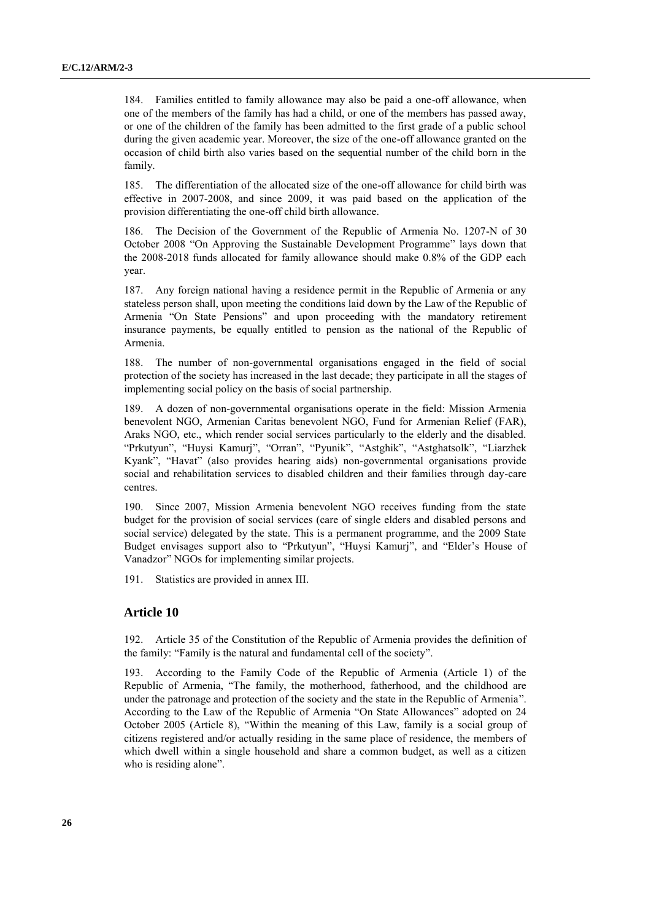184. Families entitled to family allowance may also be paid a one-off allowance, when one of the members of the family has had a child, or one of the members has passed away, or one of the children of the family has been admitted to the first grade of a public school during the given academic year. Moreover, the size of the one-off allowance granted on the occasion of child birth also varies based on the sequential number of the child born in the family.

185. The differentiation of the allocated size of the one-off allowance for child birth was effective in 2007-2008, and since 2009, it was paid based on the application of the provision differentiating the one-off child birth allowance.

186. The Decision of the Government of the Republic of Armenia No. 1207-N of 30 October 2008 "On Approving the Sustainable Development Programme" lays down that the 2008-2018 funds allocated for family allowance should make 0.8% of the GDP each year.

187. Any foreign national having a residence permit in the Republic of Armenia or any stateless person shall, upon meeting the conditions laid down by the Law of the Republic of Armenia "On State Pensions" and upon proceeding with the mandatory retirement insurance payments, be equally entitled to pension as the national of the Republic of Armenia.

188. The number of non-governmental organisations engaged in the field of social protection of the society has increased in the last decade; they participate in all the stages of implementing social policy on the basis of social partnership.

189. A dozen of non-governmental organisations operate in the field: Mission Armenia benevolent NGO, Armenian Caritas benevolent NGO, Fund for Armenian Relief (FAR), Araks NGO, etc., which render social services particularly to the elderly and the disabled. "Prkutyun", "Huysi Kamurj", "Orran", "Pyunik", "Astghik", "Astghatsolk", "Liarzhek Kyank", "Havat" (also provides hearing aids) non-governmental organisations provide social and rehabilitation services to disabled children and their families through day-care centres.

190. Since 2007, Mission Armenia benevolent NGO receives funding from the state budget for the provision of social services (care of single elders and disabled persons and social service) delegated by the state. This is a permanent programme, and the 2009 State Budget envisages support also to "Prkutyun", "Huysi Kamurj", and "Elder's House of Vanadzor" NGOs for implementing similar projects.

191. Statistics are provided in annex III.

## Article 10

192. Article 35 of the Constitution of the Republic of Armenia provides the definition of the family: "Family is the natural and fundamental cell of the society".

193. According to the Family Code of the Republic of Armenia (Article 1) of the Republic of Armenia, "The family, the motherhood, fatherhood, and the childhood are under the patronage and protection of the society and the state in the Republic of Armenia". According to the Law of the Republic of Armenia "On State Allowances" adopted on 24 October 2005 (Article 8), "Within the meaning of this Law, family is a social group of citizens registered and/or actually residing in the same place of residence, the members of which dwell within a single household and share a common budget, as well as a citizen who is residing alone".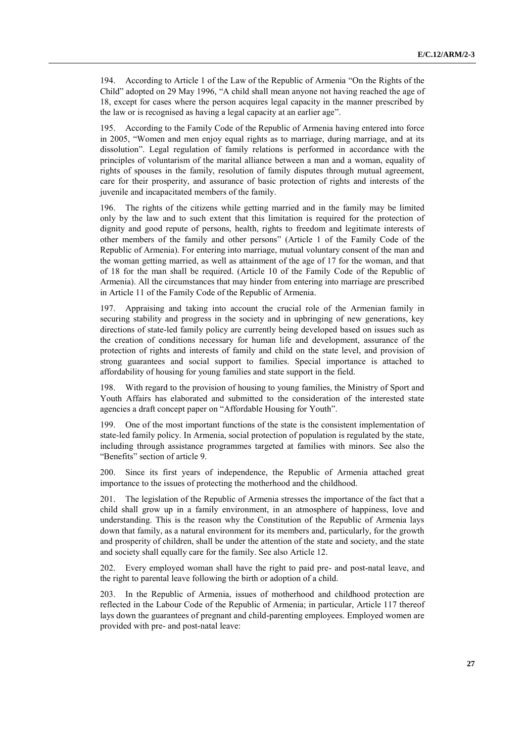194. According to Article 1 of the Law of the Republic of Armenia "On the Rights of the Child" adopted on 29 May 1996, "A child shall mean anyone not having reached the age of 18, except for cases where the person acquires legal capacity in the manner prescribed by the law or is recognised as having a legal capacity at an earlier age".

195. According to the Family Code of the Republic of Armenia having entered into force in 2005, "Women and men enjoy equal rights as to marriage, during marriage, and at its dissolution". Legal regulation of family relations is performed in accordance with the principles of voluntarism of the marital alliance between a man and a woman, equality of rights of spouses in the family, resolution of family disputes through mutual agreement, care for their prosperity, and assurance of basic protection of rights and interests of the juvenile and incapacitated members of the family.

196. The rights of the citizens while getting married and in the family may be limited only by the law and to such extent that this limitation is required for the protection of dignity and good repute of persons, health, rights to freedom and legitimate interests of other members of the family and other persons" (Article 1 of the Family Code of the Republic of Armenia). For entering into marriage, mutual voluntary consent of the man and the woman getting married, as well as attainment of the age of 17 for the woman, and that of 18 for the man shall be required. (Article 10 of the Family Code of the Republic of Armenia). All the circumstances that may hinder from entering into marriage are prescribed in Article 11 of the Family Code of the Republic of Armenia.

197. Appraising and taking into account the crucial role of the Armenian family in securing stability and progress in the society and in upbringing of new generations, key directions of state-led family policy are currently being developed based on issues such as the creation of conditions necessary for human life and development, assurance of the protection of rights and interests of family and child on the state level, and provision of strong guarantees and social support to families. Special importance is attached to affordability of housing for young families and state support in the field.

198. With regard to the provision of housing to young families, the Ministry of Sport and Youth Affairs has elaborated and submitted to the consideration of the interested state agencies a draft concept paper on "Affordable Housing for Youth".

199. One of the most important functions of the state is the consistent implementation of state-led family policy. In Armenia, social protection of population is regulated by the state, including through assistance programmes targeted at families with minors. See also the "Benefits" section of article 9.

200. Since its first years of independence, the Republic of Armenia attached great importance to the issues of protecting the motherhood and the childhood.

201. The legislation of the Republic of Armenia stresses the importance of the fact that a child shall grow up in a family environment, in an atmosphere of happiness, love and understanding. This is the reason why the Constitution of the Republic of Armenia lays down that family, as a natural environment for its members and, particularly, for the growth and prosperity of children, shall be under the attention of the state and society, and the state and society shall equally care for the family. See also Article 12.

202. Every employed woman shall have the right to paid pre- and post-natal leave, and the right to parental leave following the birth or adoption of a child.

203. In the Republic of Armenia, issues of motherhood and childhood protection are reflected in the Labour Code of the Republic of Armenia; in particular, Article 117 thereof lays down the guarantees of pregnant and child-parenting employees. Employed women are provided with pre- and post-natal leave: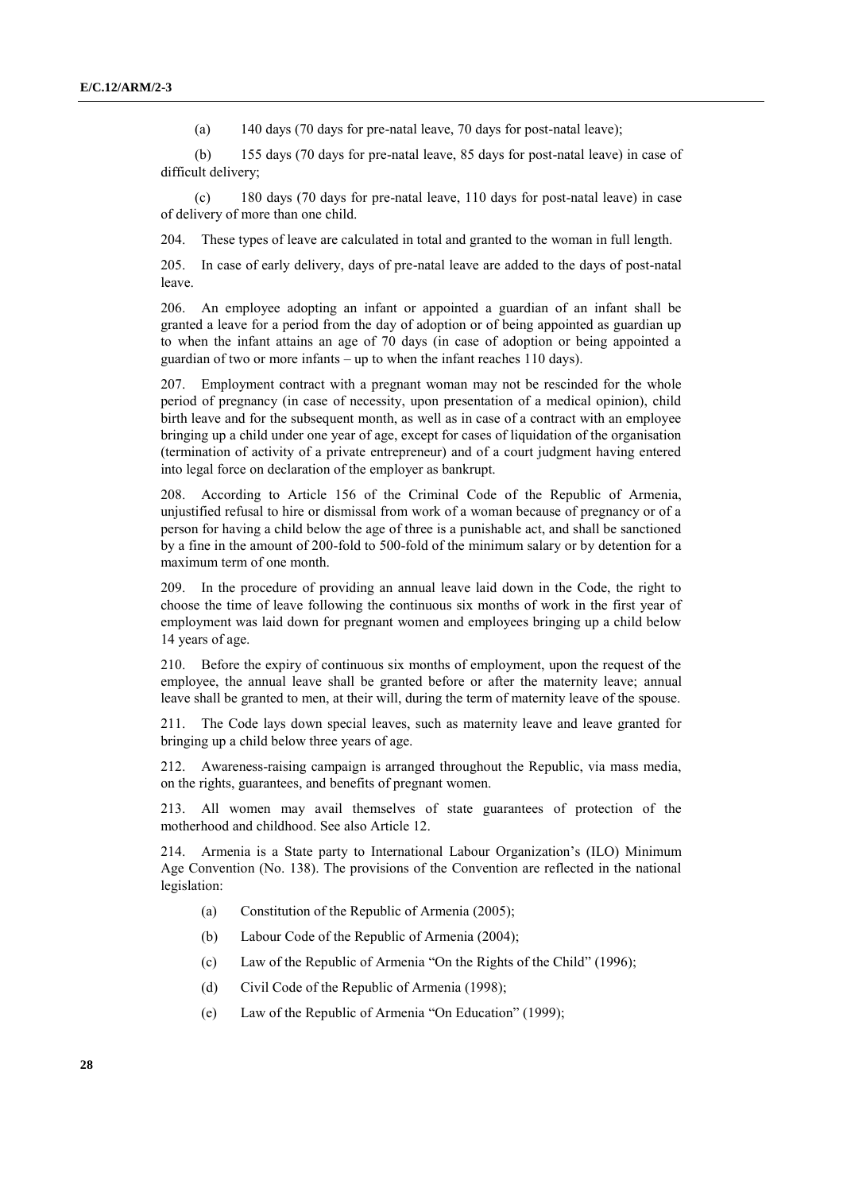(a) 140 days (70 days for pre-natal leave, 70 days for post-natal leave);

(b) 155 days (70 days for pre-natal leave, 85 days for post-natal leave) in case of difficult delivery;

(c) 180 days (70 days for pre-natal leave, 110 days for post-natal leave) in case of delivery of more than one child.

204. These types of leave are calculated in total and granted to the woman in full length.

205. In case of early delivery, days of pre-natal leave are added to the days of post-natal leave.

206. An employee adopting an infant or appointed a guardian of an infant shall be granted a leave for a period from the day of adoption or of being appointed as guardian up to when the infant attains an age of 70 days (in case of adoption or being appointed a guardian of two or more infants – up to when the infant reaches 110 days).

207. Employment contract with a pregnant woman may not be rescinded for the whole period of pregnancy (in case of necessity, upon presentation of a medical opinion), child birth leave and for the subsequent month, as well as in case of a contract with an employee bringing up a child under one year of age, except for cases of liquidation of the organisation (termination of activity of a private entrepreneur) and of a court judgment having entered into legal force on declaration of the employer as bankrupt.

208. According to Article 156 of the Criminal Code of the Republic of Armenia, unjustified refusal to hire or dismissal from work of a woman because of pregnancy or of a person for having a child below the age of three is a punishable act, and shall be sanctioned by a fine in the amount of 200-fold to 500-fold of the minimum salary or by detention for a maximum term of one month.

209. In the procedure of providing an annual leave laid down in the Code, the right to choose the time of leave following the continuous six months of work in the first year of employment was laid down for pregnant women and employees bringing up a child below 14 years of age.

210. Before the expiry of continuous six months of employment, upon the request of the employee, the annual leave shall be granted before or after the maternity leave; annual leave shall be granted to men, at their will, during the term of maternity leave of the spouse.

211. The Code lays down special leaves, such as maternity leave and leave granted for bringing up a child below three years of age.

212. Awareness-raising campaign is arranged throughout the Republic, via mass media, on the rights, guarantees, and benefits of pregnant women.

213. All women may avail themselves of state guarantees of protection of the motherhood and childhood. See also Article 12.

214. Armenia is a State party to International Labour Organization's (ILO) Minimum Age Convention (No. 138). The provisions of the Convention are reflected in the national legislation:

(a) Constitution of the Republic of Armenia (2005);

(b) Labour Code of the Republic of Armenia (2004);

(c) Law of the Republic of Armenia "On the Rights of the Child" (1996);

(d) Civil Code of the Republic of Armenia (1998);

(e) Law of the Republic of Armenia "On Education" (1999);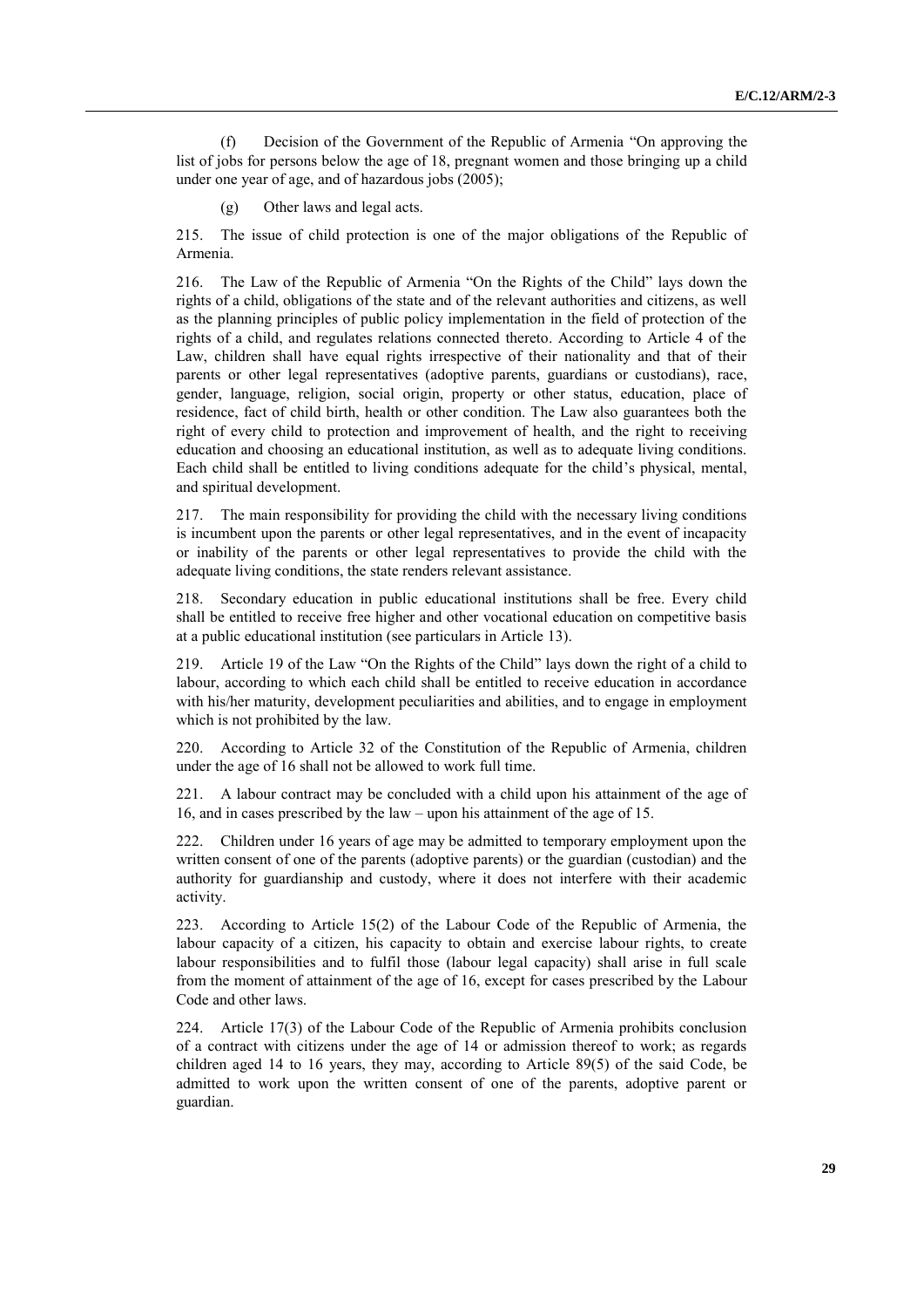(f) Decision of the Government of the Republic of Armenia "On approving the list of jobs for persons below the age of 18, pregnant women and those bringing up a child under one year of age, and of hazardous jobs (2005);

(g) Other laws and legal acts.

215. The issue of child protection is one of the major obligations of the Republic of Armenia.

216. The Law of the Republic of Armenia "On the Rights of the Child" lays down the rights of a child, obligations of the state and of the relevant authorities and citizens, as well as the planning principles of public policy implementation in the field of protection of the rights of a child, and regulates relations connected thereto. According to Article 4 of the Law, children shall have equal rights irrespective of their nationality and that of their parents or other legal representatives (adoptive parents, guardians or custodians), race, gender, language, religion, social origin, property or other status, education, place of residence, fact of child birth, health or other condition. The Law also guarantees both the right of every child to protection and improvement of health, and the right to receiving education and choosing an educational institution, as well as to adequate living conditions. Each child shall be entitled to living conditions adequate for the child's physical, mental, and spiritual development.

217. The main responsibility for providing the child with the necessary living conditions is incumbent upon the parents or other legal representatives, and in the event of incapacity or inability of the parents or other legal representatives to provide the child with the adequate living conditions, the state renders relevant assistance.

218. Secondary education in public educational institutions shall be free. Every child shall be entitled to receive free higher and other vocational education on competitive basis at a public educational institution (see particulars in Article 13).

219. Article 19 of the Law "On the Rights of the Child" lays down the right of a child to labour, according to which each child shall be entitled to receive education in accordance with his/her maturity, development peculiarities and abilities, and to engage in employment which is not prohibited by the law.

220. According to Article 32 of the Constitution of the Republic of Armenia, children under the age of 16 shall not be allowed to work full time.

221. A labour contract may be concluded with a child upon his attainment of the age of 16, and in cases prescribed by the law – upon his attainment of the age of 15.

222. Children under 16 years of age may be admitted to temporary employment upon the written consent of one of the parents (adoptive parents) or the guardian (custodian) and the authority for guardianship and custody, where it does not interfere with their academic activity.

223. According to Article 15(2) of the Labour Code of the Republic of Armenia, the labour capacity of a citizen, his capacity to obtain and exercise labour rights, to create labour responsibilities and to fulfil those (labour legal capacity) shall arise in full scale from the moment of attainment of the age of 16, except for cases prescribed by the Labour Code and other laws.

224. Article 17(3) of the Labour Code of the Republic of Armenia prohibits conclusion of a contract with citizens under the age of 14 or admission thereof to work; as regards children aged 14 to 16 years, they may, according to Article 89(5) of the said Code, be admitted to work upon the written consent of one of the parents, adoptive parent or guardian.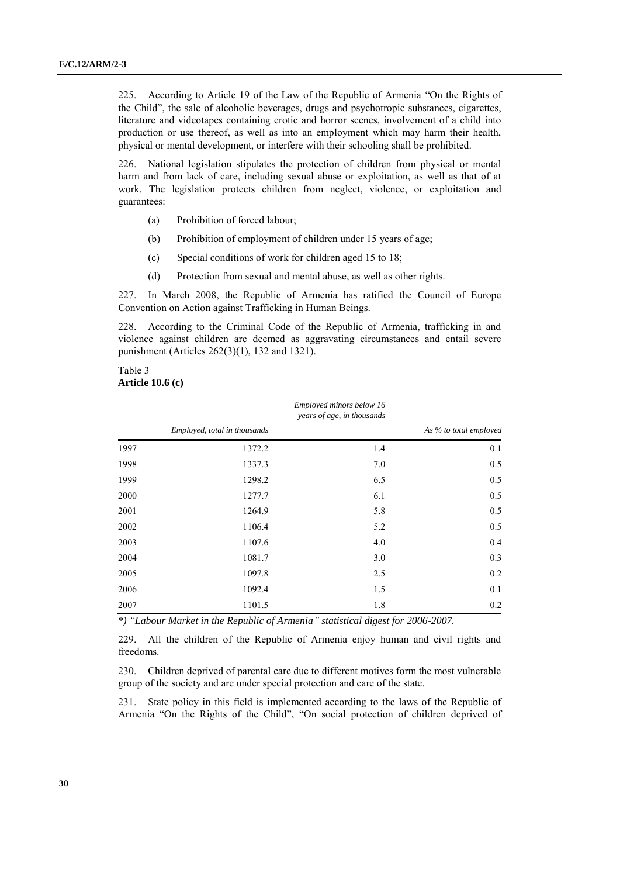225. According to Article 19 of the Law of the Republic of Armenia "On the Rights of the Child", the sale of alcoholic beverages, drugs and psychotropic substances, cigarettes, literature and videotapes containing erotic and horror scenes, involvement of a child into production or use thereof, as well as into an employment which may harm their health, physical or mental development, or interfere with their schooling shall be prohibited.

226. National legislation stipulates the protection of children from physical or mental harm and from lack of care, including sexual abuse or exploitation, as well as that of at work. The legislation protects children from neglect, violence, or exploitation and guarantees:

(a) Prohibition of forced labour;

(b) Prohibition of employment of children under 15 years of age;

(c) Special conditions of work for children aged 15 to 18;

(d) Protection from sexual and mental abuse, as well as other rights.

227. In March 2008, the Republic of Armenia has ratified the Council of Europe Convention on Action against Trafficking in Human Beings.

228. According to the Criminal Code of the Republic of Armenia, trafficking in and violence against children are deemed as aggravating circumstances and entail severe punishment (Articles 262(3)(1), 132 and 1321).

Table 3
**Article 10.6 (c)**

| | *Employed, total in thousands* | *Employed minors below 16 years of age, in thousands* | *As % to total employed* |
|---|---|---|---|
| 1997 | 1372.2 | 1.4 | 0.1 |
| 1998 | 1337.3 | 7.0 | 0.5 |
| 1999 | 1298.2 | 6.5 | 0.5 |
| 2000 | 1277.7 | 6.1 | 0.5 |
| 2001 | 1264.9 | 5.8 | 0.5 |
| 2002 | 1106.4 | 5.2 | 0.5 |
| 2003 | 1107.6 | 4.0 | 0.4 |
| 2004 | 1081.7 | 3.0 | 0.3 |
| 2005 | 1097.8 | 2.5 | 0.2 |
| 2006 | 1092.4 | 1.5 | 0.1 |
| 2007 | 1101.5 | 1.8 | 0.2 |

*\*) "Labour Market in the Republic of Armenia" statistical digest for 2006-2007.*

229. All the children of the Republic of Armenia enjoy human and civil rights and freedoms.

230. Children deprived of parental care due to different motives form the most vulnerable group of the society and are under special protection and care of the state.

231. State policy in this field is implemented according to the laws of the Republic of Armenia "On the Rights of the Child", "On social protection of children deprived of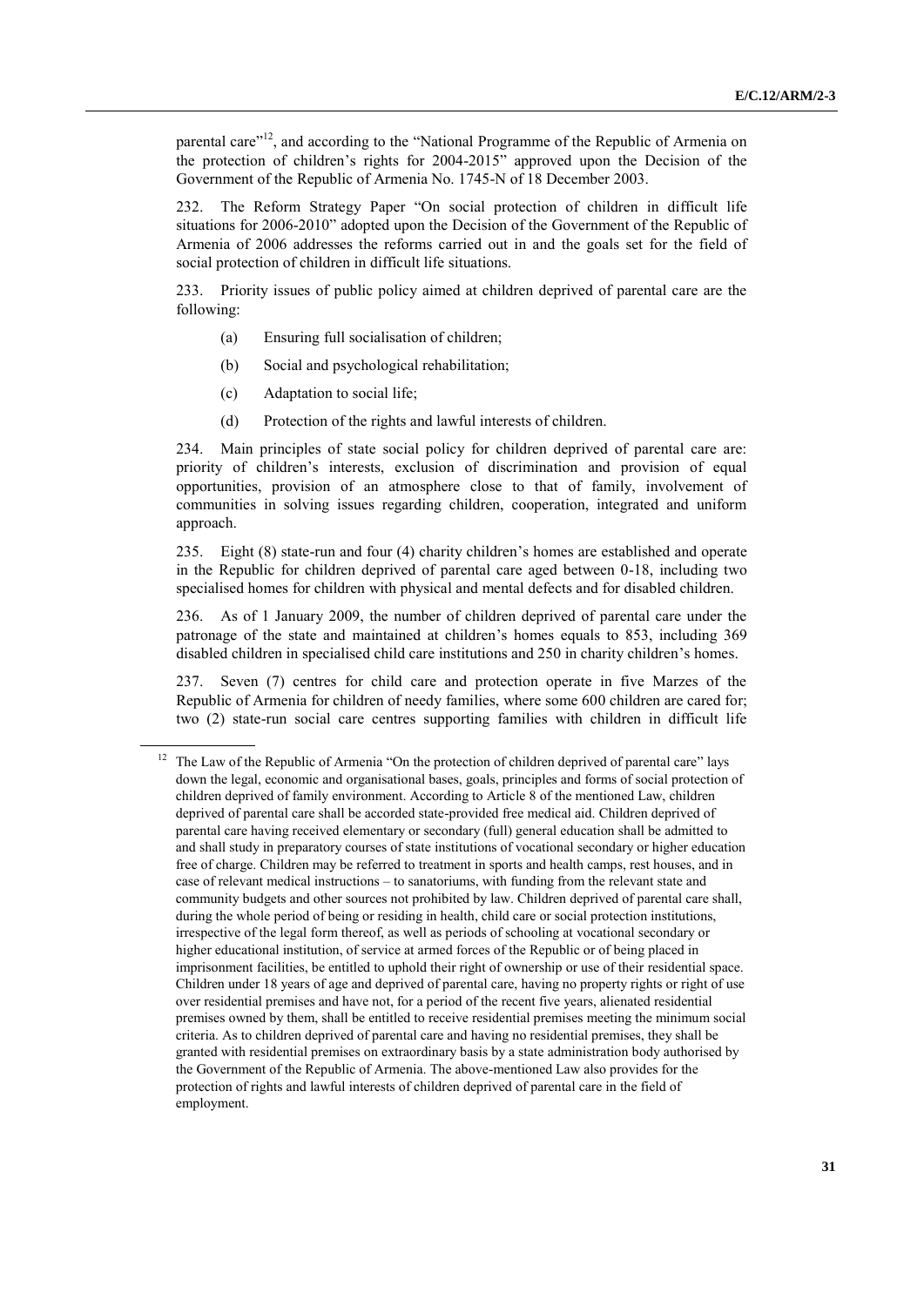parental care"[12], and according to the "National Programme of the Republic of Armenia on the protection of children's rights for 2004-2015" approved upon the Decision of the Government of the Republic of Armenia No. 1745-N of 18 December 2003.

232. The Reform Strategy Paper "On social protection of children in difficult life situations for 2006-2010" adopted upon the Decision of the Government of the Republic of Armenia of 2006 addresses the reforms carried out in and the goals set for the field of social protection of children in difficult life situations.

233. Priority issues of public policy aimed at children deprived of parental care are the following:

(a) Ensuring full socialisation of children;

(b) Social and psychological rehabilitation;

(c) Adaptation to social life;

(d) Protection of the rights and lawful interests of children.

234. Main principles of state social policy for children deprived of parental care are: priority of children's interests, exclusion of discrimination and provision of equal opportunities, provision of an atmosphere close to that of family, involvement of communities in solving issues regarding children, cooperation, integrated and uniform approach.

235. Eight (8) state-run and four (4) charity children's homes are established and operate in the Republic for children deprived of parental care aged between 0-18, including two specialised homes for children with physical and mental defects and for disabled children.

236. As of 1 January 2009, the number of children deprived of parental care under the patronage of the state and maintained at children's homes equals to 853, including 369 disabled children in specialised child care institutions and 250 in charity children's homes.

237. Seven (7) centres for child care and protection operate in five Marzes of the Republic of Armenia for children of needy families, where some 600 children are cared for; two (2) state-run social care centres supporting families with children in difficult life

[12] The Law of the Republic of Armenia "On the protection of children deprived of parental care" lays down the legal, economic and organisational bases, goals, principles and forms of social protection of children deprived of family environment. According to Article 8 of the mentioned Law, children deprived of parental care shall be accorded state-provided free medical aid. Children deprived of parental care having received elementary or secondary (full) general education shall be admitted to and shall study in preparatory courses of state institutions of vocational secondary or higher education free of charge. Children may be referred to treatment in sports and health camps, rest houses, and in case of relevant medical instructions – to sanatoriums, with funding from the relevant state and community budgets and other sources not prohibited by law. Children deprived of parental care shall, during the whole period of being or residing in health, child care or social protection institutions, irrespective of the legal form thereof, as well as periods of schooling at vocational secondary or higher educational institution, of service at armed forces of the Republic or of being placed in imprisonment facilities, be entitled to uphold their right of ownership or use of their residential space. Children under 18 years of age and deprived of parental care, having no property rights or right of use over residential premises and have not, for a period of the recent five years, alienated residential premises owned by them, shall be entitled to receive residential premises meeting the minimum social criteria. As to children deprived of parental care and having no residential premises, they shall be granted with residential premises on extraordinary basis by a state administration body authorised by the Government of the Republic of Armenia. The above-mentioned Law also provides for the protection of rights and lawful interests of children deprived of parental care in the field of employment.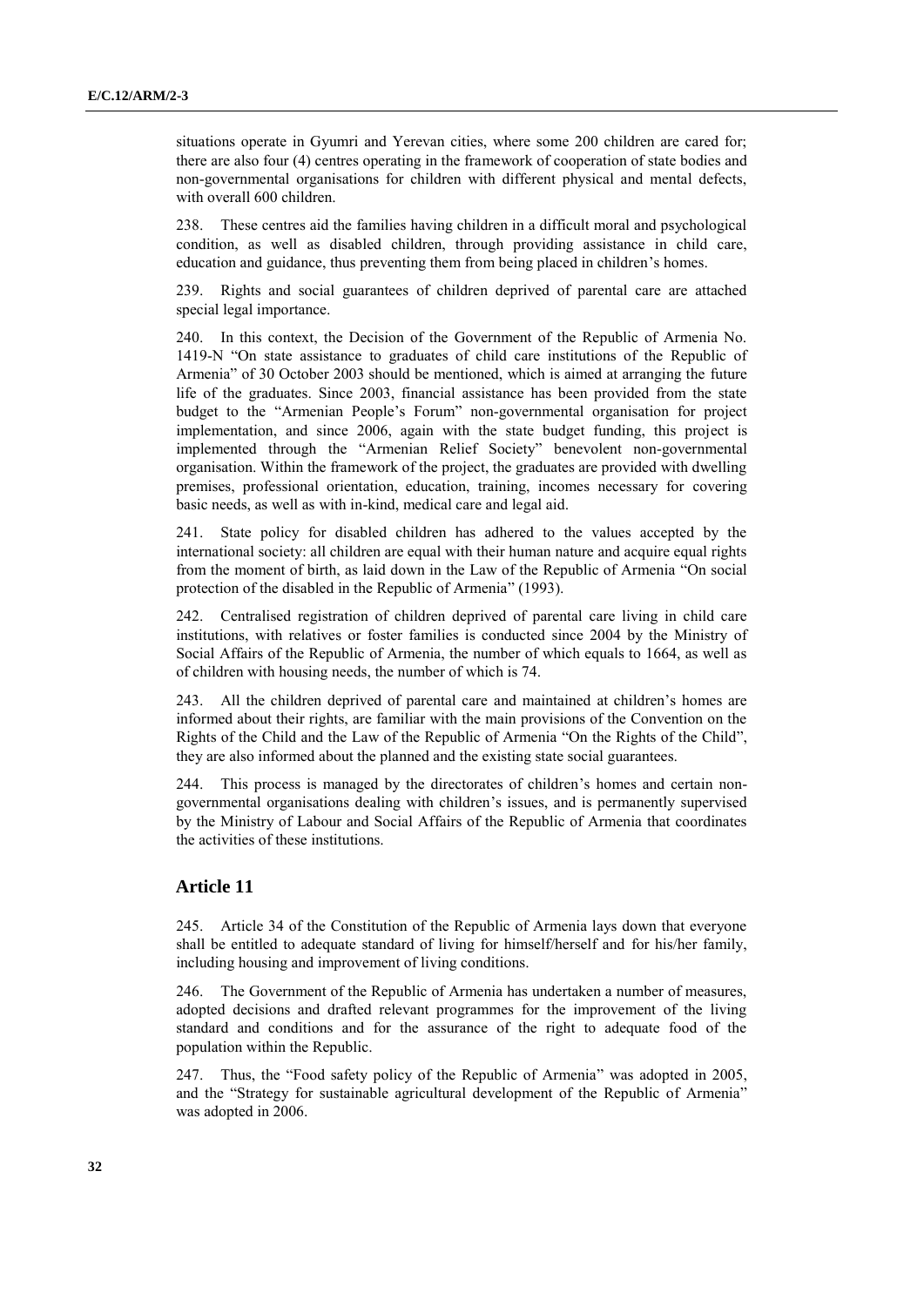situations operate in Gyumri and Yerevan cities, where some 200 children are cared for; there are also four (4) centres operating in the framework of cooperation of state bodies and non-governmental organisations for children with different physical and mental defects, with overall 600 children.

238. These centres aid the families having children in a difficult moral and psychological condition, as well as disabled children, through providing assistance in child care, education and guidance, thus preventing them from being placed in children's homes.

239. Rights and social guarantees of children deprived of parental care are attached special legal importance.

240. In this context, the Decision of the Government of the Republic of Armenia No. 1419-N "On state assistance to graduates of child care institutions of the Republic of Armenia" of 30 October 2003 should be mentioned, which is aimed at arranging the future life of the graduates. Since 2003, financial assistance has been provided from the state budget to the "Armenian People's Forum" non-governmental organisation for project implementation, and since 2006, again with the state budget funding, this project is implemented through the "Armenian Relief Society" benevolent non-governmental organisation. Within the framework of the project, the graduates are provided with dwelling premises, professional orientation, education, training, incomes necessary for covering basic needs, as well as with in-kind, medical care and legal aid.

241. State policy for disabled children has adhered to the values accepted by the international society: all children are equal with their human nature and acquire equal rights from the moment of birth, as laid down in the Law of the Republic of Armenia "On social protection of the disabled in the Republic of Armenia" (1993).

242. Centralised registration of children deprived of parental care living in child care institutions, with relatives or foster families is conducted since 2004 by the Ministry of Social Affairs of the Republic of Armenia, the number of which equals to 1664, as well as of children with housing needs, the number of which is 74.

243. All the children deprived of parental care and maintained at children's homes are informed about their rights, are familiar with the main provisions of the Convention on the Rights of the Child and the Law of the Republic of Armenia "On the Rights of the Child", they are also informed about the planned and the existing state social guarantees.

244. This process is managed by the directorates of children's homes and certain non-governmental organisations dealing with children's issues, and is permanently supervised by the Ministry of Labour and Social Affairs of the Republic of Armenia that coordinates the activities of these institutions.

## Article 11

245. Article 34 of the Constitution of the Republic of Armenia lays down that everyone shall be entitled to adequate standard of living for himself/herself and for his/her family, including housing and improvement of living conditions.

246. The Government of the Republic of Armenia has undertaken a number of measures, adopted decisions and drafted relevant programmes for the improvement of the living standard and conditions and for the assurance of the right to adequate food of the population within the Republic.

247. Thus, the "Food safety policy of the Republic of Armenia" was adopted in 2005, and the "Strategy for sustainable agricultural development of the Republic of Armenia" was adopted in 2006.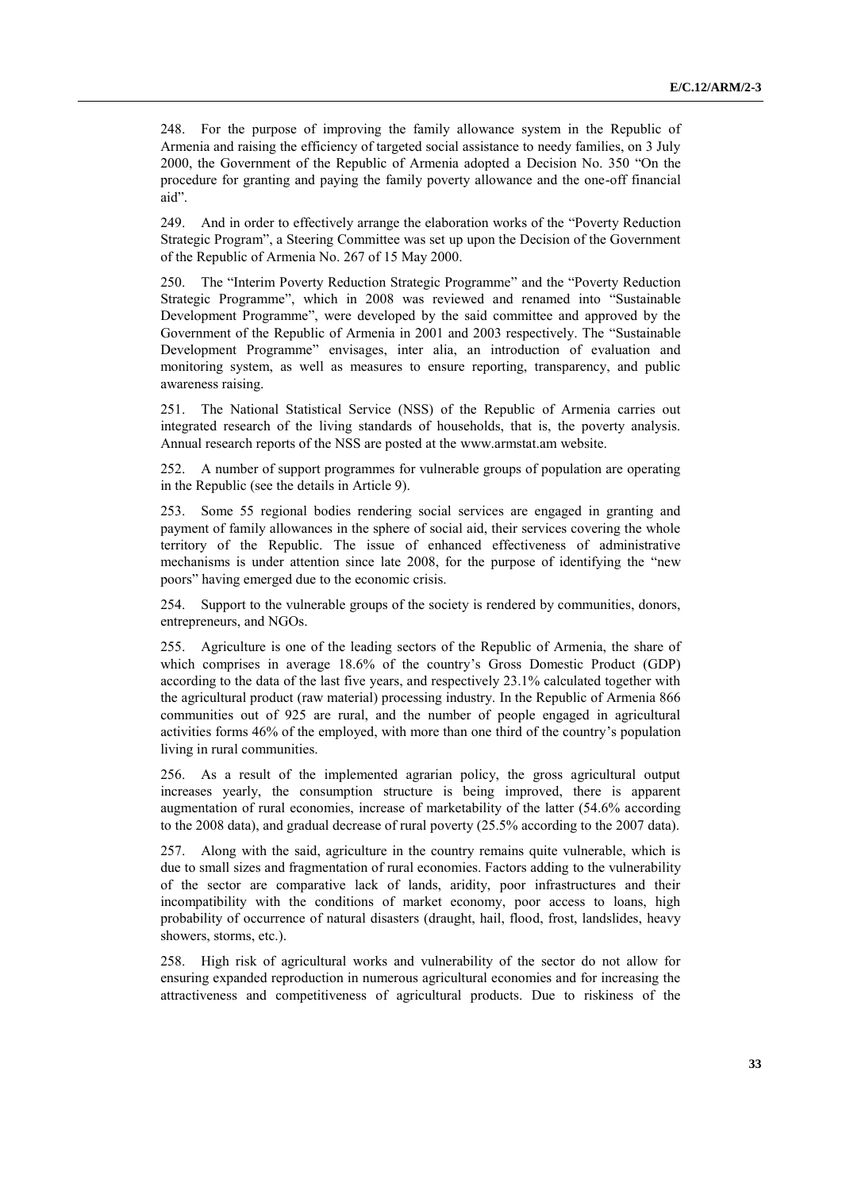248. For the purpose of improving the family allowance system in the Republic of Armenia and raising the efficiency of targeted social assistance to needy families, on 3 July 2000, the Government of the Republic of Armenia adopted a Decision No. 350 "On the procedure for granting and paying the family poverty allowance and the one-off financial aid".

249. And in order to effectively arrange the elaboration works of the "Poverty Reduction Strategic Program", a Steering Committee was set up upon the Decision of the Government of the Republic of Armenia No. 267 of 15 May 2000.

250. The "Interim Poverty Reduction Strategic Programme" and the "Poverty Reduction Strategic Programme", which in 2008 was reviewed and renamed into "Sustainable Development Programme", were developed by the said committee and approved by the Government of the Republic of Armenia in 2001 and 2003 respectively. The "Sustainable Development Programme" envisages, inter alia, an introduction of evaluation and monitoring system, as well as measures to ensure reporting, transparency, and public awareness raising.

251. The National Statistical Service (NSS) of the Republic of Armenia carries out integrated research of the living standards of households, that is, the poverty analysis. Annual research reports of the NSS are posted at the www.armstat.am website.

252. A number of support programmes for vulnerable groups of population are operating in the Republic (see the details in Article 9).

253. Some 55 regional bodies rendering social services are engaged in granting and payment of family allowances in the sphere of social aid, their services covering the whole territory of the Republic. The issue of enhanced effectiveness of administrative mechanisms is under attention since late 2008, for the purpose of identifying the "new poors" having emerged due to the economic crisis.

254. Support to the vulnerable groups of the society is rendered by communities, donors, entrepreneurs, and NGOs.

255. Agriculture is one of the leading sectors of the Republic of Armenia, the share of which comprises in average 18.6% of the country's Gross Domestic Product (GDP) according to the data of the last five years, and respectively 23.1% calculated together with the agricultural product (raw material) processing industry. In the Republic of Armenia 866 communities out of 925 are rural, and the number of people engaged in agricultural activities forms 46% of the employed, with more than one third of the country's population living in rural communities.

256. As a result of the implemented agrarian policy, the gross agricultural output increases yearly, the consumption structure is being improved, there is apparent augmentation of rural economies, increase of marketability of the latter (54.6% according to the 2008 data), and gradual decrease of rural poverty (25.5% according to the 2007 data).

257. Along with the said, agriculture in the country remains quite vulnerable, which is due to small sizes and fragmentation of rural economies. Factors adding to the vulnerability of the sector are comparative lack of lands, aridity, poor infrastructures and their incompatibility with the conditions of market economy, poor access to loans, high probability of occurrence of natural disasters (draught, hail, flood, frost, landslides, heavy showers, storms, etc.).

258. High risk of agricultural works and vulnerability of the sector do not allow for ensuring expanded reproduction in numerous agricultural economies and for increasing the attractiveness and competitiveness of agricultural products. Due to riskiness of the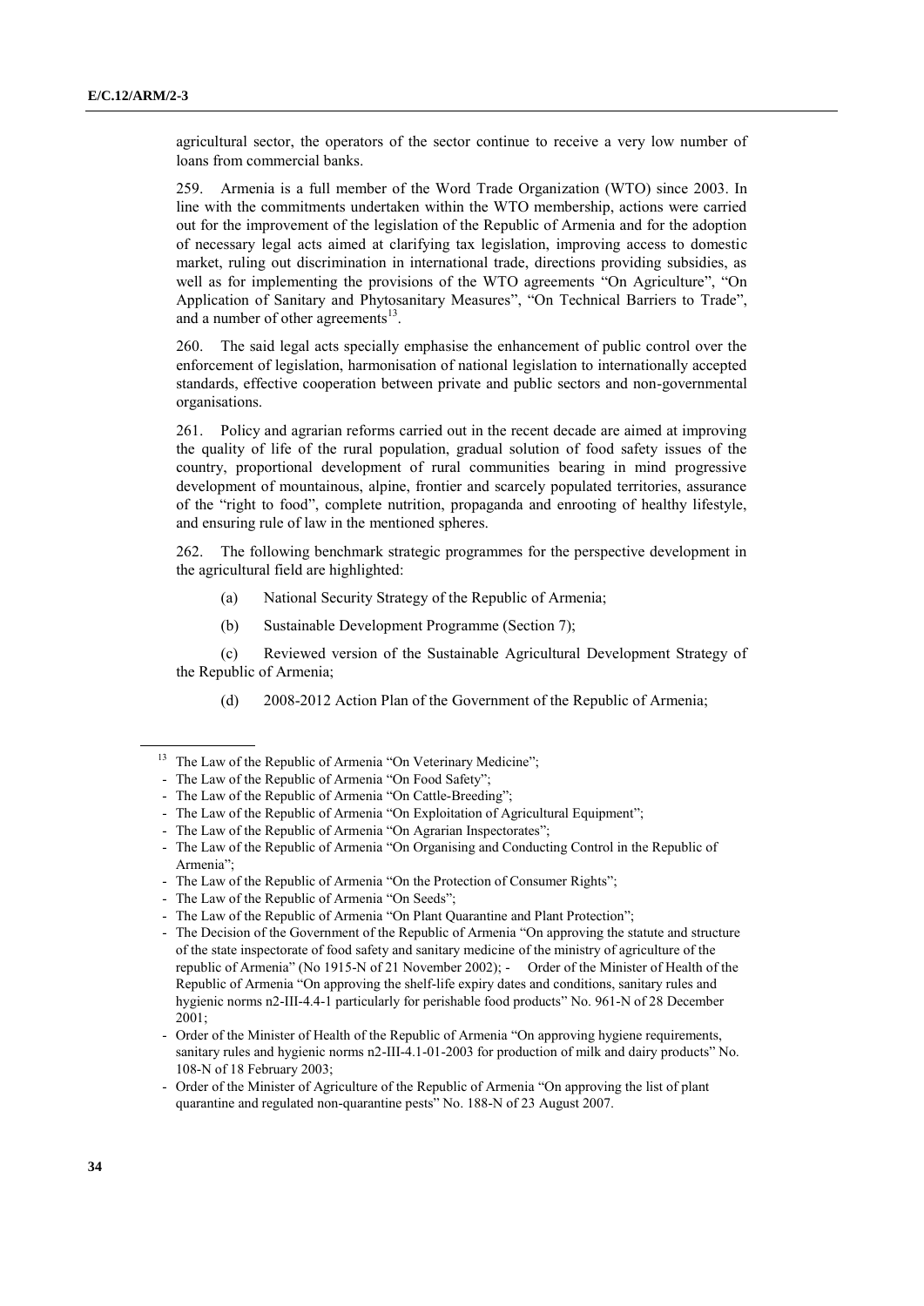agricultural sector, the operators of the sector continue to receive a very low number of loans from commercial banks.

259. Armenia is a full member of the Word Trade Organization (WTO) since 2003. In line with the commitments undertaken within the WTO membership, actions were carried out for the improvement of the legislation of the Republic of Armenia and for the adoption of necessary legal acts aimed at clarifying tax legislation, improving access to domestic market, ruling out discrimination in international trade, directions providing subsidies, as well as for implementing the provisions of the WTO agreements "On Agriculture", "On Application of Sanitary and Phytosanitary Measures", "On Technical Barriers to Trade", and a number of other agreements[13].

260. The said legal acts specially emphasise the enhancement of public control over the enforcement of legislation, harmonisation of national legislation to internationally accepted standards, effective cooperation between private and public sectors and non-governmental organisations.

261. Policy and agrarian reforms carried out in the recent decade are aimed at improving the quality of life of the rural population, gradual solution of food safety issues of the country, proportional development of rural communities bearing in mind progressive development of mountainous, alpine, frontier and scarcely populated territories, assurance of the "right to food", complete nutrition, propaganda and enrooting of healthy lifestyle, and ensuring rule of law in the mentioned spheres.

262. The following benchmark strategic programmes for the perspective development in the agricultural field are highlighted:

(a) National Security Strategy of the Republic of Armenia;

(b) Sustainable Development Programme (Section 7);

(c) Reviewed version of the Sustainable Agricultural Development Strategy of the Republic of Armenia;

(d) 2008-2012 Action Plan of the Government of the Republic of Armenia;

---

[13] The Law of the Republic of Armenia "On Veterinary Medicine";
- The Law of the Republic of Armenia "On Food Safety";
- The Law of the Republic of Armenia "On Cattle-Breeding";
- The Law of the Republic of Armenia "On Exploitation of Agricultural Equipment";
- The Law of the Republic of Armenia "On Agrarian Inspectorates";
- The Law of the Republic of Armenia "On Organising and Conducting Control in the Republic of Armenia";
- The Law of the Republic of Armenia "On the Protection of Consumer Rights";
- The Law of the Republic of Armenia "On Seeds";
- The Law of the Republic of Armenia "On Plant Quarantine and Plant Protection";
- The Decision of the Government of the Republic of Armenia "On approving the statute and structure of the state inspectorate of food safety and sanitary medicine of the ministry of agriculture of the republic of Armenia" (No 1915-N of 21 November 2002); - Order of the Minister of Health of the Republic of Armenia "On approving the shelf-life expiry dates and conditions, sanitary rules and hygienic norms n2-III-4.4-1 particularly for perishable food products" No. 961-N of 28 December 2001;
- Order of the Minister of Health of the Republic of Armenia "On approving hygiene requirements, sanitary rules and hygienic norms n2-III-4.1-01-2003 for production of milk and dairy products" No. 108-N of 18 February 2003;
- Order of the Minister of Agriculture of the Republic of Armenia "On approving the list of plant quarantine and regulated non-quarantine pests" No. 188-N of 23 August 2007.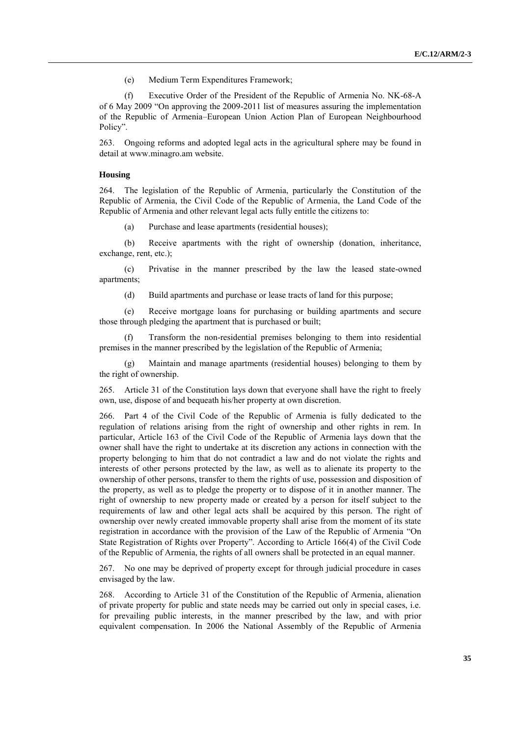(e) Medium Term Expenditures Framework;

(f) Executive Order of the President of the Republic of Armenia No. NK-68-A of 6 May 2009 "On approving the 2009-2011 list of measures assuring the implementation of the Republic of Armenia–European Union Action Plan of European Neighbourhood Policy".

263. Ongoing reforms and adopted legal acts in the agricultural sphere may be found in detail at www.minagro.am website.

### Housing

264. The legislation of the Republic of Armenia, particularly the Constitution of the Republic of Armenia, the Civil Code of the Republic of Armenia, the Land Code of the Republic of Armenia and other relevant legal acts fully entitle the citizens to:

(a) Purchase and lease apartments (residential houses);

(b) Receive apartments with the right of ownership (donation, inheritance, exchange, rent, etc.);

(c) Privatise in the manner prescribed by the law the leased state-owned apartments;

(d) Build apartments and purchase or lease tracts of land for this purpose;

(e) Receive mortgage loans for purchasing or building apartments and secure those through pledging the apartment that is purchased or built;

(f) Transform the non-residential premises belonging to them into residential premises in the manner prescribed by the legislation of the Republic of Armenia;

(g) Maintain and manage apartments (residential houses) belonging to them by the right of ownership.

265. Article 31 of the Constitution lays down that everyone shall have the right to freely own, use, dispose of and bequeath his/her property at own discretion.

266. Part 4 of the Civil Code of the Republic of Armenia is fully dedicated to the regulation of relations arising from the right of ownership and other rights in rem. In particular, Article 163 of the Civil Code of the Republic of Armenia lays down that the owner shall have the right to undertake at its discretion any actions in connection with the property belonging to him that do not contradict a law and do not violate the rights and interests of other persons protected by the law, as well as to alienate its property to the ownership of other persons, transfer to them the rights of use, possession and disposition of the property, as well as to pledge the property or to dispose of it in another manner. The right of ownership to new property made or created by a person for itself subject to the requirements of law and other legal acts shall be acquired by this person. The right of ownership over newly created immovable property shall arise from the moment of its state registration in accordance with the provision of the Law of the Republic of Armenia "On State Registration of Rights over Property". According to Article 166(4) of the Civil Code of the Republic of Armenia, the rights of all owners shall be protected in an equal manner.

267. No one may be deprived of property except for through judicial procedure in cases envisaged by the law.

268. According to Article 31 of the Constitution of the Republic of Armenia, alienation of private property for public and state needs may be carried out only in special cases, i.e. for prevailing public interests, in the manner prescribed by the law, and with prior equivalent compensation. In 2006 the National Assembly of the Republic of Armenia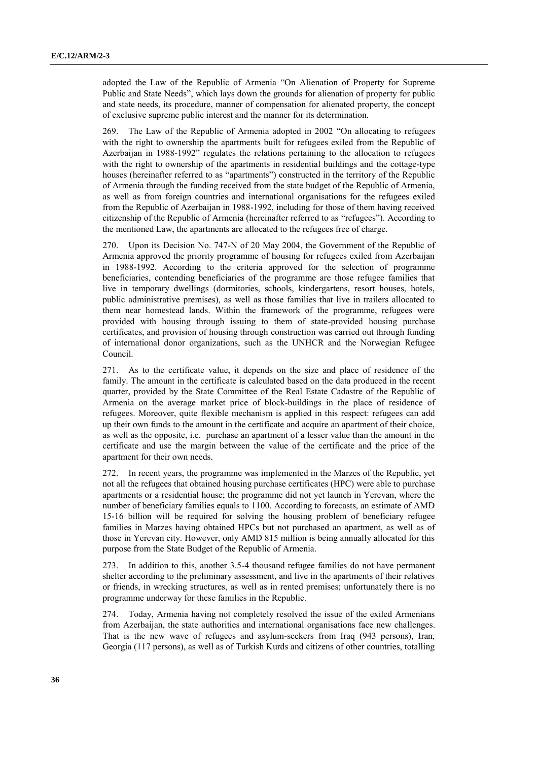adopted the Law of the Republic of Armenia "On Alienation of Property for Supreme Public and State Needs", which lays down the grounds for alienation of property for public and state needs, its procedure, manner of compensation for alienated property, the concept of exclusive supreme public interest and the manner for its determination.

269. The Law of the Republic of Armenia adopted in 2002 "On allocating to refugees with the right to ownership the apartments built for refugees exiled from the Republic of Azerbaijan in 1988-1992" regulates the relations pertaining to the allocation to refugees with the right to ownership of the apartments in residential buildings and the cottage-type houses (hereinafter referred to as "apartments") constructed in the territory of the Republic of Armenia through the funding received from the state budget of the Republic of Armenia, as well as from foreign countries and international organisations for the refugees exiled from the Republic of Azerbaijan in 1988-1992, including for those of them having received citizenship of the Republic of Armenia (hereinafter referred to as "refugees"). According to the mentioned Law, the apartments are allocated to the refugees free of charge.

270. Upon its Decision No. 747-N of 20 May 2004, the Government of the Republic of Armenia approved the priority programme of housing for refugees exiled from Azerbaijan in 1988-1992. According to the criteria approved for the selection of programme beneficiaries, contending beneficiaries of the programme are those refugee families that live in temporary dwellings (dormitories, schools, kindergartens, resort houses, hotels, public administrative premises), as well as those families that live in trailers allocated to them near homestead lands. Within the framework of the programme, refugees were provided with housing through issuing to them of state-provided housing purchase certificates, and provision of housing through construction was carried out through funding of international donor organizations, such as the UNHCR and the Norwegian Refugee Council.

271. As to the certificate value, it depends on the size and place of residence of the family. The amount in the certificate is calculated based on the data produced in the recent quarter, provided by the State Committee of the Real Estate Cadastre of the Republic of Armenia on the average market price of block-buildings in the place of residence of refugees. Moreover, quite flexible mechanism is applied in this respect: refugees can add up their own funds to the amount in the certificate and acquire an apartment of their choice, as well as the opposite, i.e. purchase an apartment of a lesser value than the amount in the certificate and use the margin between the value of the certificate and the price of the apartment for their own needs.

272. In recent years, the programme was implemented in the Marzes of the Republic, yet not all the refugees that obtained housing purchase certificates (HPC) were able to purchase apartments or a residential house; the programme did not yet launch in Yerevan, where the number of beneficiary families equals to 1100. According to forecasts, an estimate of AMD 15-16 billion will be required for solving the housing problem of beneficiary refugee families in Marzes having obtained HPCs but not purchased an apartment, as well as of those in Yerevan city. However, only AMD 815 million is being annually allocated for this purpose from the State Budget of the Republic of Armenia.

273. In addition to this, another 3.5-4 thousand refugee families do not have permanent shelter according to the preliminary assessment, and live in the apartments of their relatives or friends, in wrecking structures, as well as in rented premises; unfortunately there is no programme underway for these families in the Republic.

274. Today, Armenia having not completely resolved the issue of the exiled Armenians from Azerbaijan, the state authorities and international organisations face new challenges. That is the new wave of refugees and asylum-seekers from Iraq (943 persons), Iran, Georgia (117 persons), as well as of Turkish Kurds and citizens of other countries, totalling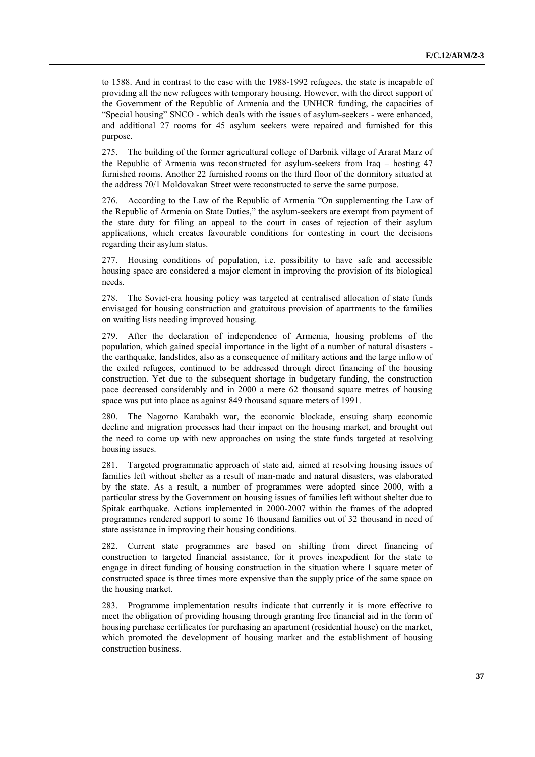to 1588. And in contrast to the case with the 1988-1992 refugees, the state is incapable of providing all the new refugees with temporary housing. However, with the direct support of the Government of the Republic of Armenia and the UNHCR funding, the capacities of "Special housing" SNCO - which deals with the issues of asylum-seekers - were enhanced, and additional 27 rooms for 45 asylum seekers were repaired and furnished for this purpose.

275. The building of the former agricultural college of Darbnik village of Ararat Marz of the Republic of Armenia was reconstructed for asylum-seekers from Iraq – hosting 47 furnished rooms. Another 22 furnished rooms on the third floor of the dormitory situated at the address 70/1 Moldovakan Street were reconstructed to serve the same purpose.

276. According to the Law of the Republic of Armenia "On supplementing the Law of the Republic of Armenia on State Duties," the asylum-seekers are exempt from payment of the state duty for filing an appeal to the court in cases of rejection of their asylum applications, which creates favourable conditions for contesting in court the decisions regarding their asylum status.

277. Housing conditions of population, i.e. possibility to have safe and accessible housing space are considered a major element in improving the provision of its biological needs.

278. The Soviet-era housing policy was targeted at centralised allocation of state funds envisaged for housing construction and gratuitous provision of apartments to the families on waiting lists needing improved housing.

279. After the declaration of independence of Armenia, housing problems of the population, which gained special importance in the light of a number of natural disasters - the earthquake, landslides, also as a consequence of military actions and the large inflow of the exiled refugees, continued to be addressed through direct financing of the housing construction. Yet due to the subsequent shortage in budgetary funding, the construction pace decreased considerably and in 2000 a mere 62 thousand square metres of housing space was put into place as against 849 thousand square meters of 1991.

280. The Nagorno Karabakh war, the economic blockade, ensuing sharp economic decline and migration processes had their impact on the housing market, and brought out the need to come up with new approaches on using the state funds targeted at resolving housing issues.

281. Targeted programmatic approach of state aid, aimed at resolving housing issues of families left without shelter as a result of man-made and natural disasters, was elaborated by the state. As a result, a number of programmes were adopted since 2000, with a particular stress by the Government on housing issues of families left without shelter due to Spitak earthquake. Actions implemented in 2000-2007 within the frames of the adopted programmes rendered support to some 16 thousand families out of 32 thousand in need of state assistance in improving their housing conditions.

282. Current state programmes are based on shifting from direct financing of construction to targeted financial assistance, for it proves inexpedient for the state to engage in direct funding of housing construction in the situation where 1 square meter of constructed space is three times more expensive than the supply price of the same space on the housing market.

283. Programme implementation results indicate that currently it is more effective to meet the obligation of providing housing through granting free financial aid in the form of housing purchase certificates for purchasing an apartment (residential house) on the market, which promoted the development of housing market and the establishment of housing construction business.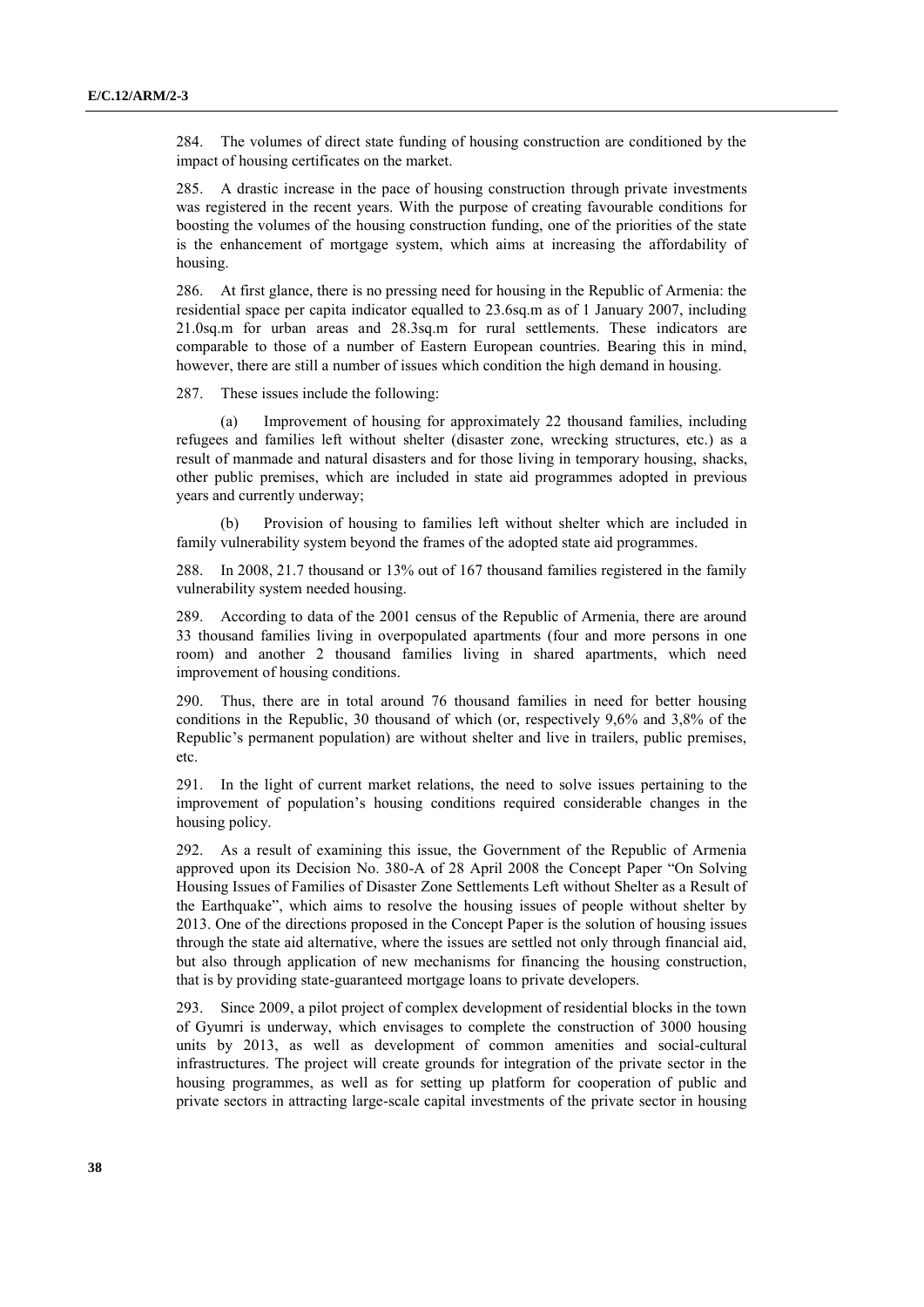284. The volumes of direct state funding of housing construction are conditioned by the impact of housing certificates on the market.

285. A drastic increase in the pace of housing construction through private investments was registered in the recent years. With the purpose of creating favourable conditions for boosting the volumes of the housing construction funding, one of the priorities of the state is the enhancement of mortgage system, which aims at increasing the affordability of housing.

286. At first glance, there is no pressing need for housing in the Republic of Armenia: the residential space per capita indicator equalled to 23.6sq.m as of 1 January 2007, including 21.0sq.m for urban areas and 28.3sq.m for rural settlements. These indicators are comparable to those of a number of Eastern European countries. Bearing this in mind, however, there are still a number of issues which condition the high demand in housing.

287. These issues include the following:

(a) Improvement of housing for approximately 22 thousand families, including refugees and families left without shelter (disaster zone, wrecking structures, etc.) as a result of manmade and natural disasters and for those living in temporary housing, shacks, other public premises, which are included in state aid programmes adopted in previous years and currently underway;

(b) Provision of housing to families left without shelter which are included in family vulnerability system beyond the frames of the adopted state aid programmes.

288. In 2008, 21.7 thousand or 13% out of 167 thousand families registered in the family vulnerability system needed housing.

289. According to data of the 2001 census of the Republic of Armenia, there are around 33 thousand families living in overpopulated apartments (four and more persons in one room) and another 2 thousand families living in shared apartments, which need improvement of housing conditions.

290. Thus, there are in total around 76 thousand families in need for better housing conditions in the Republic, 30 thousand of which (or, respectively 9,6% and 3,8% of the Republic's permanent population) are without shelter and live in trailers, public premises, etc.

291. In the light of current market relations, the need to solve issues pertaining to the improvement of population's housing conditions required considerable changes in the housing policy.

292. As a result of examining this issue, the Government of the Republic of Armenia approved upon its Decision No. 380-A of 28 April 2008 the Concept Paper "On Solving Housing Issues of Families of Disaster Zone Settlements Left without Shelter as a Result of the Earthquake", which aims to resolve the housing issues of people without shelter by 2013. One of the directions proposed in the Concept Paper is the solution of housing issues through the state aid alternative, where the issues are settled not only through financial aid, but also through application of new mechanisms for financing the housing construction, that is by providing state-guaranteed mortgage loans to private developers.

293. Since 2009, a pilot project of complex development of residential blocks in the town of Gyumri is underway, which envisages to complete the construction of 3000 housing units by 2013, as well as development of common amenities and social-cultural infrastructures. The project will create grounds for integration of the private sector in the housing programmes, as well as for setting up platform for cooperation of public and private sectors in attracting large-scale capital investments of the private sector in housing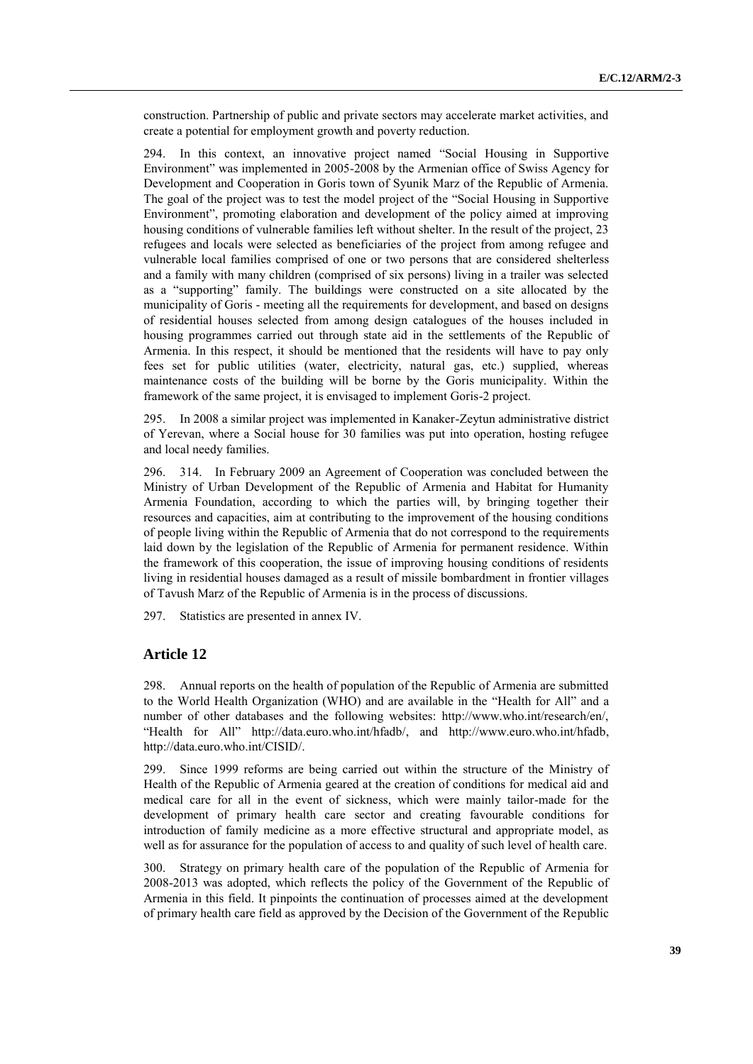construction. Partnership of public and private sectors may accelerate market activities, and create a potential for employment growth and poverty reduction.

294. In this context, an innovative project named "Social Housing in Supportive Environment" was implemented in 2005-2008 by the Armenian office of Swiss Agency for Development and Cooperation in Goris town of Syunik Marz of the Republic of Armenia. The goal of the project was to test the model project of the "Social Housing in Supportive Environment", promoting elaboration and development of the policy aimed at improving housing conditions of vulnerable families left without shelter. In the result of the project, 23 refugees and locals were selected as beneficiaries of the project from among refugee and vulnerable local families comprised of one or two persons that are considered shelterless and a family with many children (comprised of six persons) living in a trailer was selected as a "supporting" family. The buildings were constructed on a site allocated by the municipality of Goris - meeting all the requirements for development, and based on designs of residential houses selected from among design catalogues of the houses included in housing programmes carried out through state aid in the settlements of the Republic of Armenia. In this respect, it should be mentioned that the residents will have to pay only fees set for public utilities (water, electricity, natural gas, etc.) supplied, whereas maintenance costs of the building will be borne by the Goris municipality. Within the framework of the same project, it is envisaged to implement Goris-2 project.

295. In 2008 a similar project was implemented in Kanaker-Zeytun administrative district of Yerevan, where a Social house for 30 families was put into operation, hosting refugee and local needy families.

296. 314. In February 2009 an Agreement of Cooperation was concluded between the Ministry of Urban Development of the Republic of Armenia and Habitat for Humanity Armenia Foundation, according to which the parties will, by bringing together their resources and capacities, aim at contributing to the improvement of the housing conditions of people living within the Republic of Armenia that do not correspond to the requirements laid down by the legislation of the Republic of Armenia for permanent residence. Within the framework of this cooperation, the issue of improving housing conditions of residents living in residential houses damaged as a result of missile bombardment in frontier villages of Tavush Marz of the Republic of Armenia is in the process of discussions.

297. Statistics are presented in annex IV.

## Article 12

298. Annual reports on the health of population of the Republic of Armenia are submitted to the World Health Organization (WHO) and are available in the "Health for All" and a number of other databases and the following websites: http://www.who.int/research/en/, "Health for All" http://data.euro.who.int/hfadb/, and http://www.euro.who.int/hfadb, http://data.euro.who.int/CISID/.

299. Since 1999 reforms are being carried out within the structure of the Ministry of Health of the Republic of Armenia geared at the creation of conditions for medical aid and medical care for all in the event of sickness, which were mainly tailor-made for the development of primary health care sector and creating favourable conditions for introduction of family medicine as a more effective structural and appropriate model, as well as for assurance for the population of access to and quality of such level of health care.

300. Strategy on primary health care of the population of the Republic of Armenia for 2008-2013 was adopted, which reflects the policy of the Government of the Republic of Armenia in this field. It pinpoints the continuation of processes aimed at the development of primary health care field as approved by the Decision of the Government of the Republic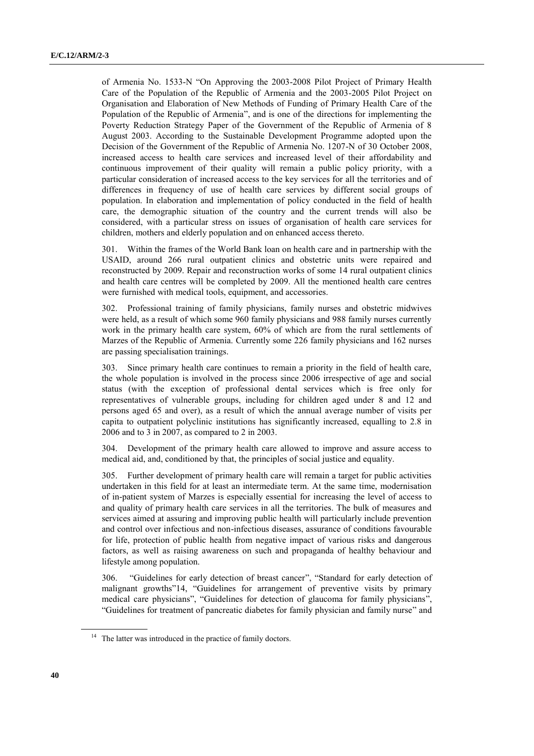of Armenia No. 1533-N "On Approving the 2003-2008 Pilot Project of Primary Health Care of the Population of the Republic of Armenia and the 2003-2005 Pilot Project on Organisation and Elaboration of New Methods of Funding of Primary Health Care of the Population of the Republic of Armenia", and is one of the directions for implementing the Poverty Reduction Strategy Paper of the Government of the Republic of Armenia of 8 August 2003. According to the Sustainable Development Programme adopted upon the Decision of the Government of the Republic of Armenia No. 1207-N of 30 October 2008, increased access to health care services and increased level of their affordability and continuous improvement of their quality will remain a public policy priority, with a particular consideration of increased access to the key services for all the territories and of differences in frequency of use of health care services by different social groups of population. In elaboration and implementation of policy conducted in the field of health care, the demographic situation of the country and the current trends will also be considered, with a particular stress on issues of organisation of health care services for children, mothers and elderly population and on enhanced access thereto.

301. Within the frames of the World Bank loan on health care and in partnership with the USAID, around 266 rural outpatient clinics and obstetric units were repaired and reconstructed by 2009. Repair and reconstruction works of some 14 rural outpatient clinics and health care centres will be completed by 2009. All the mentioned health care centres were furnished with medical tools, equipment, and accessories.

302. Professional training of family physicians, family nurses and obstetric midwives were held, as a result of which some 960 family physicians and 988 family nurses currently work in the primary health care system, 60% of which are from the rural settlements of Marzes of the Republic of Armenia. Currently some 226 family physicians and 162 nurses are passing specialisation trainings.

303. Since primary health care continues to remain a priority in the field of health care, the whole population is involved in the process since 2006 irrespective of age and social status (with the exception of professional dental services which is free only for representatives of vulnerable groups, including for children aged under 8 and 12 and persons aged 65 and over), as a result of which the annual average number of visits per capita to outpatient polyclinic institutions has significantly increased, equalling to 2.8 in 2006 and to 3 in 2007, as compared to 2 in 2003.

304. Development of the primary health care allowed to improve and assure access to medical aid, and, conditioned by that, the principles of social justice and equality.

305. Further development of primary health care will remain a target for public activities undertaken in this field for at least an intermediate term. At the same time, modernisation of in-patient system of Marzes is especially essential for increasing the level of access to and quality of primary health care services in all the territories. The bulk of measures and services aimed at assuring and improving public health will particularly include prevention and control over infectious and non-infectious diseases, assurance of conditions favourable for life, protection of public health from negative impact of various risks and dangerous factors, as well as raising awareness on such and propaganda of healthy behaviour and lifestyle among population.

306. "Guidelines for early detection of breast cancer", "Standard for early detection of malignant growths"[14], "Guidelines for arrangement of preventive visits by primary medical care physicians", "Guidelines for detection of glaucoma for family physicians", "Guidelines for treatment of pancreatic diabetes for family physician and family nurse" and

---

[14] The latter was introduced in the practice of family doctors.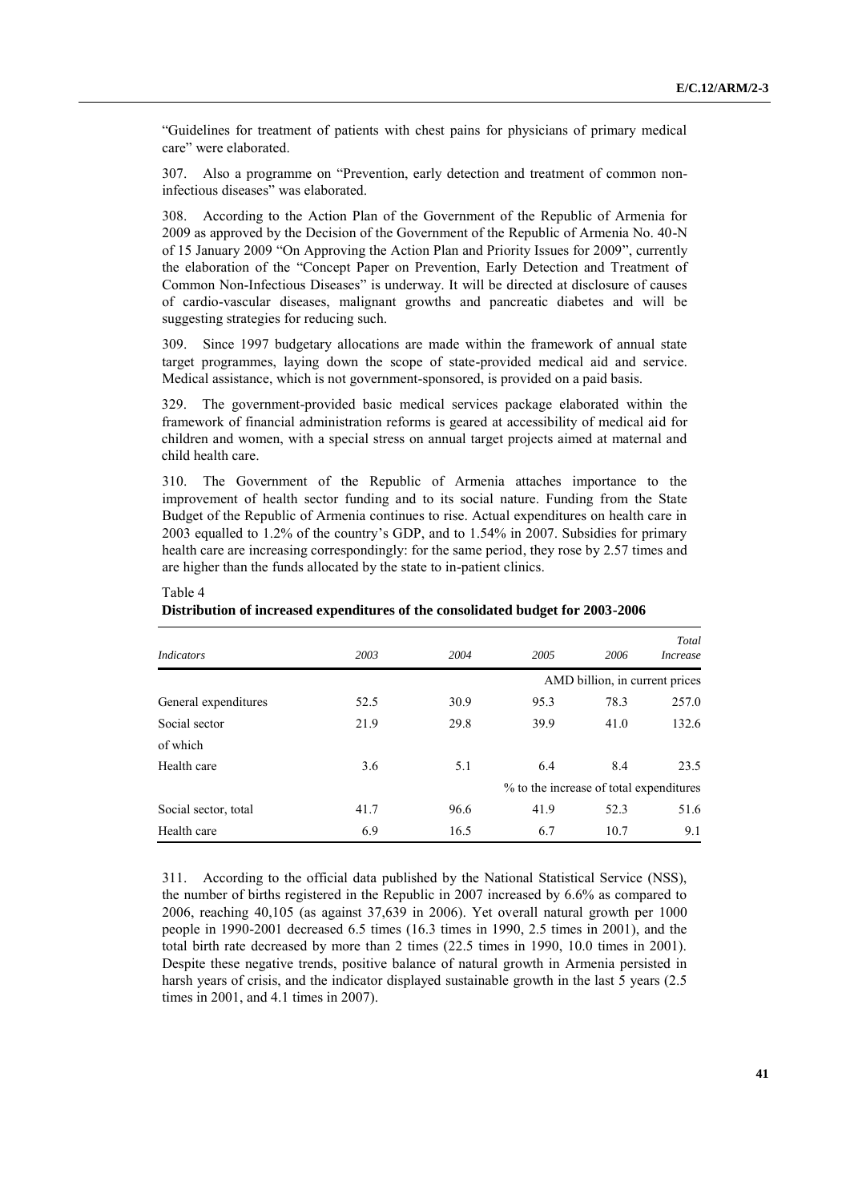"Guidelines for treatment of patients with chest pains for physicians of primary medical care" were elaborated.

307. Also a programme on "Prevention, early detection and treatment of common non-infectious diseases" was elaborated.

308. According to the Action Plan of the Government of the Republic of Armenia for 2009 as approved by the Decision of the Government of the Republic of Armenia No. 40-N of 15 January 2009 "On Approving the Action Plan and Priority Issues for 2009", currently the elaboration of the "Concept Paper on Prevention, Early Detection and Treatment of Common Non-Infectious Diseases" is underway. It will be directed at disclosure of causes of cardio-vascular diseases, malignant growths and pancreatic diabetes and will be suggesting strategies for reducing such.

309. Since 1997 budgetary allocations are made within the framework of annual state target programmes, laying down the scope of state-provided medical aid and service. Medical assistance, which is not government-sponsored, is provided on a paid basis.

329. The government-provided basic medical services package elaborated within the framework of financial administration reforms is geared at accessibility of medical aid for children and women, with a special stress on annual target projects aimed at maternal and child health care.

310. The Government of the Republic of Armenia attaches importance to the improvement of health sector funding and to its social nature. Funding from the State Budget of the Republic of Armenia continues to rise. Actual expenditures on health care in 2003 equalled to 1.2% of the country's GDP, and to 1.54% in 2007. Subsidies for primary health care are increasing correspondingly: for the same period, they rose by 2.57 times and are higher than the funds allocated by the state to in-patient clinics.

Table 4
**Distribution of increased expenditures of the consolidated budget for 2003-2006**

| *Indicators* | *2003* | *2004* | *2005* | *2006* | *Total Increase* |
|---|---|---|---|---|---|
| | | | AMD billion, in current prices | | |
| General expenditures | 52.5 | 30.9 | 95.3 | 78.3 | 257.0 |
| Social sector | 21.9 | 29.8 | 39.9 | 41.0 | 132.6 |
| of which | | | | | |
| Health care | 3.6 | 5.1 | 6.4 | 8.4 | 23.5 |
| | | | % to the increase of total expenditures | | |
| Social sector, total | 41.7 | 96.6 | 41.9 | 52.3 | 51.6 |
| Health care | 6.9 | 16.5 | 6.7 | 10.7 | 9.1 |

311. According to the official data published by the National Statistical Service (NSS), the number of births registered in the Republic in 2007 increased by 6.6% as compared to 2006, reaching 40,105 (as against 37,639 in 2006). Yet overall natural growth per 1000 people in 1990-2001 decreased 6.5 times (16.3 times in 1990, 2.5 times in 2001), and the total birth rate decreased by more than 2 times (22.5 times in 1990, 10.0 times in 2001). Despite these negative trends, positive balance of natural growth in Armenia persisted in harsh years of crisis, and the indicator displayed sustainable growth in the last 5 years (2.5 times in 2001, and 4.1 times in 2007).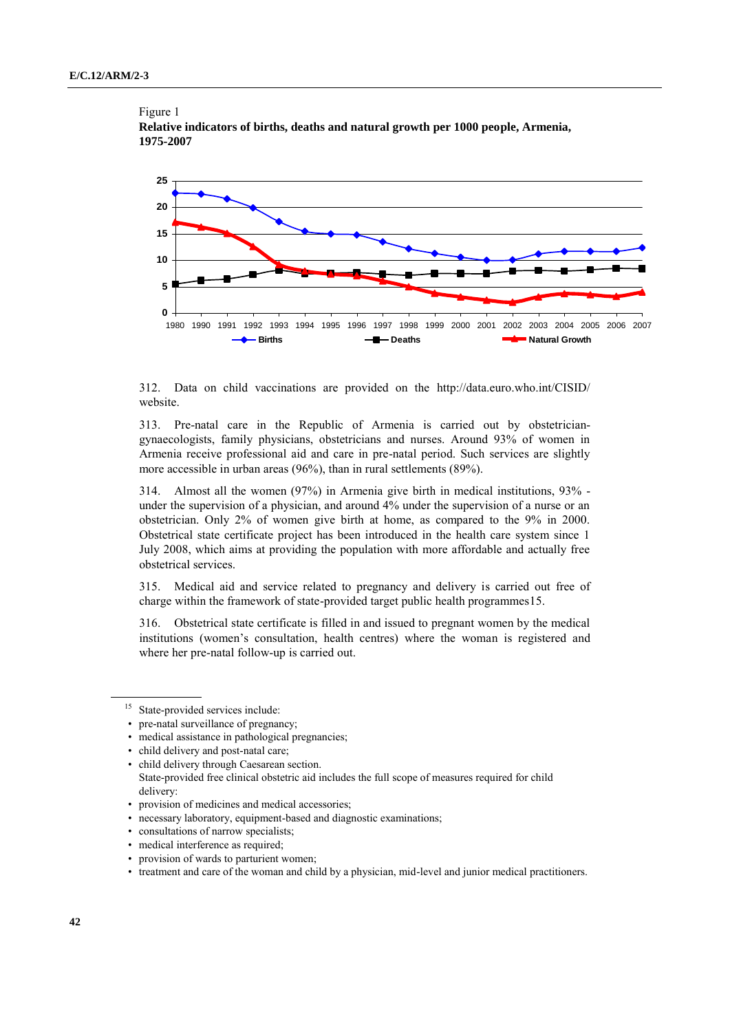Figure 1

**Relative indicators of births, deaths and natural growth per 1000 people, Armenia, 1975-2007**

312. Data on child vaccinations are provided on the http://data.euro.who.int/CISID/ website.

313. Pre-natal care in the Republic of Armenia is carried out by obstetrician-gynaecologists, family physicians, obstetricians and nurses. Around 93% of women in Armenia receive professional aid and care in pre-natal period. Such services are slightly more accessible in urban areas (96%), than in rural settlements (89%).

314. Almost all the women (97%) in Armenia give birth in medical institutions, 93% - under the supervision of a physician, and around 4% under the supervision of a nurse or an obstetrician. Only 2% of women give birth at home, as compared to the 9% in 2000. Obstetrical state certificate project has been introduced in the health care system since 1 July 2008, which aims at providing the population with more affordable and actually free obstetrical services.

315. Medical aid and service related to pregnancy and delivery is carried out free of charge within the framework of state-provided target public health programmes15.

316. Obstetrical state certificate is filled in and issued to pregnant women by the medical institutions (women's consultation, health centres) where the woman is registered and where her pre-natal follow-up is carried out.

---

[15] State-provided services include:

- pre-natal surveillance of pregnancy;
- medical assistance in pathological pregnancies;
- child delivery and post-natal care;
- child delivery through Caesarean section.

State-provided free clinical obstetric aid includes the full scope of measures required for child delivery:

- provision of medicines and medical accessories;
- necessary laboratory, equipment-based and diagnostic examinations;
- consultations of narrow specialists;
- medical interference as required;
- provision of wards to parturient women;
- treatment and care of the woman and child by a physician, mid-level and junior medical practitioners.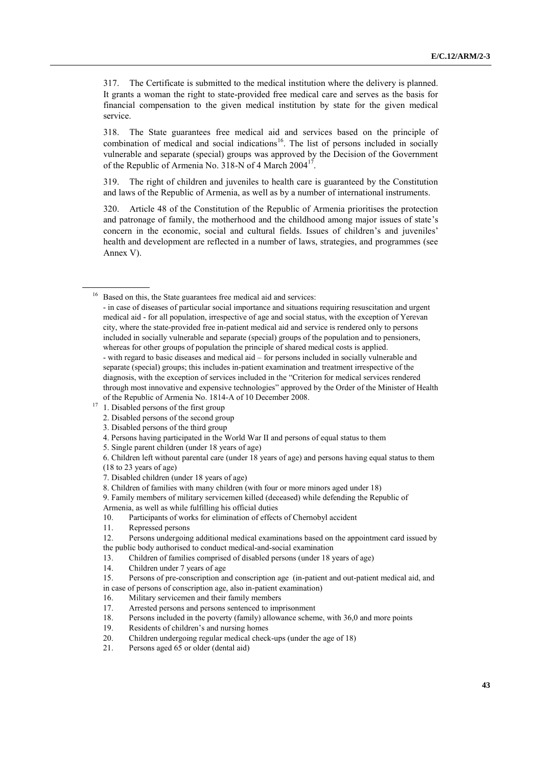317. The Certificate is submitted to the medical institution where the delivery is planned. It grants a woman the right to state-provided free medical care and serves as the basis for financial compensation to the given medical institution by state for the given medical service.

318. The State guarantees free medical aid and services based on the principle of combination of medical and social indications[16]. The list of persons included in socially vulnerable and separate (special) groups was approved by the Decision of the Government of the Republic of Armenia No. 318-N of 4 March 2004[17].

319. The right of children and juveniles to health care is guaranteed by the Constitution and laws of the Republic of Armenia, as well as by a number of international instruments.

320. Article 48 of the Constitution of the Republic of Armenia prioritises the protection and patronage of family, the motherhood and the childhood among major issues of state's concern in the economic, social and cultural fields. Issues of children's and juveniles' health and development are reflected in a number of laws, strategies, and programmes (see Annex V).

---

[16] Based on this, the State guarantees free medical aid and services:
- in case of diseases of particular social importance and situations requiring resuscitation and urgent medical aid - for all population, irrespective of age and social status, with the exception of Yerevan city, where the state-provided free in-patient medical aid and service is rendered only to persons included in socially vulnerable and separate (special) groups of the population and to pensioners, whereas for other groups of population the principle of shared medical costs is applied.
- with regard to basic diseases and medical aid – for persons included in socially vulnerable and separate (special) groups; this includes in-patient examination and treatment irrespective of the diagnosis, with the exception of services included in the "Criterion for medical services rendered through most innovative and expensive technologies" approved by the Order of the Minister of Health of the Republic of Armenia No. 1814-A of 10 December 2008.

[17]
1. Disabled persons of the first group
2. Disabled persons of the second group
3. Disabled persons of the third group
4. Persons having participated in the World War II and persons of equal status to them
5. Single parent children (under 18 years of age)
6. Children left without parental care (under 18 years of age) and persons having equal status to them (18 to 23 years of age)
7. Disabled children (under 18 years of age)
8. Children of families with many children (with four or more minors aged under 18)
9. Family members of military servicemen killed (deceased) while defending the Republic of Armenia, as well as while fulfilling his official duties
10. Participants of works for elimination of effects of Chernobyl accident
11. Repressed persons
12. Persons undergoing additional medical examinations based on the appointment card issued by the public body authorised to conduct medical-and-social examination
13. Children of families comprised of disabled persons (under 18 years of age)
14. Children under 7 years of age
15. Persons of pre-conscription and conscription age (in-patient and out-patient medical aid, and in case of persons of conscription age, also in-patient examination)
16. Military servicemen and their family members
17. Arrested persons and persons sentenced to imprisonment
18. Persons included in the poverty (family) allowance scheme, with 36,0 and more points
19. Residents of children's and nursing homes
20. Children undergoing regular medical check-ups (under the age of 18)
21. Persons aged 65 or older (dental aid)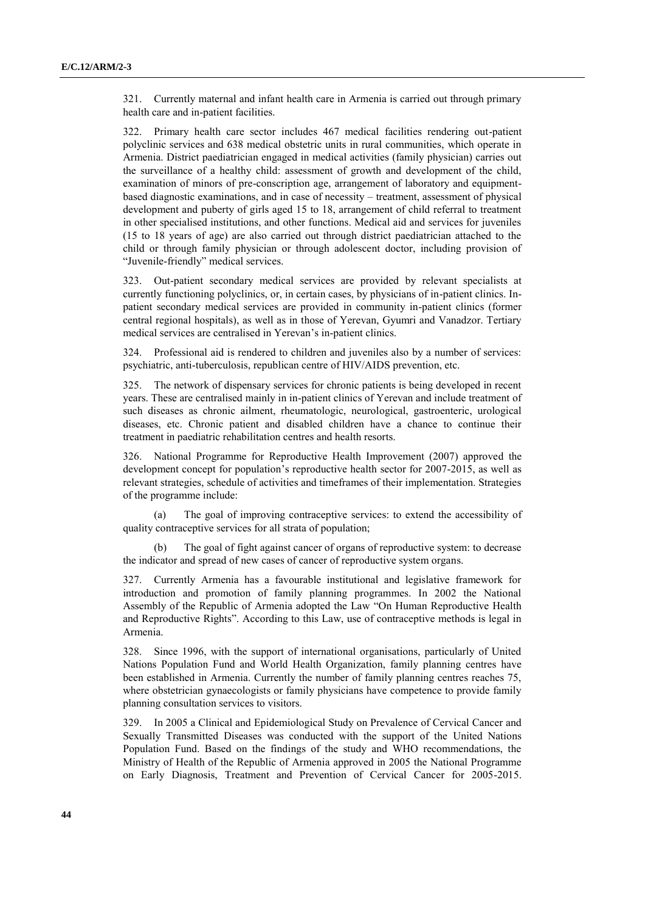321. Currently maternal and infant health care in Armenia is carried out through primary health care and in-patient facilities.

322. Primary health care sector includes 467 medical facilities rendering out-patient polyclinic services and 638 medical obstetric units in rural communities, which operate in Armenia. District paediatrician engaged in medical activities (family physician) carries out the surveillance of a healthy child: assessment of growth and development of the child, examination of minors of pre-conscription age, arrangement of laboratory and equipment-based diagnostic examinations, and in case of necessity – treatment, assessment of physical development and puberty of girls aged 15 to 18, arrangement of child referral to treatment in other specialised institutions, and other functions. Medical aid and services for juveniles (15 to 18 years of age) are also carried out through district paediatrician attached to the child or through family physician or through adolescent doctor, including provision of "Juvenile-friendly" medical services.

323. Out-patient secondary medical services are provided by relevant specialists at currently functioning polyclinics, or, in certain cases, by physicians of in-patient clinics. In-patient secondary medical services are provided in community in-patient clinics (former central regional hospitals), as well as in those of Yerevan, Gyumri and Vanadzor. Tertiary medical services are centralised in Yerevan's in-patient clinics.

324. Professional aid is rendered to children and juveniles also by a number of services: psychiatric, anti-tuberculosis, republican centre of HIV/AIDS prevention, etc.

325. The network of dispensary services for chronic patients is being developed in recent years. These are centralised mainly in in-patient clinics of Yerevan and include treatment of such diseases as chronic ailment, rheumatologic, neurological, gastroenteric, urological diseases, etc. Chronic patient and disabled children have a chance to continue their treatment in paediatric rehabilitation centres and health resorts.

326. National Programme for Reproductive Health Improvement (2007) approved the development concept for population's reproductive health sector for 2007-2015, as well as relevant strategies, schedule of activities and timeframes of their implementation. Strategies of the programme include:

(a) The goal of improving contraceptive services: to extend the accessibility of quality contraceptive services for all strata of population;

(b) The goal of fight against cancer of organs of reproductive system: to decrease the indicator and spread of new cases of cancer of reproductive system organs.

327. Currently Armenia has a favourable institutional and legislative framework for introduction and promotion of family planning programmes. In 2002 the National Assembly of the Republic of Armenia adopted the Law "On Human Reproductive Health and Reproductive Rights". According to this Law, use of contraceptive methods is legal in Armenia.

328. Since 1996, with the support of international organisations, particularly of United Nations Population Fund and World Health Organization, family planning centres have been established in Armenia. Currently the number of family planning centres reaches 75, where obstetrician gynaecologists or family physicians have competence to provide family planning consultation services to visitors.

329. In 2005 a Clinical and Epidemiological Study on Prevalence of Cervical Cancer and Sexually Transmitted Diseases was conducted with the support of the United Nations Population Fund. Based on the findings of the study and WHO recommendations, the Ministry of Health of the Republic of Armenia approved in 2005 the National Programme on Early Diagnosis, Treatment and Prevention of Cervical Cancer for 2005-2015.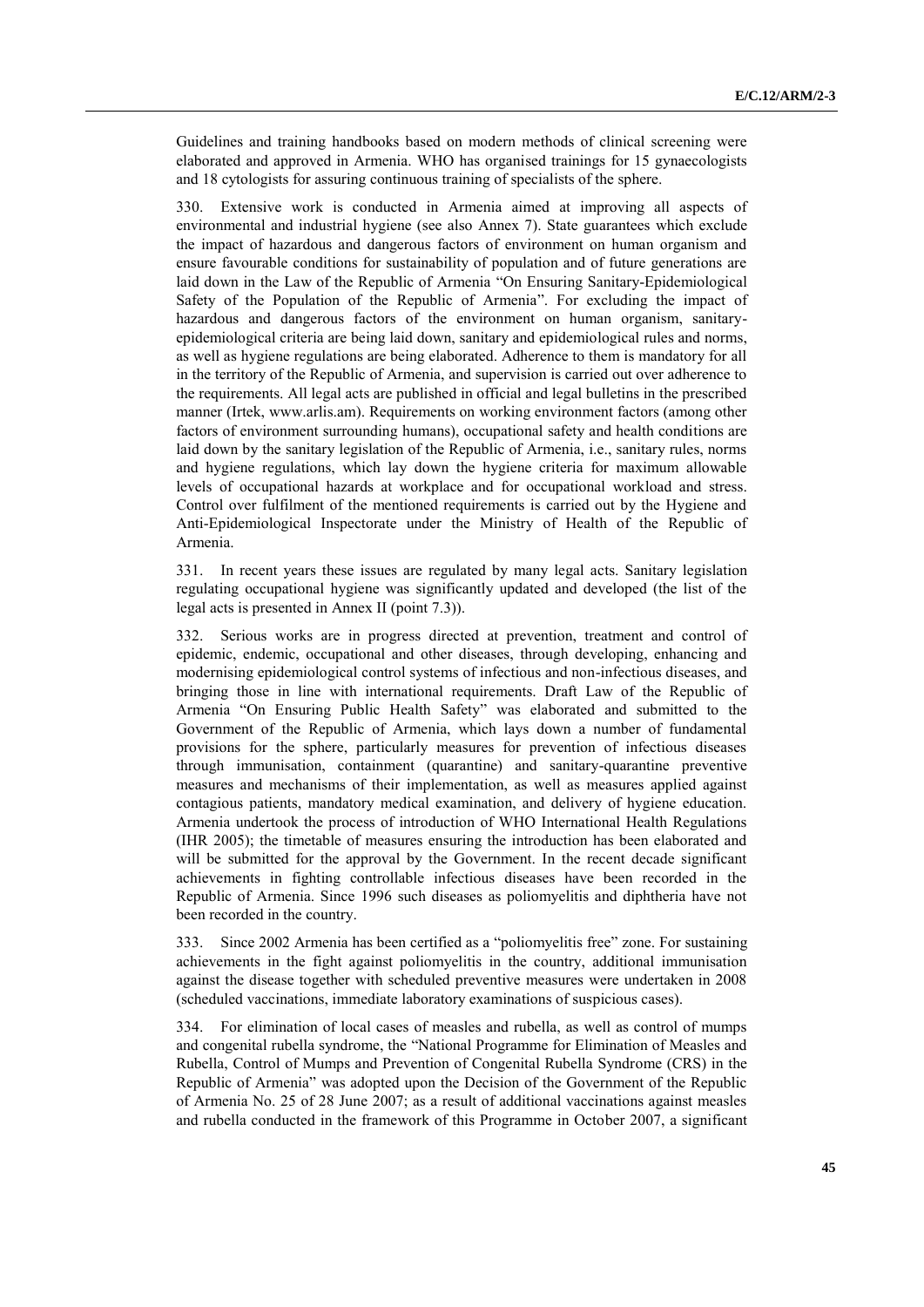Guidelines and training handbooks based on modern methods of clinical screening were elaborated and approved in Armenia. WHO has organised trainings for 15 gynaecologists and 18 cytologists for assuring continuous training of specialists of the sphere.

330. Extensive work is conducted in Armenia aimed at improving all aspects of environmental and industrial hygiene (see also Annex 7). State guarantees which exclude the impact of hazardous and dangerous factors of environment on human organism and ensure favourable conditions for sustainability of population and of future generations are laid down in the Law of the Republic of Armenia "On Ensuring Sanitary-Epidemiological Safety of the Population of the Republic of Armenia". For excluding the impact of hazardous and dangerous factors of the environment on human organism, sanitary-epidemiological criteria are being laid down, sanitary and epidemiological rules and norms, as well as hygiene regulations are being elaborated. Adherence to them is mandatory for all in the territory of the Republic of Armenia, and supervision is carried out over adherence to the requirements. All legal acts are published in official and legal bulletins in the prescribed manner (Irtek, www.arlis.am). Requirements on working environment factors (among other factors of environment surrounding humans), occupational safety and health conditions are laid down by the sanitary legislation of the Republic of Armenia, i.e., sanitary rules, norms and hygiene regulations, which lay down the hygiene criteria for maximum allowable levels of occupational hazards at workplace and for occupational workload and stress. Control over fulfilment of the mentioned requirements is carried out by the Hygiene and Anti-Epidemiological Inspectorate under the Ministry of Health of the Republic of Armenia.

331. In recent years these issues are regulated by many legal acts. Sanitary legislation regulating occupational hygiene was significantly updated and developed (the list of the legal acts is presented in Annex II (point 7.3)).

332. Serious works are in progress directed at prevention, treatment and control of epidemic, endemic, occupational and other diseases, through developing, enhancing and modernising epidemiological control systems of infectious and non-infectious diseases, and bringing those in line with international requirements. Draft Law of the Republic of Armenia "On Ensuring Public Health Safety" was elaborated and submitted to the Government of the Republic of Armenia, which lays down a number of fundamental provisions for the sphere, particularly measures for prevention of infectious diseases through immunisation, containment (quarantine) and sanitary-quarantine preventive measures and mechanisms of their implementation, as well as measures applied against contagious patients, mandatory medical examination, and delivery of hygiene education. Armenia undertook the process of introduction of WHO International Health Regulations (IHR 2005); the timetable of measures ensuring the introduction has been elaborated and will be submitted for the approval by the Government. In the recent decade significant achievements in fighting controllable infectious diseases have been recorded in the Republic of Armenia. Since 1996 such diseases as poliomyelitis and diphtheria have not been recorded in the country.

333. Since 2002 Armenia has been certified as a "poliomyelitis free" zone. For sustaining achievements in the fight against poliomyelitis in the country, additional immunisation against the disease together with scheduled preventive measures were undertaken in 2008 (scheduled vaccinations, immediate laboratory examinations of suspicious cases).

334. For elimination of local cases of measles and rubella, as well as control of mumps and congenital rubella syndrome, the "National Programme for Elimination of Measles and Rubella, Control of Mumps and Prevention of Congenital Rubella Syndrome (CRS) in the Republic of Armenia" was adopted upon the Decision of the Government of the Republic of Armenia No. 25 of 28 June 2007; as a result of additional vaccinations against measles and rubella conducted in the framework of this Programme in October 2007, a significant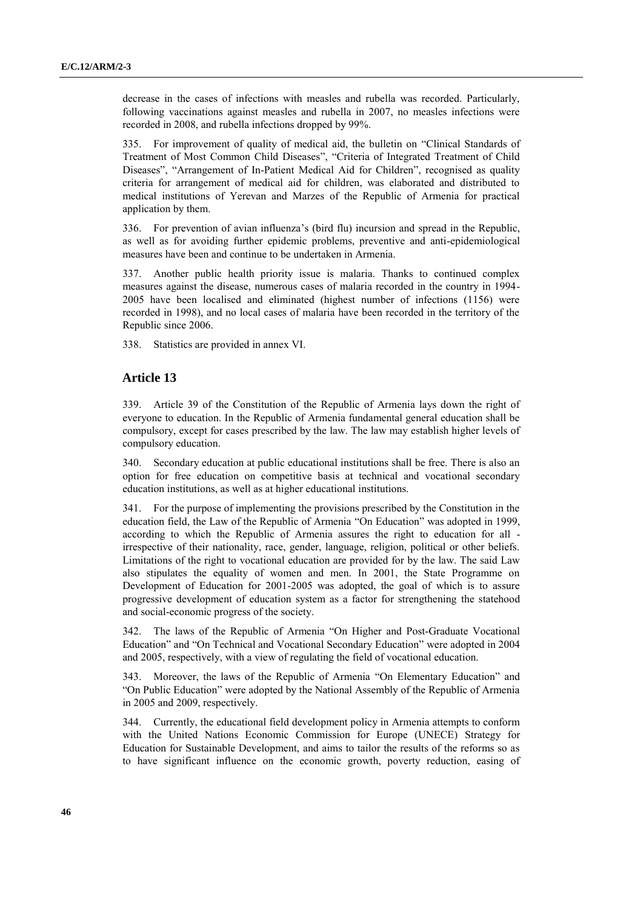decrease in the cases of infections with measles and rubella was recorded. Particularly, following vaccinations against measles and rubella in 2007, no measles infections were recorded in 2008, and rubella infections dropped by 99%.

335. For improvement of quality of medical aid, the bulletin on "Clinical Standards of Treatment of Most Common Child Diseases", "Criteria of Integrated Treatment of Child Diseases", "Arrangement of In-Patient Medical Aid for Children", recognised as quality criteria for arrangement of medical aid for children, was elaborated and distributed to medical institutions of Yerevan and Marzes of the Republic of Armenia for practical application by them.

336. For prevention of avian influenza's (bird flu) incursion and spread in the Republic, as well as for avoiding further epidemic problems, preventive and anti-epidemiological measures have been and continue to be undertaken in Armenia.

337. Another public health priority issue is malaria. Thanks to continued complex measures against the disease, numerous cases of malaria recorded in the country in 1994-2005 have been localised and eliminated (highest number of infections (1156) were recorded in 1998), and no local cases of malaria have been recorded in the territory of the Republic since 2006.

338. Statistics are provided in annex VI.

## Article 13

339. Article 39 of the Constitution of the Republic of Armenia lays down the right of everyone to education. In the Republic of Armenia fundamental general education shall be compulsory, except for cases prescribed by the law. The law may establish higher levels of compulsory education.

340. Secondary education at public educational institutions shall be free. There is also an option for free education on competitive basis at technical and vocational secondary education institutions, as well as at higher educational institutions.

341. For the purpose of implementing the provisions prescribed by the Constitution in the education field, the Law of the Republic of Armenia "On Education" was adopted in 1999, according to which the Republic of Armenia assures the right to education for all - irrespective of their nationality, race, gender, language, religion, political or other beliefs. Limitations of the right to vocational education are provided for by the law. The said Law also stipulates the equality of women and men. In 2001, the State Programme on Development of Education for 2001-2005 was adopted, the goal of which is to assure progressive development of education system as a factor for strengthening the statehood and social-economic progress of the society.

342. The laws of the Republic of Armenia "On Higher and Post-Graduate Vocational Education" and "On Technical and Vocational Secondary Education" were adopted in 2004 and 2005, respectively, with a view of regulating the field of vocational education.

343. Moreover, the laws of the Republic of Armenia "On Elementary Education" and "On Public Education" were adopted by the National Assembly of the Republic of Armenia in 2005 and 2009, respectively.

344. Currently, the educational field development policy in Armenia attempts to conform with the United Nations Economic Commission for Europe (UNECE) Strategy for Education for Sustainable Development, and aims to tailor the results of the reforms so as to have significant influence on the economic growth, poverty reduction, easing of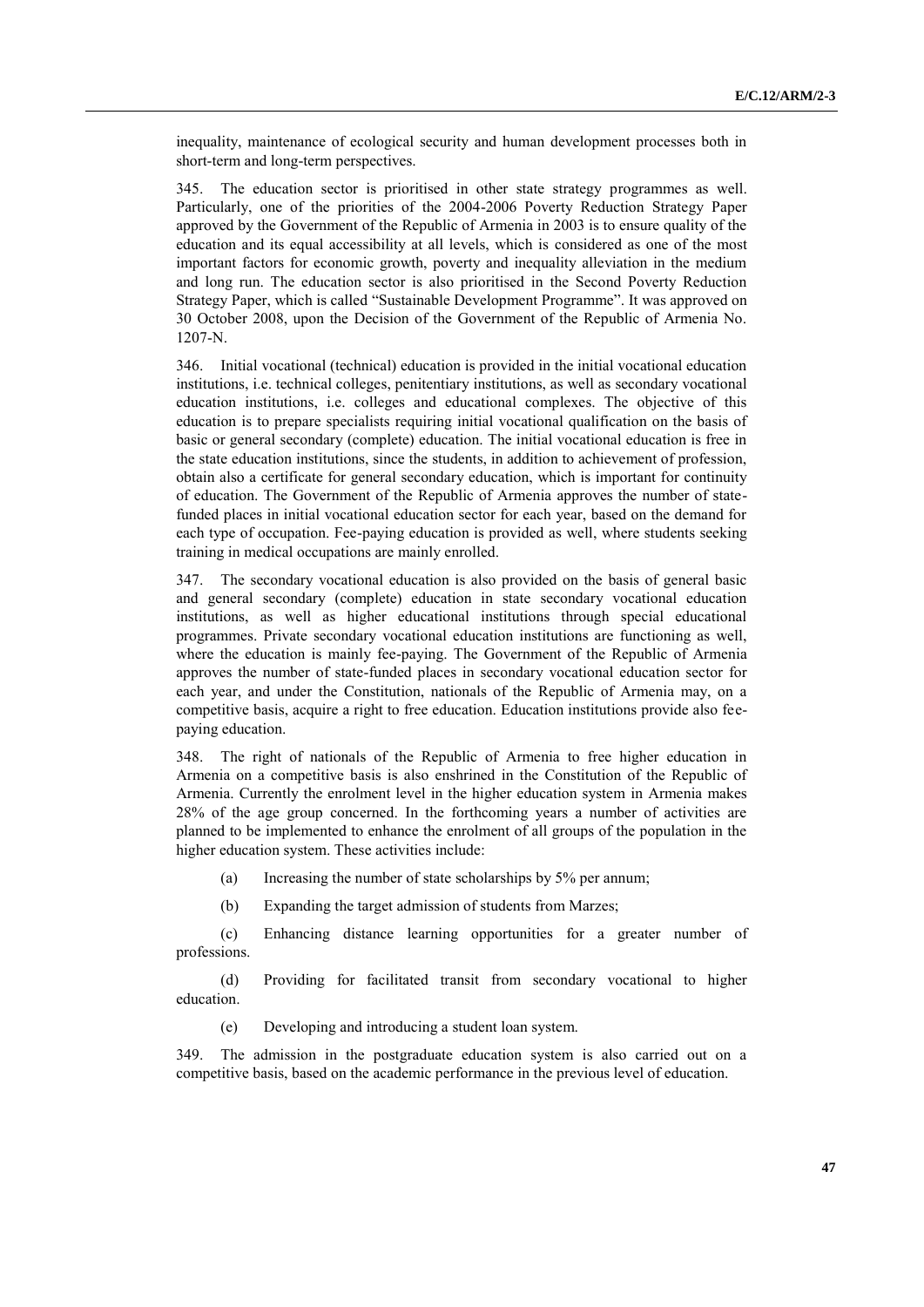inequality, maintenance of ecological security and human development processes both in short-term and long-term perspectives.

345. The education sector is prioritised in other state strategy programmes as well. Particularly, one of the priorities of the 2004-2006 Poverty Reduction Strategy Paper approved by the Government of the Republic of Armenia in 2003 is to ensure quality of the education and its equal accessibility at all levels, which is considered as one of the most important factors for economic growth, poverty and inequality alleviation in the medium and long run. The education sector is also prioritised in the Second Poverty Reduction Strategy Paper, which is called "Sustainable Development Programme". It was approved on 30 October 2008, upon the Decision of the Government of the Republic of Armenia No. 1207-N.

346. Initial vocational (technical) education is provided in the initial vocational education institutions, i.e. technical colleges, penitentiary institutions, as well as secondary vocational education institutions, i.e. colleges and educational complexes. The objective of this education is to prepare specialists requiring initial vocational qualification on the basis of basic or general secondary (complete) education. The initial vocational education is free in the state education institutions, since the students, in addition to achievement of profession, obtain also a certificate for general secondary education, which is important for continuity of education. The Government of the Republic of Armenia approves the number of state-funded places in initial vocational education sector for each year, based on the demand for each type of occupation. Fee-paying education is provided as well, where students seeking training in medical occupations are mainly enrolled.

347. The secondary vocational education is also provided on the basis of general basic and general secondary (complete) education in state secondary vocational education institutions, as well as higher educational institutions through special educational programmes. Private secondary vocational education institutions are functioning as well, where the education is mainly fee-paying. The Government of the Republic of Armenia approves the number of state-funded places in secondary vocational education sector for each year, and under the Constitution, nationals of the Republic of Armenia may, on a competitive basis, acquire a right to free education. Education institutions provide also fee-paying education.

348. The right of nationals of the Republic of Armenia to free higher education in Armenia on a competitive basis is also enshrined in the Constitution of the Republic of Armenia. Currently the enrolment level in the higher education system in Armenia makes 28% of the age group concerned. In the forthcoming years a number of activities are planned to be implemented to enhance the enrolment of all groups of the population in the higher education system. These activities include:

(a) Increasing the number of state scholarships by 5% per annum;

(b) Expanding the target admission of students from Marzes;

(c) Enhancing distance learning opportunities for a greater number of professions.

(d) Providing for facilitated transit from secondary vocational to higher education.

(e) Developing and introducing a student loan system.

349. The admission in the postgraduate education system is also carried out on a competitive basis, based on the academic performance in the previous level of education.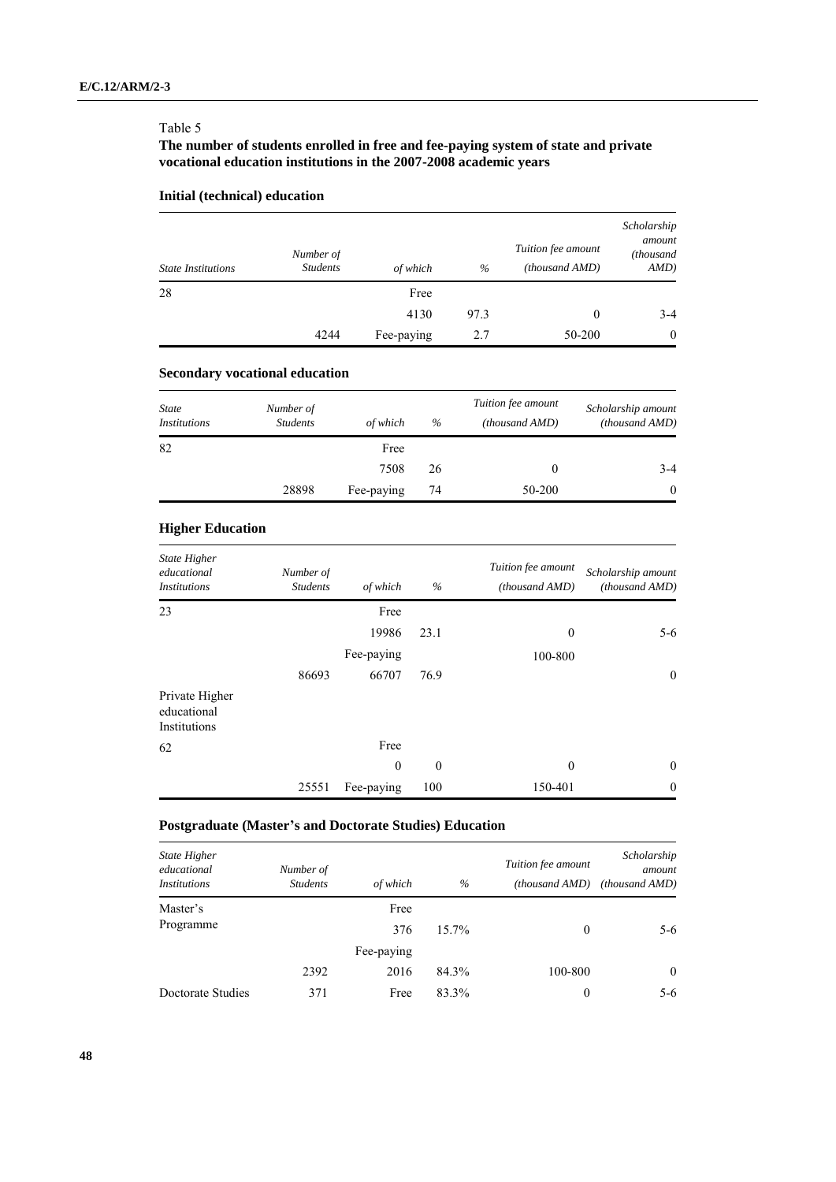Table 5

**The number of students enrolled in free and fee-paying system of state and private vocational education institutions in the 2007-2008 academic years**

### Initial (technical) education

| *State Institutions* | *Number of Students* | *of which* | *%* | *Tuition fee amount (thousand AMD)* | *Scholarship amount (thousand AMD)* |
|---|---|---|---|---|---|
| 28 | | Free | | | |
| | | 4130 | 97.3 | 0 | 3-4 |
| | 4244 | Fee-paying | 2.7 | 50-200 | 0 |

### Secondary vocational education

| *State Institutions* | *Number of Students* | *of which* | *%* | *Tuition fee amount (thousand AMD)* | *Scholarship amount (thousand AMD)* |
|---|---|---|---|---|---|
| 82 | | Free | | | |
| | | 7508 | 26 | 0 | 3-4 |
| | 28898 | Fee-paying | 74 | 50-200 | 0 |

### Higher Education

| *State Higher educational Institutions* | *Number of Students* | *of which* | *%* | *Tuition fee amount (thousand AMD)* | *Scholarship amount (thousand AMD)* |
|---|---|---|---|---|---|
| 23 | | Free | | | |
| | | 19986 | 23.1 | 0 | 5-6 |
| | | Fee-paying | | 100-800 | |
| | 86693 | 66707 | 76.9 | | 0 |
| Private Higher educational Institutions | | | | | |
| 62 | | Free | | | |
| | | 0 | 0 | 0 | 0 |
| | 25551 | Fee-paying | 100 | 150-401 | 0 |

### Postgraduate (Master's and Doctorate Studies) Education

| *State Higher educational Institutions* | *Number of Students* | *of which* | *%* | *Tuition fee amount (thousand AMD)* | *Scholarship amount (thousand AMD)* |
|---|---|---|---|---|---|
| Master's Programme | | Free | | | |
| | | 376 | 15.7% | 0 | 5-6 |
| | | Fee-paying | | | |
| | 2392 | 2016 | 84.3% | 100-800 | 0 |
| Doctorate Studies | 371 | Free | 83.3% | 0 | 5-6 |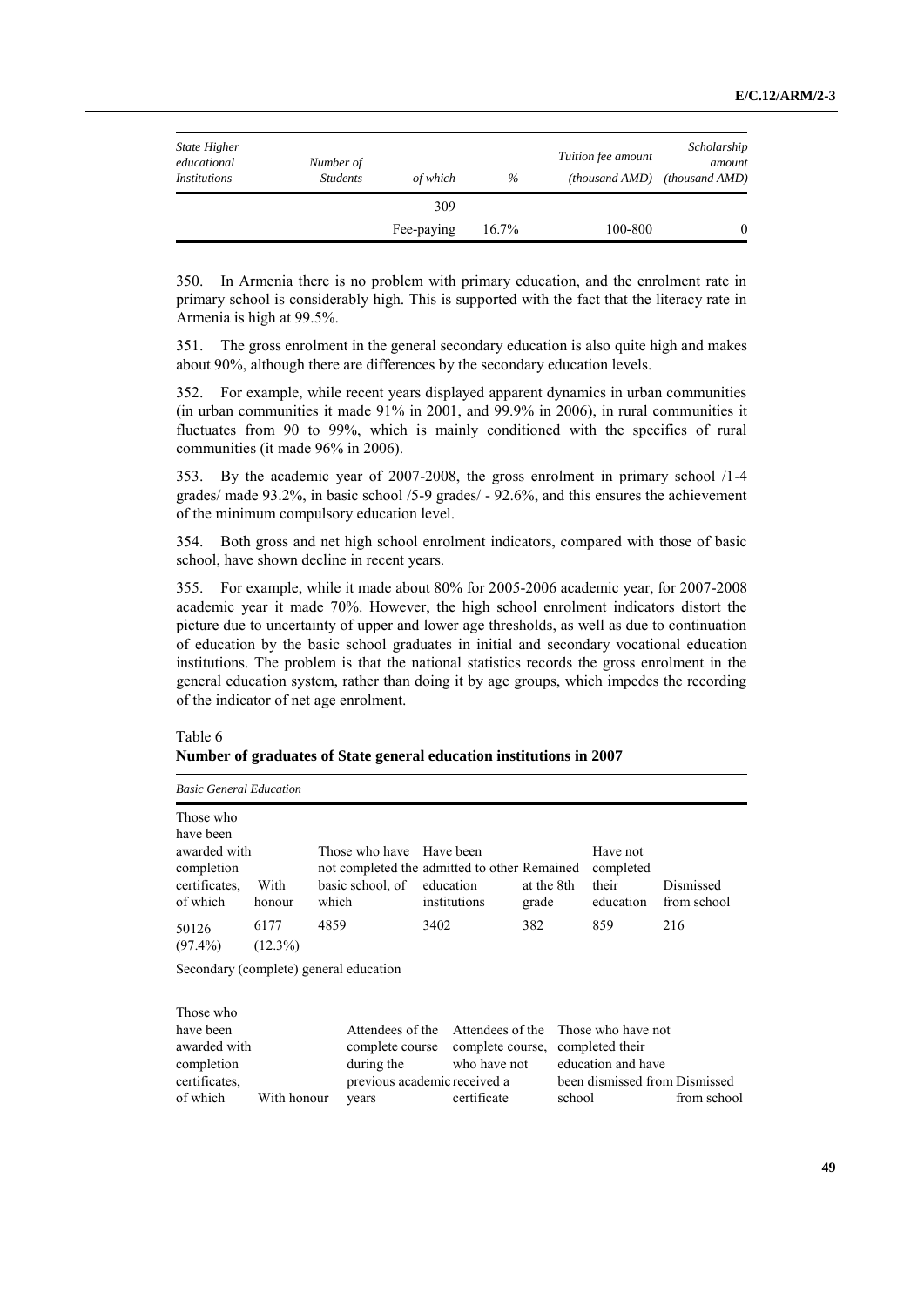| *State Higher educational Institutions* | *Number of Students* | *of which* | *%* | *Tuition fee amount (thousand AMD)* | *Scholarship amount (thousand AMD)* |
|---|---|---|---|---|---|
| | | 309 | | | |
| | | Fee-paying | 16.7% | 100-800 | 0 |

350. In Armenia there is no problem with primary education, and the enrolment rate in primary school is considerably high. This is supported with the fact that the literacy rate in Armenia is high at 99.5%.

351. The gross enrolment in the general secondary education is also quite high and makes about 90%, although there are differences by the secondary education levels.

352. For example, while recent years displayed apparent dynamics in urban communities (in urban communities it made 91% in 2001, and 99.9% in 2006), in rural communities it fluctuates from 90 to 99%, which is mainly conditioned with the specifics of rural communities (it made 96% in 2006).

353. By the academic year of 2007-2008, the gross enrolment in primary school /1-4 grades/ made 93.2%, in basic school /5-9 grades/ - 92.6%, and this ensures the achievement of the minimum compulsory education level.

354. Both gross and net high school enrolment indicators, compared with those of basic school, have shown decline in recent years.

355. For example, while it made about 80% for 2005-2006 academic year, for 2007-2008 academic year it made 70%. However, the high school enrolment indicators distort the picture due to uncertainty of upper and lower age thresholds, as well as due to continuation of education by the basic school graduates in initial and secondary vocational education institutions. The problem is that the national statistics records the gross enrolment in the general education system, rather than doing it by age groups, which impedes the recording of the indicator of net age enrolment.

Table 6
**Number of graduates of State general education institutions in 2007**

*Basic General Education*

| Those who have been awarded with completion certificates, of which | With honour | Those who have not completed the basic school, of which | Have been admitted to other education institutions | Remained at the 8th grade | Have not completed their education | Dismissed from school |
|---|---|---|---|---|---|---|
| 50126 (97.4%) | 6177 (12.3%) | 4859 | 3402 | 382 | 859 | 216 |

Secondary (complete) general education

| Those who have been awarded with completion certificates, of which | With honour | Attendees of the complete course during the previous academic years | Attendees of the complete course, who have not received a certificate | Those who have not completed their education and have been dismissed from school | Dismissed from school |
|---|---|---|---|---|---|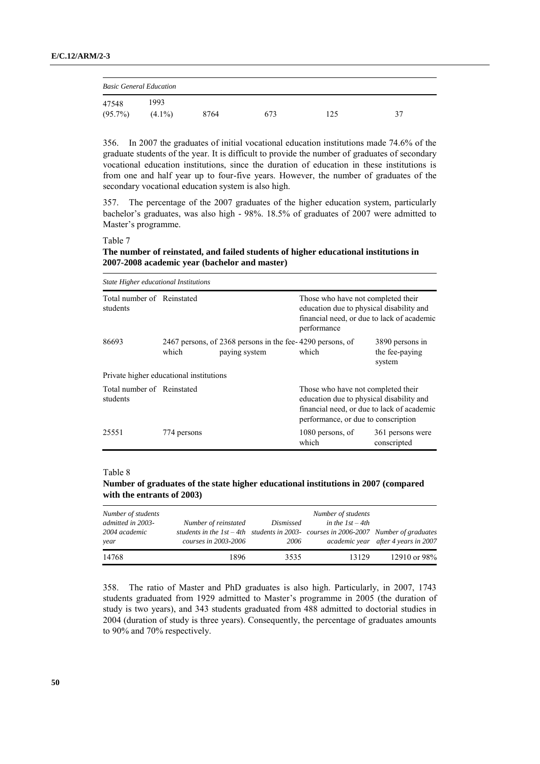| *Basic General Education* | | | | | |
|---|---|---|---|---|---|
| 47548 (95.7%) | 1993 (4.1%) | 8764 | 673 | 125 | 37 |

356. In 2007 the graduates of initial vocational education institutions made 74.6% of the graduate students of the year. It is difficult to provide the number of graduates of secondary vocational education institutions, since the duration of education in these institutions is from one and half year up to four-five years. However, the number of graduates of the secondary vocational education system is also high.

357. The percentage of the 2007 graduates of the higher education system, particularly bachelor's graduates, was also high - 98%. 18.5% of graduates of 2007 were admitted to Master's programme.

Table 7

**The number of reinstated, and failed students of higher educational institutions in 2007-2008 academic year (bachelor and master)**

| *State Higher educational Institutions* | | | | |
|---|---|---|---|---|
| Total number of students | Reinstated | | Those who have not completed their education due to physical disability and financial need, or due to lack of academic performance | |
| 86693 | 2467 persons, of which | 2368 persons in the fee-paying system | 4290 persons, of which | 3890 persons in the fee-paying system |
| Private higher educational institutions | | | | |
| Total number of students | Reinstated | | Those who have not completed their education due to physical disability and financial need, or due to lack of academic performance, or due to conscription | |
| 25551 | 774 persons | | 1080 persons, of which | 361 persons were conscripted |

Table 8

**Number of graduates of the state higher educational institutions in 2007 (compared with the entrants of 2003)**

| *Number of students admitted in 2003-2004 academic year* | *Number of reinstated students in the 1st – 4th courses in 2003-2006* | *Dismissed students in 2003-2006* | *Number of students in the 1st – 4th courses in 2006-2007 academic year* | *Number of graduates after 4 years in 2007* |
|---|---|---|---|---|
| 14768 | 1896 | 3535 | 13129 | 12910 or 98% |

358. The ratio of Master and PhD graduates is also high. Particularly, in 2007, 1743 students graduated from 1929 admitted to Master's programme in 2005 (the duration of study is two years), and 343 students graduated from 488 admitted to doctorial studies in 2004 (duration of study is three years). Consequently, the percentage of graduates amounts to 90% and 70% respectively.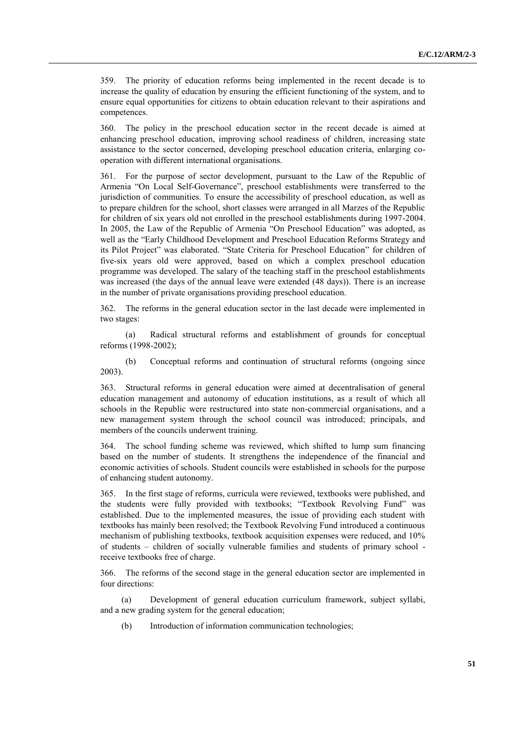359. The priority of education reforms being implemented in the recent decade is to increase the quality of education by ensuring the efficient functioning of the system, and to ensure equal opportunities for citizens to obtain education relevant to their aspirations and competences.

360. The policy in the preschool education sector in the recent decade is aimed at enhancing preschool education, improving school readiness of children, increasing state assistance to the sector concerned, developing preschool education criteria, enlarging co-operation with different international organisations.

361. For the purpose of sector development, pursuant to the Law of the Republic of Armenia "On Local Self-Governance", preschool establishments were transferred to the jurisdiction of communities. To ensure the accessibility of preschool education, as well as to prepare children for the school, short classes were arranged in all Marzes of the Republic for children of six years old not enrolled in the preschool establishments during 1997-2004. In 2005, the Law of the Republic of Armenia "On Preschool Education" was adopted, as well as the "Early Childhood Development and Preschool Education Reforms Strategy and its Pilot Project" was elaborated. "State Criteria for Preschool Education" for children of five-six years old were approved, based on which a complex preschool education programme was developed. The salary of the teaching staff in the preschool establishments was increased (the days of the annual leave were extended (48 days)). There is an increase in the number of private organisations providing preschool education.

362. The reforms in the general education sector in the last decade were implemented in two stages:

(a) Radical structural reforms and establishment of grounds for conceptual reforms (1998-2002);

(b) Conceptual reforms and continuation of structural reforms (ongoing since 2003).

363. Structural reforms in general education were aimed at decentralisation of general education management and autonomy of education institutions, as a result of which all schools in the Republic were restructured into state non-commercial organisations, and a new management system through the school council was introduced; principals, and members of the councils underwent training.

364. The school funding scheme was reviewed, which shifted to lump sum financing based on the number of students. It strengthens the independence of the financial and economic activities of schools. Student councils were established in schools for the purpose of enhancing student autonomy.

365. In the first stage of reforms, curricula were reviewed, textbooks were published, and the students were fully provided with textbooks; "Textbook Revolving Fund" was established. Due to the implemented measures, the issue of providing each student with textbooks has mainly been resolved; the Textbook Revolving Fund introduced a continuous mechanism of publishing textbooks, textbook acquisition expenses were reduced, and 10% of students – children of socially vulnerable families and students of primary school - receive textbooks free of charge.

366. The reforms of the second stage in the general education sector are implemented in four directions:

(a) Development of general education curriculum framework, subject syllabi, and a new grading system for the general education;

(b) Introduction of information communication technologies;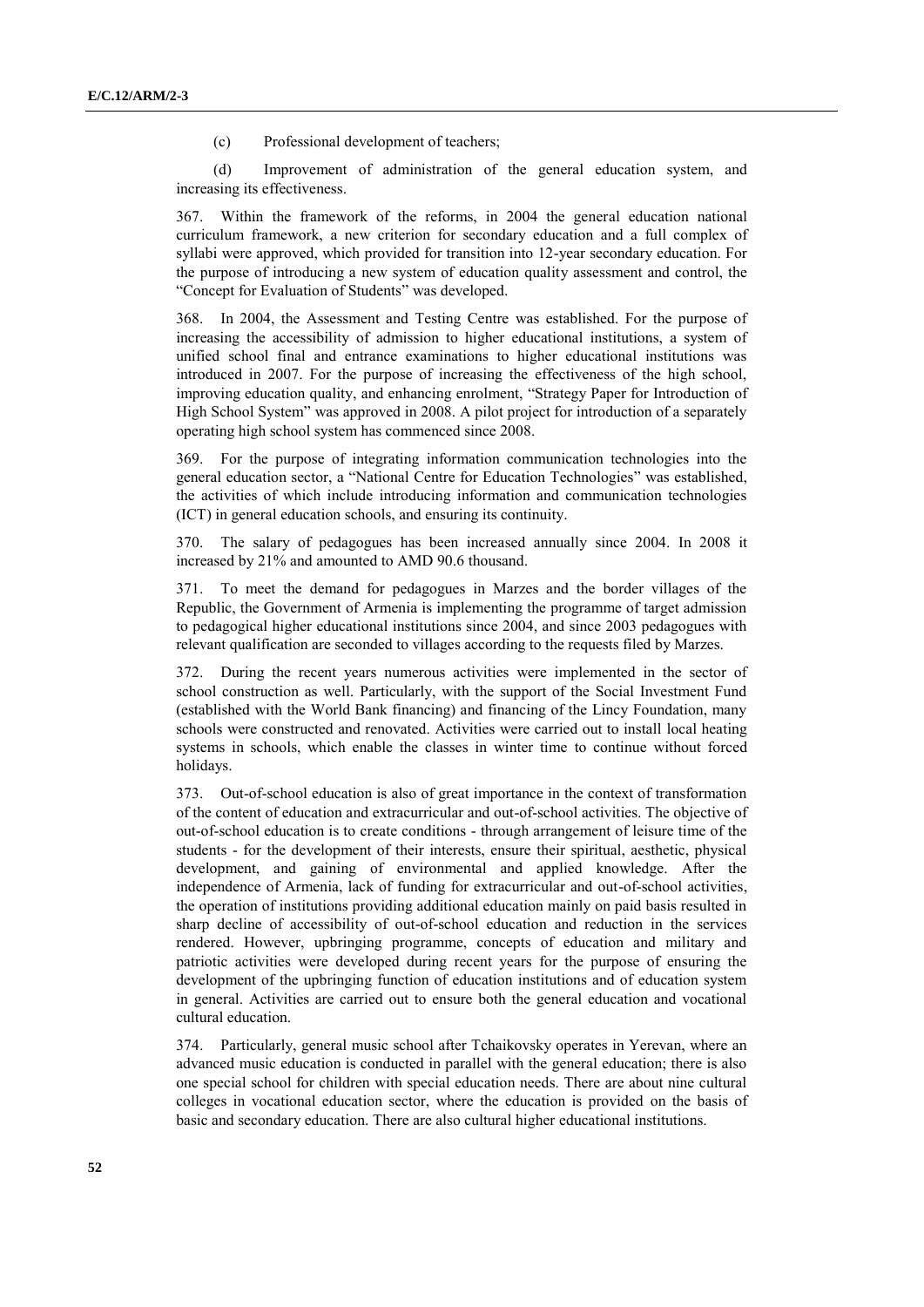(c) Professional development of teachers;

(d) Improvement of administration of the general education system, and increasing its effectiveness.

367. Within the framework of the reforms, in 2004 the general education national curriculum framework, a new criterion for secondary education and a full complex of syllabi were approved, which provided for transition into 12-year secondary education. For the purpose of introducing a new system of education quality assessment and control, the “Concept for Evaluation of Students” was developed.

368. In 2004, the Assessment and Testing Centre was established. For the purpose of increasing the accessibility of admission to higher educational institutions, a system of unified school final and entrance examinations to higher educational institutions was introduced in 2007. For the purpose of increasing the effectiveness of the high school, improving education quality, and enhancing enrolment, “Strategy Paper for Introduction of High School System” was approved in 2008. A pilot project for introduction of a separately operating high school system has commenced since 2008.

369. For the purpose of integrating information communication technologies into the general education sector, a “National Centre for Education Technologies” was established, the activities of which include introducing information and communication technologies (ICT) in general education schools, and ensuring its continuity.

370. The salary of pedagogues has been increased annually since 2004. In 2008 it increased by 21% and amounted to AMD 90.6 thousand.

371. To meet the demand for pedagogues in Marzes and the border villages of the Republic, the Government of Armenia is implementing the programme of target admission to pedagogical higher educational institutions since 2004, and since 2003 pedagogues with relevant qualification are seconded to villages according to the requests filed by Marzes.

372. During the recent years numerous activities were implemented in the sector of school construction as well. Particularly, with the support of the Social Investment Fund (established with the World Bank financing) and financing of the Lincy Foundation, many schools were constructed and renovated. Activities were carried out to install local heating systems in schools, which enable the classes in winter time to continue without forced holidays.

373. Out-of-school education is also of great importance in the context of transformation of the content of education and extracurricular and out-of-school activities. The objective of out-of-school education is to create conditions - through arrangement of leisure time of the students - for the development of their interests, ensure their spiritual, aesthetic, physical development, and gaining of environmental and applied knowledge. After the independence of Armenia, lack of funding for extracurricular and out-of-school activities, the operation of institutions providing additional education mainly on paid basis resulted in sharp decline of accessibility of out-of-school education and reduction in the services rendered. However, upbringing programme, concepts of education and military and patriotic activities were developed during recent years for the purpose of ensuring the development of the upbringing function of education institutions and of education system in general. Activities are carried out to ensure both the general education and vocational cultural education.

374. Particularly, general music school after Tchaikovsky operates in Yerevan, where an advanced music education is conducted in parallel with the general education; there is also one special school for children with special education needs. There are about nine cultural colleges in vocational education sector, where the education is provided on the basis of basic and secondary education. There are also cultural higher educational institutions.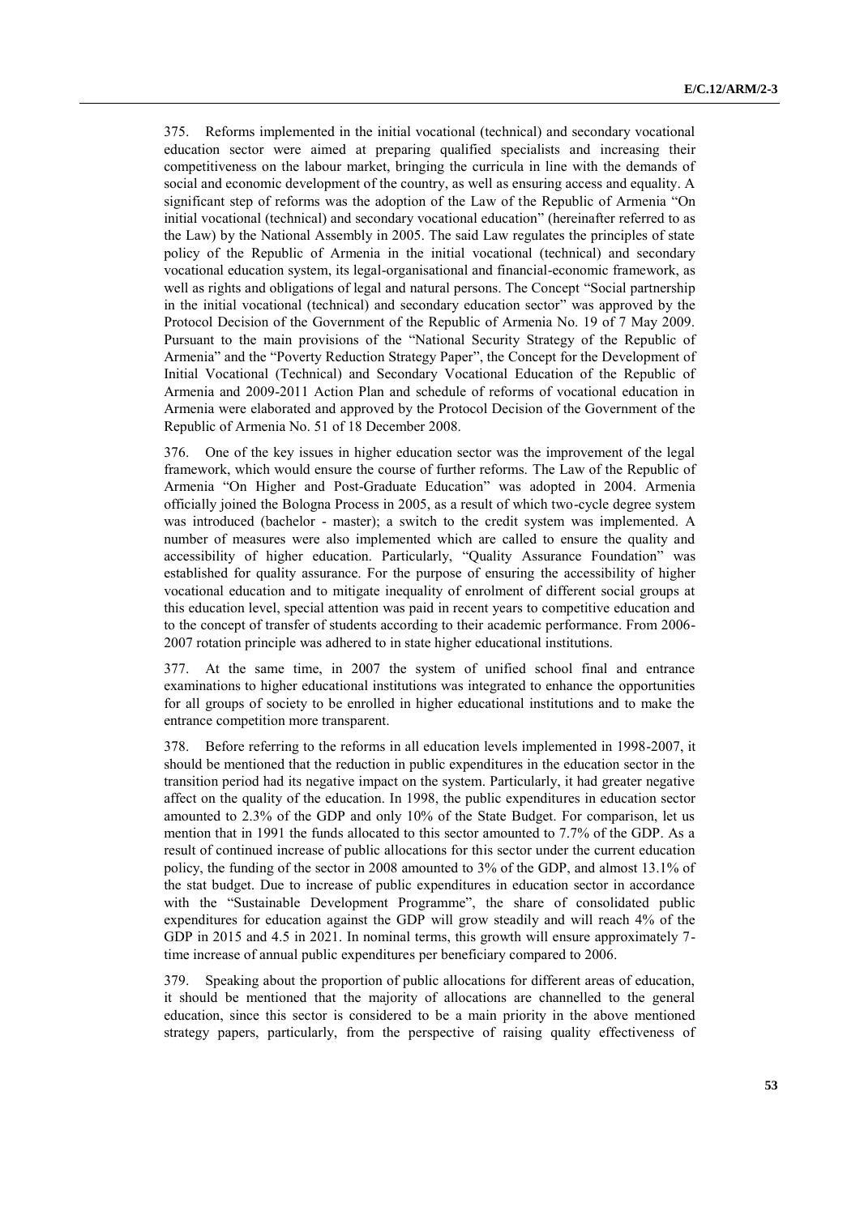375. Reforms implemented in the initial vocational (technical) and secondary vocational education sector were aimed at preparing qualified specialists and increasing their competitiveness on the labour market, bringing the curricula in line with the demands of social and economic development of the country, as well as ensuring access and equality. A significant step of reforms was the adoption of the Law of the Republic of Armenia "On initial vocational (technical) and secondary vocational education" (hereinafter referred to as the Law) by the National Assembly in 2005. The said Law regulates the principles of state policy of the Republic of Armenia in the initial vocational (technical) and secondary vocational education system, its legal-organisational and financial-economic framework, as well as rights and obligations of legal and natural persons. The Concept "Social partnership in the initial vocational (technical) and secondary education sector" was approved by the Protocol Decision of the Government of the Republic of Armenia No. 19 of 7 May 2009. Pursuant to the main provisions of the "National Security Strategy of the Republic of Armenia" and the "Poverty Reduction Strategy Paper", the Concept for the Development of Initial Vocational (Technical) and Secondary Vocational Education of the Republic of Armenia and 2009-2011 Action Plan and schedule of reforms of vocational education in Armenia were elaborated and approved by the Protocol Decision of the Government of the Republic of Armenia No. 51 of 18 December 2008.

376. One of the key issues in higher education sector was the improvement of the legal framework, which would ensure the course of further reforms. The Law of the Republic of Armenia "On Higher and Post-Graduate Education" was adopted in 2004. Armenia officially joined the Bologna Process in 2005, as a result of which two-cycle degree system was introduced (bachelor - master); a switch to the credit system was implemented. A number of measures were also implemented which are called to ensure the quality and accessibility of higher education. Particularly, "Quality Assurance Foundation" was established for quality assurance. For the purpose of ensuring the accessibility of higher vocational education and to mitigate inequality of enrolment of different social groups at this education level, special attention was paid in recent years to competitive education and to the concept of transfer of students according to their academic performance. From 2006-2007 rotation principle was adhered to in state higher educational institutions.

377. At the same time, in 2007 the system of unified school final and entrance examinations to higher educational institutions was integrated to enhance the opportunities for all groups of society to be enrolled in higher educational institutions and to make the entrance competition more transparent.

378. Before referring to the reforms in all education levels implemented in 1998-2007, it should be mentioned that the reduction in public expenditures in the education sector in the transition period had its negative impact on the system. Particularly, it had greater negative affect on the quality of the education. In 1998, the public expenditures in education sector amounted to 2.3% of the GDP and only 10% of the State Budget. For comparison, let us mention that in 1991 the funds allocated to this sector amounted to 7.7% of the GDP. As a result of continued increase of public allocations for this sector under the current education policy, the funding of the sector in 2008 amounted to 3% of the GDP, and almost 13.1% of the stat budget. Due to increase of public expenditures in education sector in accordance with the "Sustainable Development Programme", the share of consolidated public expenditures for education against the GDP will grow steadily and will reach 4% of the GDP in 2015 and 4.5 in 2021. In nominal terms, this growth will ensure approximately 7-time increase of annual public expenditures per beneficiary compared to 2006.

379. Speaking about the proportion of public allocations for different areas of education, it should be mentioned that the majority of allocations are channelled to the general education, since this sector is considered to be a main priority in the above mentioned strategy papers, particularly, from the perspective of raising quality effectiveness of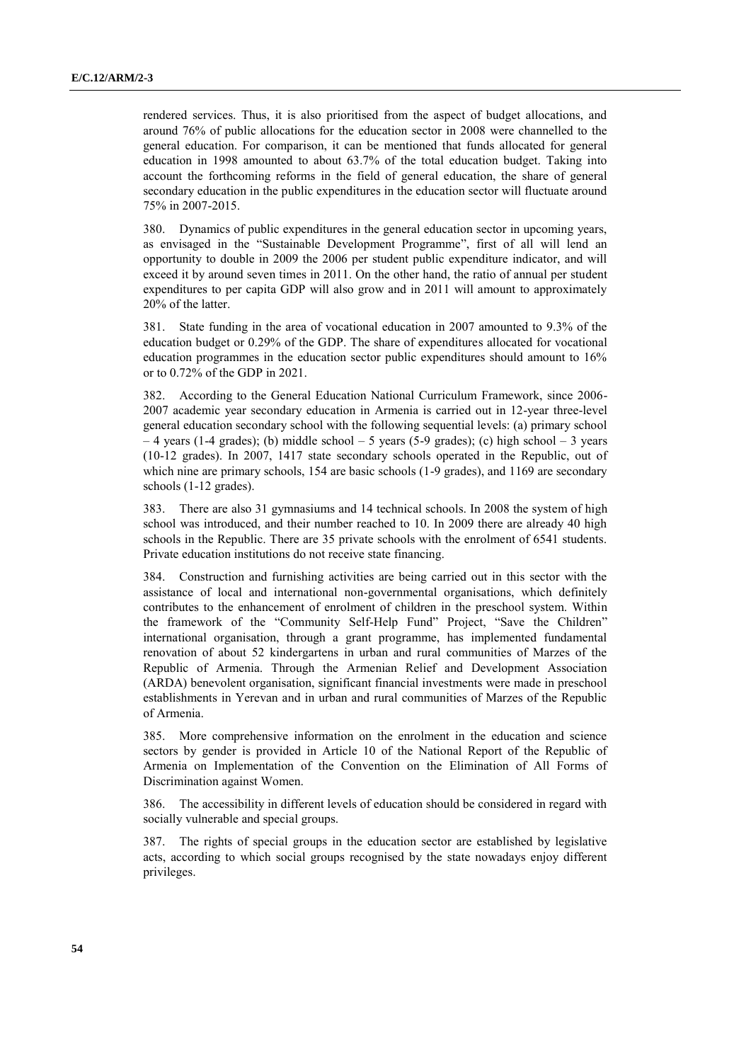rendered services. Thus, it is also prioritised from the aspect of budget allocations, and around 76% of public allocations for the education sector in 2008 were channelled to the general education. For comparison, it can be mentioned that funds allocated for general education in 1998 amounted to about 63.7% of the total education budget. Taking into account the forthcoming reforms in the field of general education, the share of general secondary education in the public expenditures in the education sector will fluctuate around 75% in 2007-2015.

380. Dynamics of public expenditures in the general education sector in upcoming years, as envisaged in the "Sustainable Development Programme", first of all will lend an opportunity to double in 2009 the 2006 per student public expenditure indicator, and will exceed it by around seven times in 2011. On the other hand, the ratio of annual per student expenditures to per capita GDP will also grow and in 2011 will amount to approximately 20% of the latter.

381. State funding in the area of vocational education in 2007 amounted to 9.3% of the education budget or 0.29% of the GDP. The share of expenditures allocated for vocational education programmes in the education sector public expenditures should amount to 16% or to 0.72% of the GDP in 2021.

382. According to the General Education National Curriculum Framework, since 2006-2007 academic year secondary education in Armenia is carried out in 12-year three-level general education secondary school with the following sequential levels: (a) primary school – 4 years (1-4 grades); (b) middle school – 5 years (5-9 grades); (c) high school – 3 years (10-12 grades). In 2007, 1417 state secondary schools operated in the Republic, out of which nine are primary schools, 154 are basic schools (1-9 grades), and 1169 are secondary schools (1-12 grades).

383. There are also 31 gymnasiums and 14 technical schools. In 2008 the system of high school was introduced, and their number reached to 10. In 2009 there are already 40 high schools in the Republic. There are 35 private schools with the enrolment of 6541 students. Private education institutions do not receive state financing.

384. Construction and furnishing activities are being carried out in this sector with the assistance of local and international non-governmental organisations, which definitely contributes to the enhancement of enrolment of children in the preschool system. Within the framework of the "Community Self-Help Fund" Project, "Save the Children" international organisation, through a grant programme, has implemented fundamental renovation of about 52 kindergartens in urban and rural communities of Marzes of the Republic of Armenia. Through the Armenian Relief and Development Association (ARDA) benevolent organisation, significant financial investments were made in preschool establishments in Yerevan and in urban and rural communities of Marzes of the Republic of Armenia.

385. More comprehensive information on the enrolment in the education and science sectors by gender is provided in Article 10 of the National Report of the Republic of Armenia on Implementation of the Convention on the Elimination of All Forms of Discrimination against Women.

386. The accessibility in different levels of education should be considered in regard with socially vulnerable and special groups.

387. The rights of special groups in the education sector are established by legislative acts, according to which social groups recognised by the state nowadays enjoy different privileges.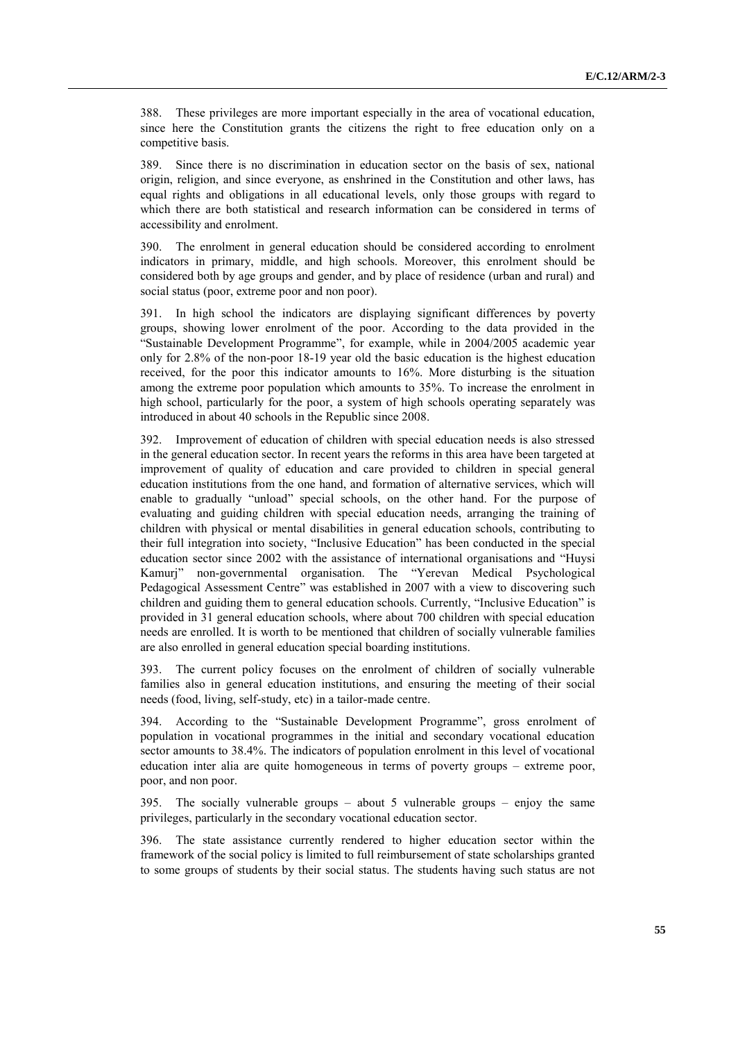388. These privileges are more important especially in the area of vocational education, since here the Constitution grants the citizens the right to free education only on a competitive basis.

389. Since there is no discrimination in education sector on the basis of sex, national origin, religion, and since everyone, as enshrined in the Constitution and other laws, has equal rights and obligations in all educational levels, only those groups with regard to which there are both statistical and research information can be considered in terms of accessibility and enrolment.

390. The enrolment in general education should be considered according to enrolment indicators in primary, middle, and high schools. Moreover, this enrolment should be considered both by age groups and gender, and by place of residence (urban and rural) and social status (poor, extreme poor and non poor).

391. In high school the indicators are displaying significant differences by poverty groups, showing lower enrolment of the poor. According to the data provided in the "Sustainable Development Programme", for example, while in 2004/2005 academic year only for 2.8% of the non-poor 18-19 year old the basic education is the highest education received, for the poor this indicator amounts to 16%. More disturbing is the situation among the extreme poor population which amounts to 35%. To increase the enrolment in high school, particularly for the poor, a system of high schools operating separately was introduced in about 40 schools in the Republic since 2008.

392. Improvement of education of children with special education needs is also stressed in the general education sector. In recent years the reforms in this area have been targeted at improvement of quality of education and care provided to children in special general education institutions from the one hand, and formation of alternative services, which will enable to gradually "unload" special schools, on the other hand. For the purpose of evaluating and guiding children with special education needs, arranging the training of children with physical or mental disabilities in general education schools, contributing to their full integration into society, "Inclusive Education" has been conducted in the special education sector since 2002 with the assistance of international organisations and "Huysi Kamurj" non-governmental organisation. The "Yerevan Medical Psychological Pedagogical Assessment Centre" was established in 2007 with a view to discovering such children and guiding them to general education schools. Currently, "Inclusive Education" is provided in 31 general education schools, where about 700 children with special education needs are enrolled. It is worth to be mentioned that children of socially vulnerable families are also enrolled in general education special boarding institutions.

393. The current policy focuses on the enrolment of children of socially vulnerable families also in general education institutions, and ensuring the meeting of their social needs (food, living, self-study, etc) in a tailor-made centre.

394. According to the "Sustainable Development Programme", gross enrolment of population in vocational programmes in the initial and secondary vocational education sector amounts to 38.4%. The indicators of population enrolment in this level of vocational education inter alia are quite homogeneous in terms of poverty groups – extreme poor, poor, and non poor.

395. The socially vulnerable groups – about 5 vulnerable groups – enjoy the same privileges, particularly in the secondary vocational education sector.

396. The state assistance currently rendered to higher education sector within the framework of the social policy is limited to full reimbursement of state scholarships granted to some groups of students by their social status. The students having such status are not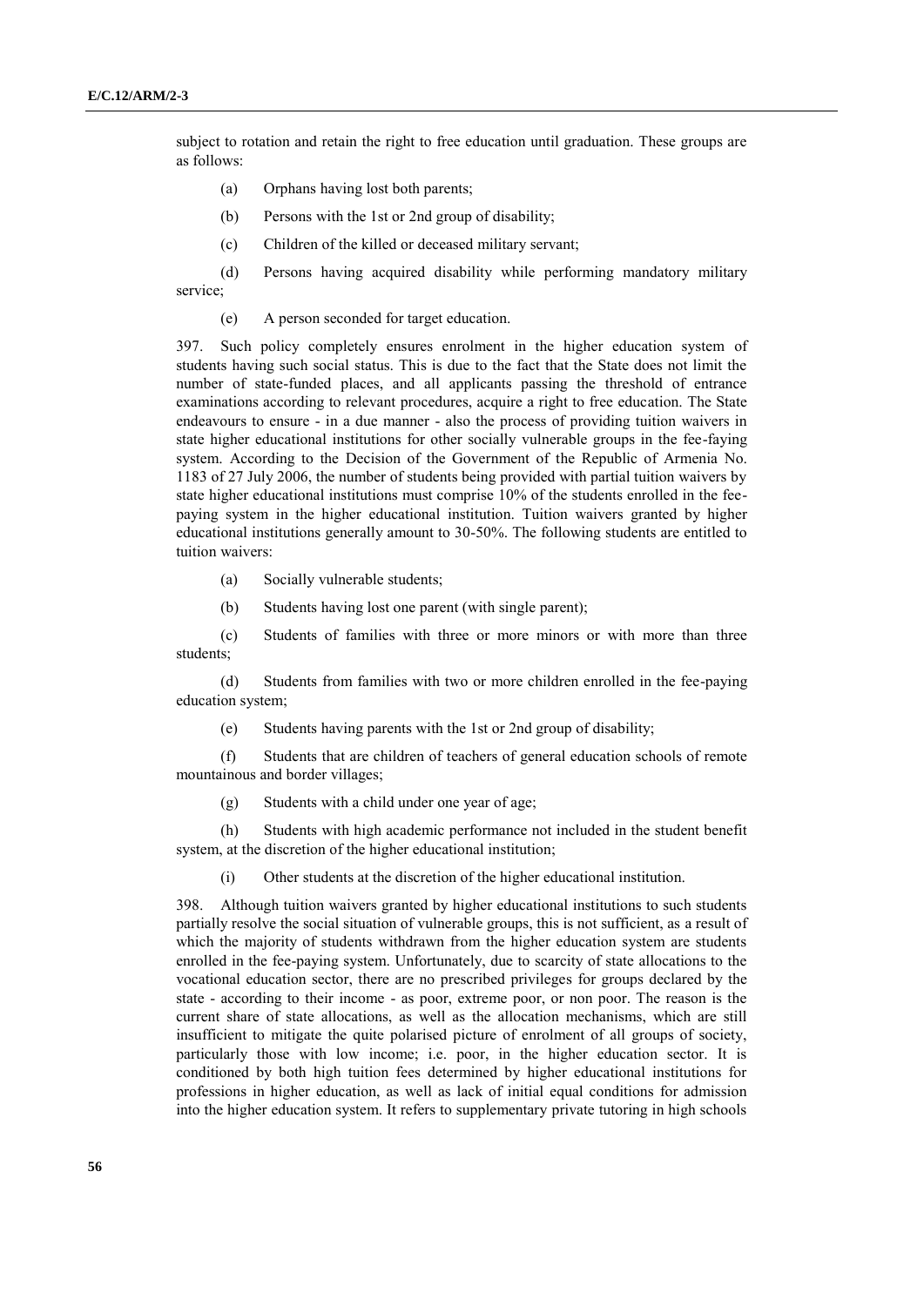subject to rotation and retain the right to free education until graduation. These groups are as follows:

(a) Orphans having lost both parents;

(b) Persons with the 1st or 2nd group of disability;

(c) Children of the killed or deceased military servant;

(d) Persons having acquired disability while performing mandatory military service;

(e) A person seconded for target education.

397. Such policy completely ensures enrolment in the higher education system of students having such social status. This is due to the fact that the State does not limit the number of state-funded places, and all applicants passing the threshold of entrance examinations according to relevant procedures, acquire a right to free education. The State endeavours to ensure - in a due manner - also the process of providing tuition waivers in state higher educational institutions for other socially vulnerable groups in the fee-faying system. According to the Decision of the Government of the Republic of Armenia No. 1183 of 27 July 2006, the number of students being provided with partial tuition waivers by state higher educational institutions must comprise 10% of the students enrolled in the fee-paying system in the higher educational institution. Tuition waivers granted by higher educational institutions generally amount to 30-50%. The following students are entitled to tuition waivers:

(a) Socially vulnerable students;

(b) Students having lost one parent (with single parent);

(c) Students of families with three or more minors or with more than three students;

(d) Students from families with two or more children enrolled in the fee-paying education system;

(e) Students having parents with the 1st or 2nd group of disability;

(f) Students that are children of teachers of general education schools of remote mountainous and border villages;

(g) Students with a child under one year of age;

(h) Students with high academic performance not included in the student benefit system, at the discretion of the higher educational institution;

(i) Other students at the discretion of the higher educational institution.

398. Although tuition waivers granted by higher educational institutions to such students partially resolve the social situation of vulnerable groups, this is not sufficient, as a result of which the majority of students withdrawn from the higher education system are students enrolled in the fee-paying system. Unfortunately, due to scarcity of state allocations to the vocational education sector, there are no prescribed privileges for groups declared by the state - according to their income - as poor, extreme poor, or non poor. The reason is the current share of state allocations, as well as the allocation mechanisms, which are still insufficient to mitigate the quite polarised picture of enrolment of all groups of society, particularly those with low income; i.e. poor, in the higher education sector. It is conditioned by both high tuition fees determined by higher educational institutions for professions in higher education, as well as lack of initial equal conditions for admission into the higher education system. It refers to supplementary private tutoring in high schools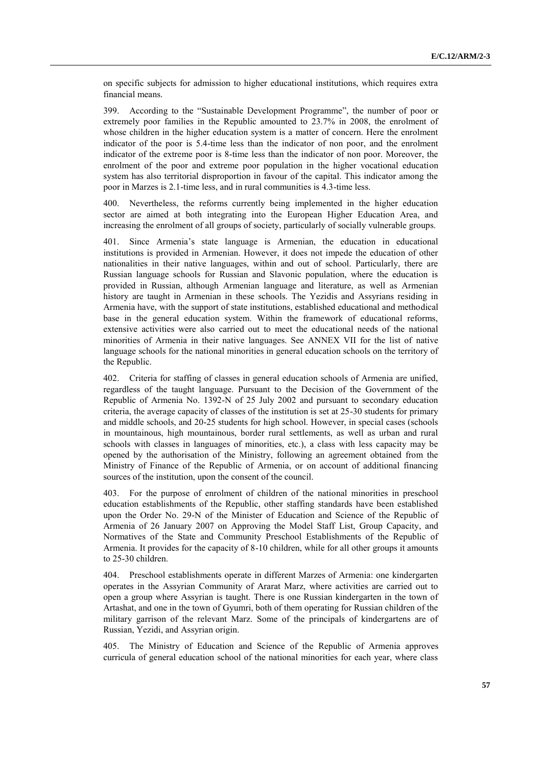on specific subjects for admission to higher educational institutions, which requires extra financial means.

399. According to the "Sustainable Development Programme", the number of poor or extremely poor families in the Republic amounted to 23.7% in 2008, the enrolment of whose children in the higher education system is a matter of concern. Here the enrolment indicator of the poor is 5.4-time less than the indicator of non poor, and the enrolment indicator of the extreme poor is 8-time less than the indicator of non poor. Moreover, the enrolment of the poor and extreme poor population in the higher vocational education system has also territorial disproportion in favour of the capital. This indicator among the poor in Marzes is 2.1-time less, and in rural communities is 4.3-time less.

400. Nevertheless, the reforms currently being implemented in the higher education sector are aimed at both integrating into the European Higher Education Area, and increasing the enrolment of all groups of society, particularly of socially vulnerable groups.

401. Since Armenia's state language is Armenian, the education in educational institutions is provided in Armenian. However, it does not impede the education of other nationalities in their native languages, within and out of school. Particularly, there are Russian language schools for Russian and Slavonic population, where the education is provided in Russian, although Armenian language and literature, as well as Armenian history are taught in Armenian in these schools. The Yezidis and Assyrians residing in Armenia have, with the support of state institutions, established educational and methodical base in the general education system. Within the framework of educational reforms, extensive activities were also carried out to meet the educational needs of the national minorities of Armenia in their native languages. See ANNEX VII for the list of native language schools for the national minorities in general education schools on the territory of the Republic.

402. Criteria for staffing of classes in general education schools of Armenia are unified, regardless of the taught language. Pursuant to the Decision of the Government of the Republic of Armenia No. 1392-N of 25 July 2002 and pursuant to secondary education criteria, the average capacity of classes of the institution is set at 25-30 students for primary and middle schools, and 20-25 students for high school. However, in special cases (schools in mountainous, high mountainous, border rural settlements, as well as urban and rural schools with classes in languages of minorities, etc.), a class with less capacity may be opened by the authorisation of the Ministry, following an agreement obtained from the Ministry of Finance of the Republic of Armenia, or on account of additional financing sources of the institution, upon the consent of the council.

403. For the purpose of enrolment of children of the national minorities in preschool education establishments of the Republic, other staffing standards have been established upon the Order No. 29-N of the Minister of Education and Science of the Republic of Armenia of 26 January 2007 on Approving the Model Staff List, Group Capacity, and Normatives of the State and Community Preschool Establishments of the Republic of Armenia. It provides for the capacity of 8-10 children, while for all other groups it amounts to 25-30 children.

404. Preschool establishments operate in different Marzes of Armenia: one kindergarten operates in the Assyrian Community of Ararat Marz, where activities are carried out to open a group where Assyrian is taught. There is one Russian kindergarten in the town of Artashat, and one in the town of Gyumri, both of them operating for Russian children of the military garrison of the relevant Marz. Some of the principals of kindergartens are of Russian, Yezidi, and Assyrian origin.

405. The Ministry of Education and Science of the Republic of Armenia approves curricula of general education school of the national minorities for each year, where class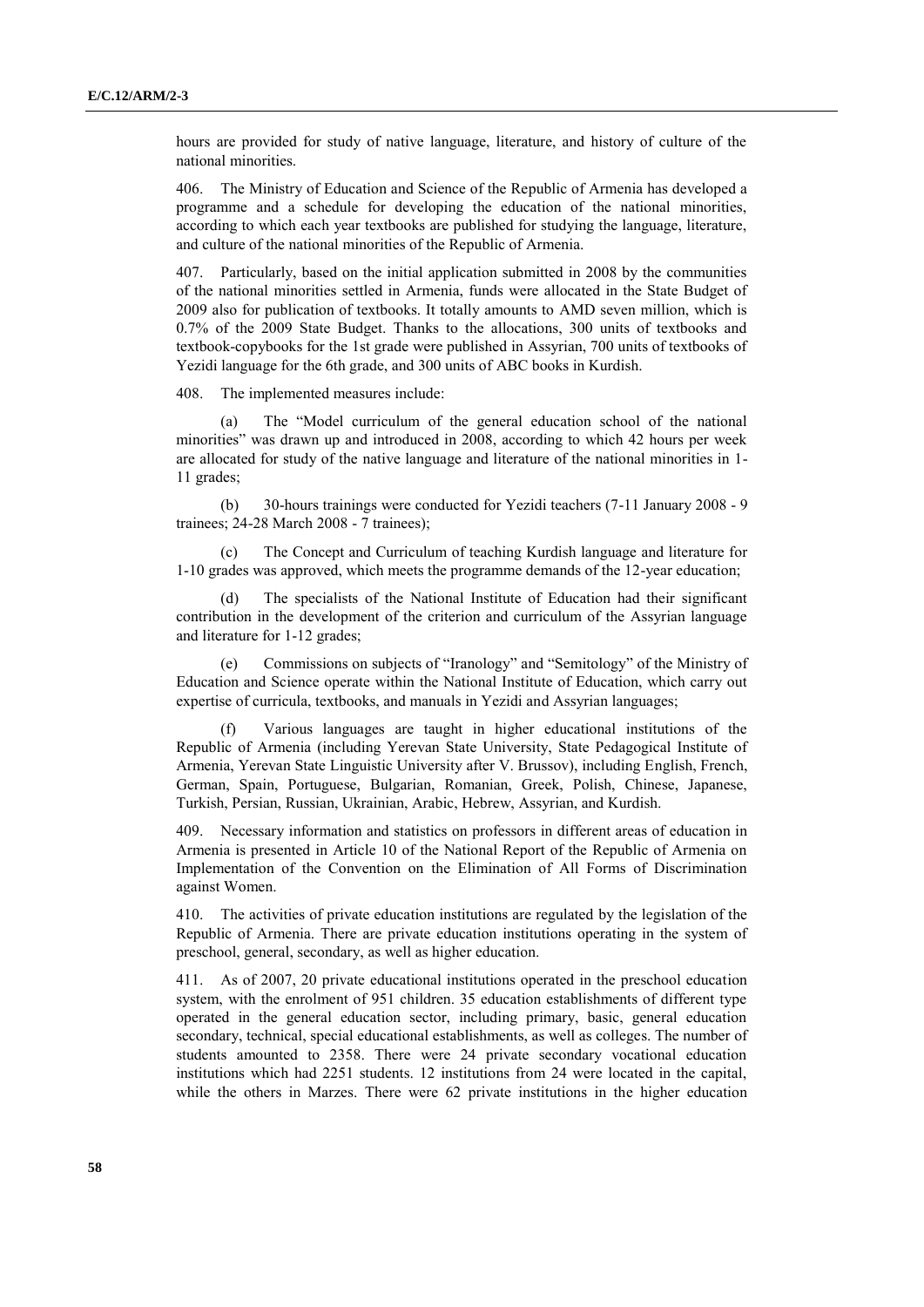hours are provided for study of native language, literature, and history of culture of the national minorities.

406. The Ministry of Education and Science of the Republic of Armenia has developed a programme and a schedule for developing the education of the national minorities, according to which each year textbooks are published for studying the language, literature, and culture of the national minorities of the Republic of Armenia.

407. Particularly, based on the initial application submitted in 2008 by the communities of the national minorities settled in Armenia, funds were allocated in the State Budget of 2009 also for publication of textbooks. It totally amounts to AMD seven million, which is 0.7% of the 2009 State Budget. Thanks to the allocations, 300 units of textbooks and textbook-copybooks for the 1st grade were published in Assyrian, 700 units of textbooks of Yezidi language for the 6th grade, and 300 units of ABC books in Kurdish.

408. The implemented measures include:

(a) The "Model curriculum of the general education school of the national minorities" was drawn up and introduced in 2008, according to which 42 hours per week are allocated for study of the native language and literature of the national minorities in 1-11 grades;

(b) 30-hours trainings were conducted for Yezidi teachers (7-11 January 2008 - 9 trainees; 24-28 March 2008 - 7 trainees);

(c) The Concept and Curriculum of teaching Kurdish language and literature for 1-10 grades was approved, which meets the programme demands of the 12-year education;

(d) The specialists of the National Institute of Education had their significant contribution in the development of the criterion and curriculum of the Assyrian language and literature for 1-12 grades;

(e) Commissions on subjects of "Iranology" and "Semitology" of the Ministry of Education and Science operate within the National Institute of Education, which carry out expertise of curricula, textbooks, and manuals in Yezidi and Assyrian languages;

(f) Various languages are taught in higher educational institutions of the Republic of Armenia (including Yerevan State University, State Pedagogical Institute of Armenia, Yerevan State Linguistic University after V. Brussov), including English, French, German, Spain, Portuguese, Bulgarian, Romanian, Greek, Polish, Chinese, Japanese, Turkish, Persian, Russian, Ukrainian, Arabic, Hebrew, Assyrian, and Kurdish.

409. Necessary information and statistics on professors in different areas of education in Armenia is presented in Article 10 of the National Report of the Republic of Armenia on Implementation of the Convention on the Elimination of All Forms of Discrimination against Women.

410. The activities of private education institutions are regulated by the legislation of the Republic of Armenia. There are private education institutions operating in the system of preschool, general, secondary, as well as higher education.

411. As of 2007, 20 private educational institutions operated in the preschool education system, with the enrolment of 951 children. 35 education establishments of different type operated in the general education sector, including primary, basic, general education secondary, technical, special educational establishments, as well as colleges. The number of students amounted to 2358. There were 24 private secondary vocational education institutions which had 2251 students. 12 institutions from 24 were located in the capital, while the others in Marzes. There were 62 private institutions in the higher education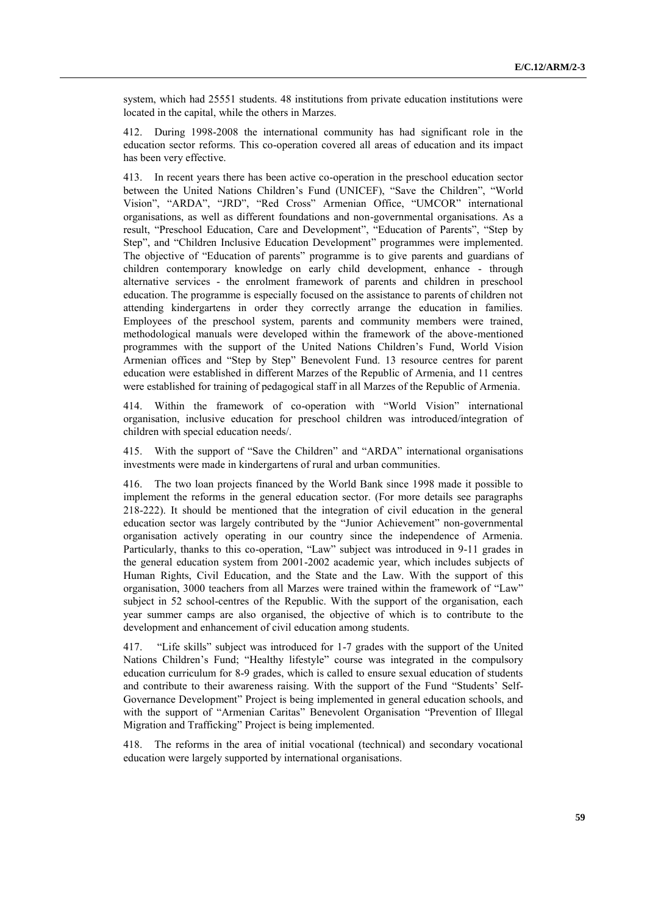system, which had 25551 students. 48 institutions from private education institutions were located in the capital, while the others in Marzes.

412. During 1998-2008 the international community has had significant role in the education sector reforms. This co-operation covered all areas of education and its impact has been very effective.

413. In recent years there has been active co-operation in the preschool education sector between the United Nations Children's Fund (UNICEF), "Save the Children", "World Vision", "ARDA", "JRD", "Red Cross" Armenian Office, "UMCOR" international organisations, as well as different foundations and non-governmental organisations. As a result, "Preschool Education, Care and Development", "Education of Parents", "Step by Step", and "Children Inclusive Education Development" programmes were implemented. The objective of "Education of parents" programme is to give parents and guardians of children contemporary knowledge on early child development, enhance - through alternative services - the enrolment framework of parents and children in preschool education. The programme is especially focused on the assistance to parents of children not attending kindergartens in order they correctly arrange the education in families. Employees of the preschool system, parents and community members were trained, methodological manuals were developed within the framework of the above-mentioned programmes with the support of the United Nations Children's Fund, World Vision Armenian offices and "Step by Step" Benevolent Fund. 13 resource centres for parent education were established in different Marzes of the Republic of Armenia, and 11 centres were established for training of pedagogical staff in all Marzes of the Republic of Armenia.

414. Within the framework of co-operation with "World Vision" international organisation, inclusive education for preschool children was introduced/integration of children with special education needs/.

415. With the support of "Save the Children" and "ARDA" international organisations investments were made in kindergartens of rural and urban communities.

416. The two loan projects financed by the World Bank since 1998 made it possible to implement the reforms in the general education sector. (For more details see paragraphs 218-222). It should be mentioned that the integration of civil education in the general education sector was largely contributed by the "Junior Achievement" non-governmental organisation actively operating in our country since the independence of Armenia. Particularly, thanks to this co-operation, "Law" subject was introduced in 9-11 grades in the general education system from 2001-2002 academic year, which includes subjects of Human Rights, Civil Education, and the State and the Law. With the support of this organisation, 3000 teachers from all Marzes were trained within the framework of "Law" subject in 52 school-centres of the Republic. With the support of the organisation, each year summer camps are also organised, the objective of which is to contribute to the development and enhancement of civil education among students.

417. "Life skills" subject was introduced for 1-7 grades with the support of the United Nations Children's Fund; "Healthy lifestyle" course was integrated in the compulsory education curriculum for 8-9 grades, which is called to ensure sexual education of students and contribute to their awareness raising. With the support of the Fund "Students' Self-Governance Development" Project is being implemented in general education schools, and with the support of "Armenian Caritas" Benevolent Organisation "Prevention of Illegal Migration and Trafficking" Project is being implemented.

418. The reforms in the area of initial vocational (technical) and secondary vocational education were largely supported by international organisations.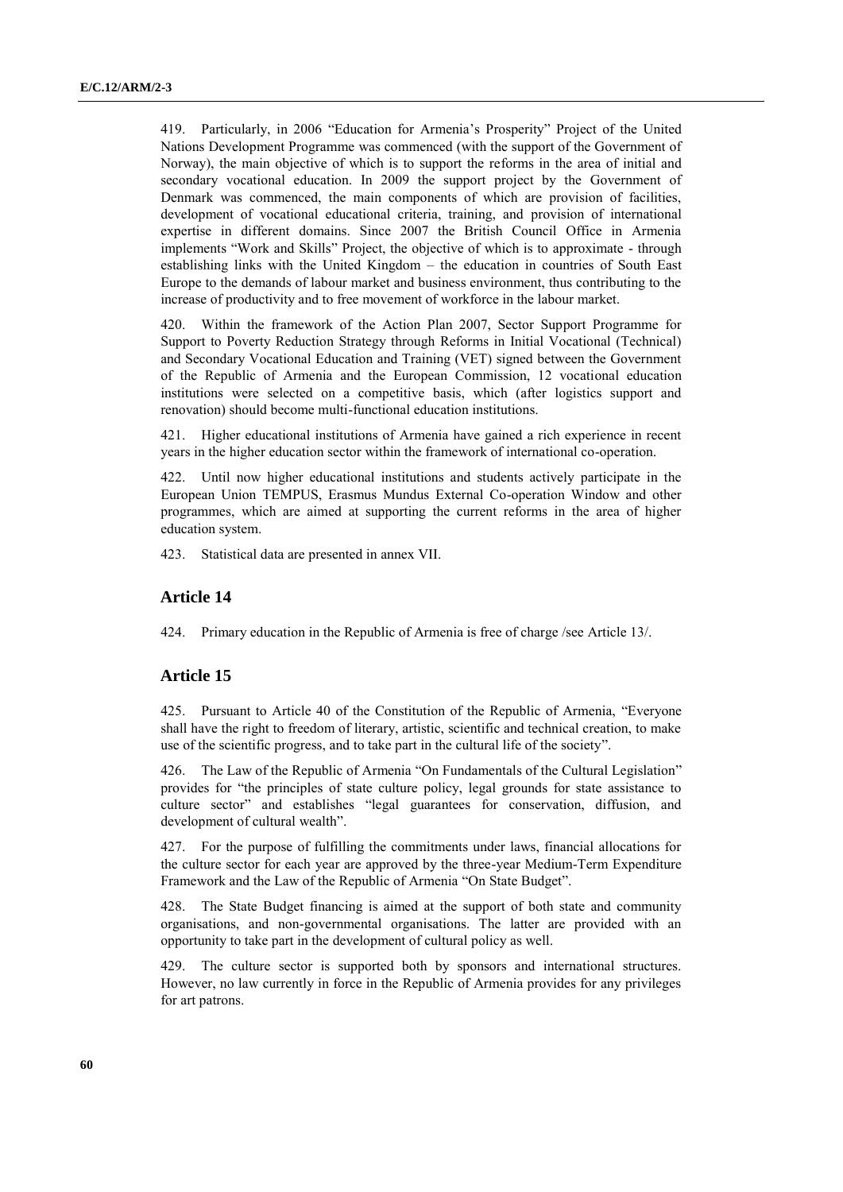419. Particularly, in 2006 "Education for Armenia's Prosperity" Project of the United Nations Development Programme was commenced (with the support of the Government of Norway), the main objective of which is to support the reforms in the area of initial and secondary vocational education. In 2009 the support project by the Government of Denmark was commenced, the main components of which are provision of facilities, development of vocational educational criteria, training, and provision of international expertise in different domains. Since 2007 the British Council Office in Armenia implements "Work and Skills" Project, the objective of which is to approximate - through establishing links with the United Kingdom – the education in countries of South East Europe to the demands of labour market and business environment, thus contributing to the increase of productivity and to free movement of workforce in the labour market.

420. Within the framework of the Action Plan 2007, Sector Support Programme for Support to Poverty Reduction Strategy through Reforms in Initial Vocational (Technical) and Secondary Vocational Education and Training (VET) signed between the Government of the Republic of Armenia and the European Commission, 12 vocational education institutions were selected on a competitive basis, which (after logistics support and renovation) should become multi-functional education institutions.

421. Higher educational institutions of Armenia have gained a rich experience in recent years in the higher education sector within the framework of international co-operation.

422. Until now higher educational institutions and students actively participate in the European Union TEMPUS, Erasmus Mundus External Co-operation Window and other programmes, which are aimed at supporting the current reforms in the area of higher education system.

423. Statistical data are presented in annex VII.

## Article 14

424. Primary education in the Republic of Armenia is free of charge /see Article 13/.

## Article 15

425. Pursuant to Article 40 of the Constitution of the Republic of Armenia, "Everyone shall have the right to freedom of literary, artistic, scientific and technical creation, to make use of the scientific progress, and to take part in the cultural life of the society".

426. The Law of the Republic of Armenia "On Fundamentals of the Cultural Legislation" provides for "the principles of state culture policy, legal grounds for state assistance to culture sector" and establishes "legal guarantees for conservation, diffusion, and development of cultural wealth".

427. For the purpose of fulfilling the commitments under laws, financial allocations for the culture sector for each year are approved by the three-year Medium-Term Expenditure Framework and the Law of the Republic of Armenia "On State Budget".

428. The State Budget financing is aimed at the support of both state and community organisations, and non-governmental organisations. The latter are provided with an opportunity to take part in the development of cultural policy as well.

429. The culture sector is supported both by sponsors and international structures. However, no law currently in force in the Republic of Armenia provides for any privileges for art patrons.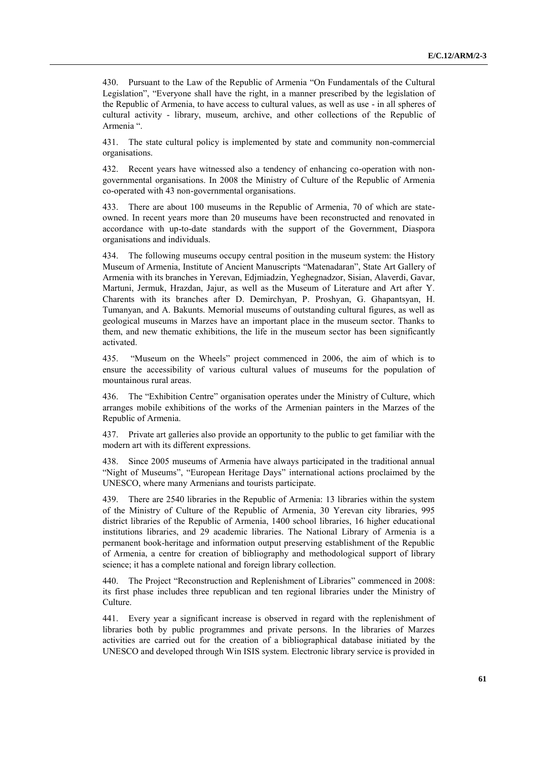430. Pursuant to the Law of the Republic of Armenia "On Fundamentals of the Cultural Legislation", "Everyone shall have the right, in a manner prescribed by the legislation of the Republic of Armenia, to have access to cultural values, as well as use - in all spheres of cultural activity - library, museum, archive, and other collections of the Republic of Armenia ".

431. The state cultural policy is implemented by state and community non-commercial organisations.

432. Recent years have witnessed also a tendency of enhancing co-operation with non-governmental organisations. In 2008 the Ministry of Culture of the Republic of Armenia co-operated with 43 non-governmental organisations.

433. There are about 100 museums in the Republic of Armenia, 70 of which are state-owned. In recent years more than 20 museums have been reconstructed and renovated in accordance with up-to-date standards with the support of the Government, Diaspora organisations and individuals.

434. The following museums occupy central position in the museum system: the History Museum of Armenia, Institute of Ancient Manuscripts "Matenadaran", State Art Gallery of Armenia with its branches in Yerevan, Edjmiadzin, Yeghegnadzor, Sisian, Alaverdi, Gavar, Martuni, Jermuk, Hrazdan, Jajur, as well as the Museum of Literature and Art after Y. Charents with its branches after D. Demirchyan, P. Proshyan, G. Ghapantsyan, H. Tumanyan, and A. Bakunts. Memorial museums of outstanding cultural figures, as well as geological museums in Marzes have an important place in the museum sector. Thanks to them, and new thematic exhibitions, the life in the museum sector has been significantly activated.

435. "Museum on the Wheels" project commenced in 2006, the aim of which is to ensure the accessibility of various cultural values of museums for the population of mountainous rural areas.

436. The "Exhibition Centre" organisation operates under the Ministry of Culture, which arranges mobile exhibitions of the works of the Armenian painters in the Marzes of the Republic of Armenia.

437. Private art galleries also provide an opportunity to the public to get familiar with the modern art with its different expressions.

438. Since 2005 museums of Armenia have always participated in the traditional annual "Night of Museums", "European Heritage Days" international actions proclaimed by the UNESCO, where many Armenians and tourists participate.

439. There are 2540 libraries in the Republic of Armenia: 13 libraries within the system of the Ministry of Culture of the Republic of Armenia, 30 Yerevan city libraries, 995 district libraries of the Republic of Armenia, 1400 school libraries, 16 higher educational institutions libraries, and 29 academic libraries. The National Library of Armenia is a permanent book-heritage and information output preserving establishment of the Republic of Armenia, a centre for creation of bibliography and methodological support of library science; it has a complete national and foreign library collection.

440. The Project "Reconstruction and Replenishment of Libraries" commenced in 2008: its first phase includes three republican and ten regional libraries under the Ministry of Culture.

441. Every year a significant increase is observed in regard with the replenishment of libraries both by public programmes and private persons. In the libraries of Marzes activities are carried out for the creation of a bibliographical database initiated by the UNESCO and developed through Win ISIS system. Electronic library service is provided in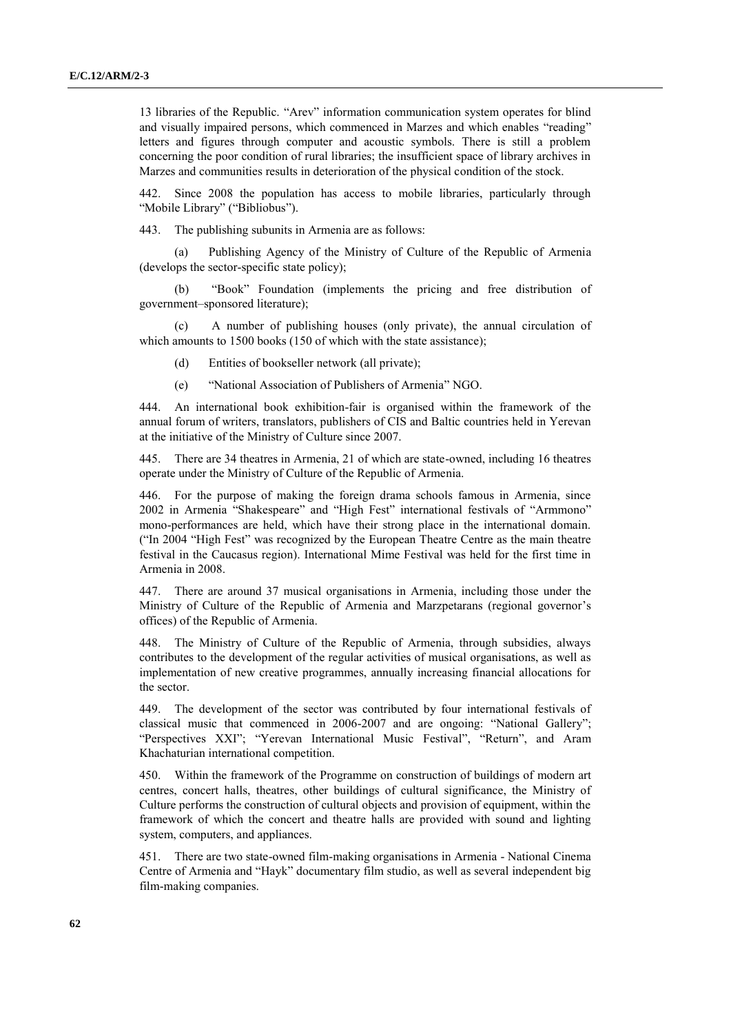13 libraries of the Republic. "Arev" information communication system operates for blind and visually impaired persons, which commenced in Marzes and which enables "reading" letters and figures through computer and acoustic symbols. There is still a problem concerning the poor condition of rural libraries; the insufficient space of library archives in Marzes and communities results in deterioration of the physical condition of the stock.

442. Since 2008 the population has access to mobile libraries, particularly through "Mobile Library" ("Bibliobus").

443. The publishing subunits in Armenia are as follows:

(a) Publishing Agency of the Ministry of Culture of the Republic of Armenia (develops the sector-specific state policy);

(b) "Book" Foundation (implements the pricing and free distribution of government–sponsored literature);

(c) A number of publishing houses (only private), the annual circulation of which amounts to 1500 books (150 of which with the state assistance);

(d) Entities of bookseller network (all private);

(e) "National Association of Publishers of Armenia" NGO.

444. An international book exhibition-fair is organised within the framework of the annual forum of writers, translators, publishers of CIS and Baltic countries held in Yerevan at the initiative of the Ministry of Culture since 2007.

445. There are 34 theatres in Armenia, 21 of which are state-owned, including 16 theatres operate under the Ministry of Culture of the Republic of Armenia.

446. For the purpose of making the foreign drama schools famous in Armenia, since 2002 in Armenia "Shakespeare" and "High Fest" international festivals of "Armmono" mono-performances are held, which have their strong place in the international domain. ("In 2004 "High Fest" was recognized by the European Theatre Centre as the main theatre festival in the Caucasus region). International Mime Festival was held for the first time in Armenia in 2008.

447. There are around 37 musical organisations in Armenia, including those under the Ministry of Culture of the Republic of Armenia and Marzpetarans (regional governor's offices) of the Republic of Armenia.

448. The Ministry of Culture of the Republic of Armenia, through subsidies, always contributes to the development of the regular activities of musical organisations, as well as implementation of new creative programmes, annually increasing financial allocations for the sector.

449. The development of the sector was contributed by four international festivals of classical music that commenced in 2006-2007 and are ongoing: "National Gallery"; "Perspectives XXI"; "Yerevan International Music Festival", "Return", and Aram Khachaturian international competition.

450. Within the framework of the Programme on construction of buildings of modern art centres, concert halls, theatres, other buildings of cultural significance, the Ministry of Culture performs the construction of cultural objects and provision of equipment, within the framework of which the concert and theatre halls are provided with sound and lighting system, computers, and appliances.

451. There are two state-owned film-making organisations in Armenia - National Cinema Centre of Armenia and "Hayk" documentary film studio, as well as several independent big film-making companies.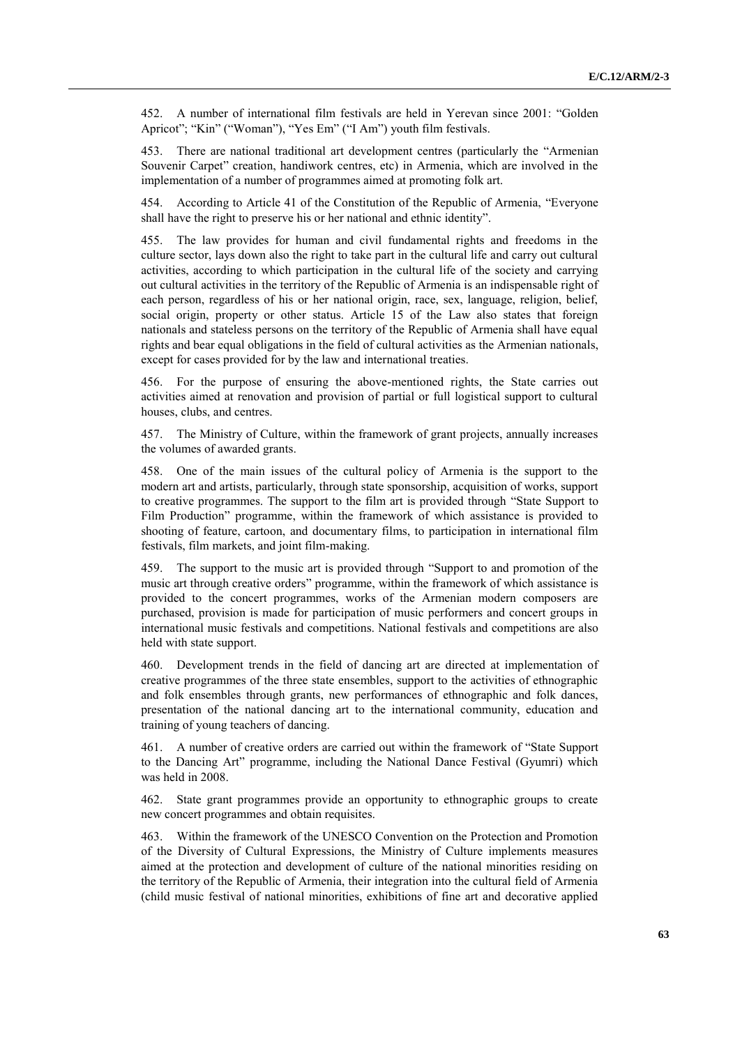452. A number of international film festivals are held in Yerevan since 2001: "Golden Apricot"; "Kin" ("Woman"), "Yes Em" ("I Am") youth film festivals.

453. There are national traditional art development centres (particularly the "Armenian Souvenir Carpet" creation, handiwork centres, etc) in Armenia, which are involved in the implementation of a number of programmes aimed at promoting folk art.

454. According to Article 41 of the Constitution of the Republic of Armenia, "Everyone shall have the right to preserve his or her national and ethnic identity".

455. The law provides for human and civil fundamental rights and freedoms in the culture sector, lays down also the right to take part in the cultural life and carry out cultural activities, according to which participation in the cultural life of the society and carrying out cultural activities in the territory of the Republic of Armenia is an indispensable right of each person, regardless of his or her national origin, race, sex, language, religion, belief, social origin, property or other status. Article 15 of the Law also states that foreign nationals and stateless persons on the territory of the Republic of Armenia shall have equal rights and bear equal obligations in the field of cultural activities as the Armenian nationals, except for cases provided for by the law and international treaties.

456. For the purpose of ensuring the above-mentioned rights, the State carries out activities aimed at renovation and provision of partial or full logistical support to cultural houses, clubs, and centres.

457. The Ministry of Culture, within the framework of grant projects, annually increases the volumes of awarded grants.

458. One of the main issues of the cultural policy of Armenia is the support to the modern art and artists, particularly, through state sponsorship, acquisition of works, support to creative programmes. The support to the film art is provided through "State Support to Film Production" programme, within the framework of which assistance is provided to shooting of feature, cartoon, and documentary films, to participation in international film festivals, film markets, and joint film-making.

459. The support to the music art is provided through "Support to and promotion of the music art through creative orders" programme, within the framework of which assistance is provided to the concert programmes, works of the Armenian modern composers are purchased, provision is made for participation of music performers and concert groups in international music festivals and competitions. National festivals and competitions are also held with state support.

460. Development trends in the field of dancing art are directed at implementation of creative programmes of the three state ensembles, support to the activities of ethnographic and folk ensembles through grants, new performances of ethnographic and folk dances, presentation of the national dancing art to the international community, education and training of young teachers of dancing.

461. A number of creative orders are carried out within the framework of "State Support to the Dancing Art" programme, including the National Dance Festival (Gyumri) which was held in 2008.

462. State grant programmes provide an opportunity to ethnographic groups to create new concert programmes and obtain requisites.

463. Within the framework of the UNESCO Convention on the Protection and Promotion of the Diversity of Cultural Expressions, the Ministry of Culture implements measures aimed at the protection and development of culture of the national minorities residing on the territory of the Republic of Armenia, their integration into the cultural field of Armenia (child music festival of national minorities, exhibitions of fine art and decorative applied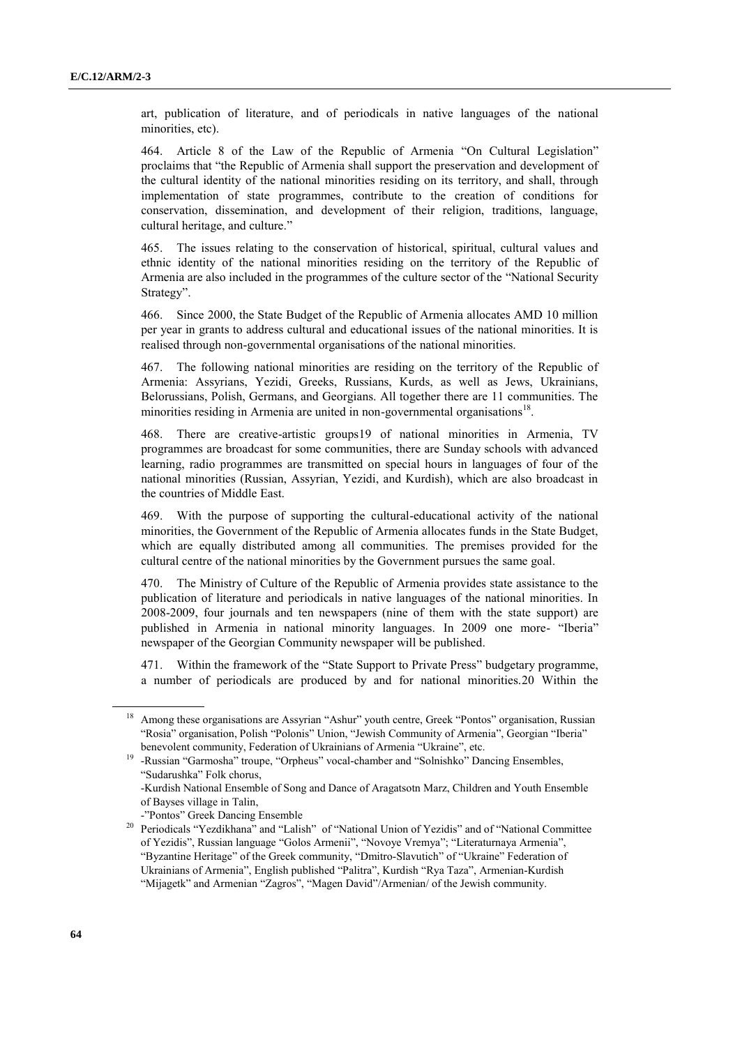art, publication of literature, and of periodicals in native languages of the national minorities, etc).

464. Article 8 of the Law of the Republic of Armenia "On Cultural Legislation" proclaims that "the Republic of Armenia shall support the preservation and development of the cultural identity of the national minorities residing on its territory, and shall, through implementation of state programmes, contribute to the creation of conditions for conservation, dissemination, and development of their religion, traditions, language, cultural heritage, and culture."

465. The issues relating to the conservation of historical, spiritual, cultural values and ethnic identity of the national minorities residing on the territory of the Republic of Armenia are also included in the programmes of the culture sector of the "National Security Strategy".

466. Since 2000, the State Budget of the Republic of Armenia allocates AMD 10 million per year in grants to address cultural and educational issues of the national minorities. It is realised through non-governmental organisations of the national minorities.

467. The following national minorities are residing on the territory of the Republic of Armenia: Assyrians, Yezidi, Greeks, Russians, Kurds, as well as Jews, Ukrainians, Belorussians, Polish, Germans, and Georgians. All together there are 11 communities. The minorities residing in Armenia are united in non-governmental organisations[18].

468. There are creative-artistic groups[19] of national minorities in Armenia, TV programmes are broadcast for some communities, there are Sunday schools with advanced learning, radio programmes are transmitted on special hours in languages of four of the national minorities (Russian, Assyrian, Yezidi, and Kurdish), which are also broadcast in the countries of Middle East.

469. With the purpose of supporting the cultural-educational activity of the national minorities, the Government of the Republic of Armenia allocates funds in the State Budget, which are equally distributed among all communities. The premises provided for the cultural centre of the national minorities by the Government pursues the same goal.

470. The Ministry of Culture of the Republic of Armenia provides state assistance to the publication of literature and periodicals in native languages of the national minorities. In 2008-2009, four journals and ten newspapers (nine of them with the state support) are published in Armenia in national minority languages. In 2009 one more- "Iberia" newspaper of the Georgian Community newspaper will be published.

471. Within the framework of the "State Support to Private Press" budgetary programme, a number of periodicals are produced by and for national minorities.[20] Within the

---

[18] Among these organisations are Assyrian "Ashur" youth centre, Greek "Pontos" organisation, Russian "Rosia" organisation, Polish "Polonis" Union, "Jewish Community of Armenia", Georgian "Iberia" benevolent community, Federation of Ukrainians of Armenia "Ukraine", etc.

[19] -Russian "Garmosha" troupe, "Orpheus" vocal-chamber and "Solnishko" Dancing Ensembles, "Sudarushka" Folk chorus,
-Kurdish National Ensemble of Song and Dance of Aragatsotn Marz, Children and Youth Ensemble of Bayses village in Talin,
-"Pontos" Greek Dancing Ensemble

[20] Periodicals "Yezdikhana" and "Lalish" of "National Union of Yezidis" and of "National Committee of Yezidis", Russian language "Golos Armenii", "Novoye Vremya"; "Literaturnaya Armenia", "Byzantine Heritage" of the Greek community, "Dmitro-Slavutich" of "Ukraine" Federation of Ukrainians of Armenia", English published "Palitra", Kurdish "Rya Taza", Armenian-Kurdish "Mijagetk" and Armenian "Zagros", "Magen David"/Armenian/ of the Jewish community.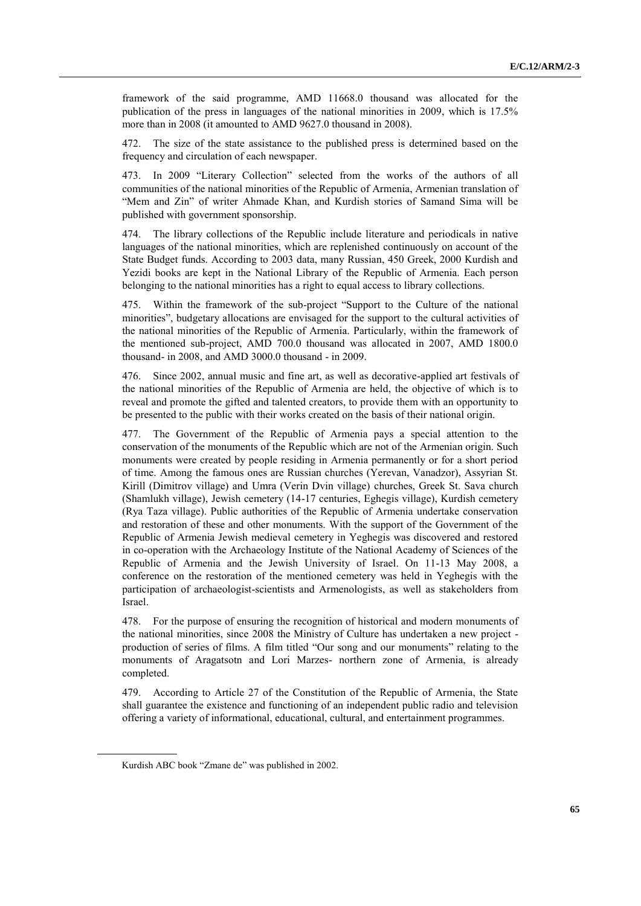framework of the said programme, AMD 11668.0 thousand was allocated for the publication of the press in languages of the national minorities in 2009, which is 17.5% more than in 2008 (it amounted to AMD 9627.0 thousand in 2008).

472. The size of the state assistance to the published press is determined based on the frequency and circulation of each newspaper.

473. In 2009 "Literary Collection" selected from the works of the authors of all communities of the national minorities of the Republic of Armenia, Armenian translation of "Mem and Zin" of writer Ahmade Khan, and Kurdish stories of Samand Sima will be published with government sponsorship.

474. The library collections of the Republic include literature and periodicals in native languages of the national minorities, which are replenished continuously on account of the State Budget funds. According to 2003 data, many Russian, 450 Greek, 2000 Kurdish and Yezidi books are kept in the National Library of the Republic of Armenia. Each person belonging to the national minorities has a right to equal access to library collections.

475. Within the framework of the sub-project "Support to the Culture of the national minorities", budgetary allocations are envisaged for the support to the cultural activities of the national minorities of the Republic of Armenia. Particularly, within the framework of the mentioned sub-project, AMD 700.0 thousand was allocated in 2007, AMD 1800.0 thousand- in 2008, and AMD 3000.0 thousand - in 2009.

476. Since 2002, annual music and fine art, as well as decorative-applied art festivals of the national minorities of the Republic of Armenia are held, the objective of which is to reveal and promote the gifted and talented creators, to provide them with an opportunity to be presented to the public with their works created on the basis of their national origin.

477. The Government of the Republic of Armenia pays a special attention to the conservation of the monuments of the Republic which are not of the Armenian origin. Such monuments were created by people residing in Armenia permanently or for a short period of time. Among the famous ones are Russian churches (Yerevan, Vanadzor), Assyrian St. Kirill (Dimitrov village) and Umra (Verin Dvin village) churches, Greek St. Sava church (Shamlukh village), Jewish cemetery (14-17 centuries, Eghegis village), Kurdish cemetery (Rya Taza village). Public authorities of the Republic of Armenia undertake conservation and restoration of these and other monuments. With the support of the Government of the Republic of Armenia Jewish medieval cemetery in Yeghegis was discovered and restored in co-operation with the Archaeology Institute of the National Academy of Sciences of the Republic of Armenia and the Jewish University of Israel. On 11-13 May 2008, a conference on the restoration of the mentioned cemetery was held in Yeghegis with the participation of archaeologist-scientists and Armenologists, as well as stakeholders from Israel.

478. For the purpose of ensuring the recognition of historical and modern monuments of the national minorities, since 2008 the Ministry of Culture has undertaken a new project - production of series of films. A film titled "Our song and our monuments" relating to the monuments of Aragatsotn and Lori Marzes- northern zone of Armenia, is already completed.

479. According to Article 27 of the Constitution of the Republic of Armenia, the State shall guarantee the existence and functioning of an independent public radio and television offering a variety of informational, educational, cultural, and entertainment programmes.

---

Kurdish ABC book "Zmane de" was published in 2002.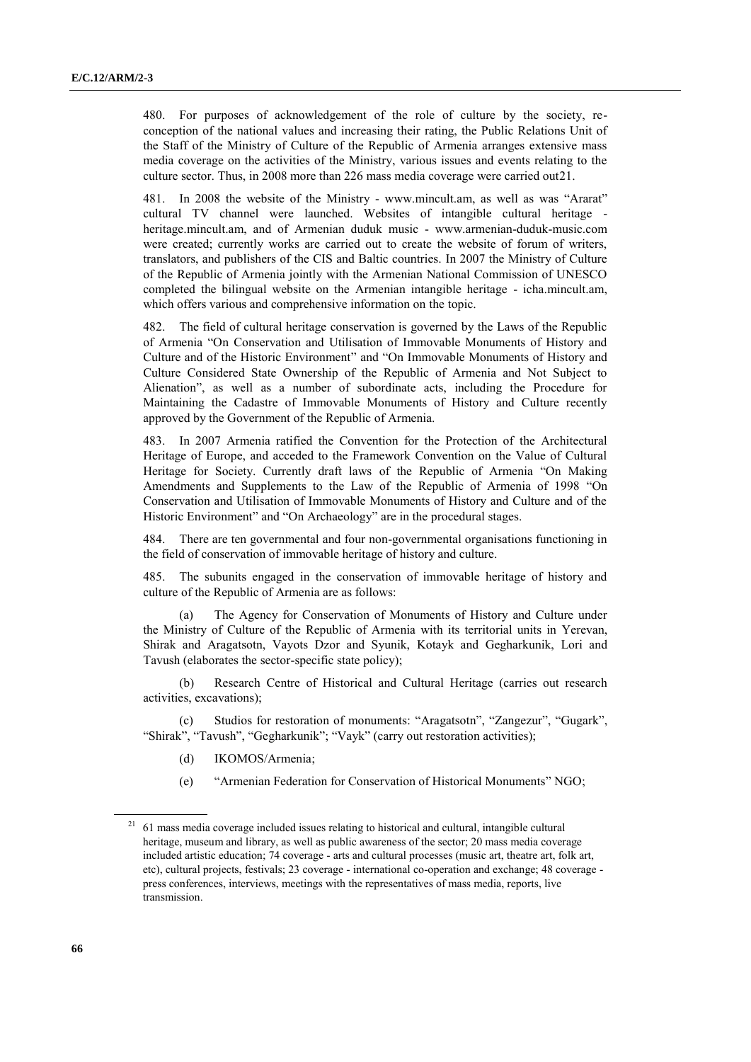480. For purposes of acknowledgement of the role of culture by the society, re-conception of the national values and increasing their rating, the Public Relations Unit of the Staff of the Ministry of Culture of the Republic of Armenia arranges extensive mass media coverage on the activities of the Ministry, various issues and events relating to the culture sector. Thus, in 2008 more than 226 mass media coverage were carried out21.

481. In 2008 the website of the Ministry - www.mincult.am, as well as was "Ararat" cultural TV channel were launched. Websites of intangible cultural heritage - heritage.mincult.am, and of Armenian duduk music - www.armenian-duduk-music.com were created; currently works are carried out to create the website of forum of writers, translators, and publishers of the CIS and Baltic countries. In 2007 the Ministry of Culture of the Republic of Armenia jointly with the Armenian National Commission of UNESCO completed the bilingual website on the Armenian intangible heritage - icha.mincult.am, which offers various and comprehensive information on the topic.

482. The field of cultural heritage conservation is governed by the Laws of the Republic of Armenia "On Conservation and Utilisation of Immovable Monuments of History and Culture and of the Historic Environment" and "On Immovable Monuments of History and Culture Considered State Ownership of the Republic of Armenia and Not Subject to Alienation", as well as a number of subordinate acts, including the Procedure for Maintaining the Cadastre of Immovable Monuments of History and Culture recently approved by the Government of the Republic of Armenia.

483. In 2007 Armenia ratified the Convention for the Protection of the Architectural Heritage of Europe, and acceded to the Framework Convention on the Value of Cultural Heritage for Society. Currently draft laws of the Republic of Armenia "On Making Amendments and Supplements to the Law of the Republic of Armenia of 1998 "On Conservation and Utilisation of Immovable Monuments of History and Culture and of the Historic Environment" and "On Archaeology" are in the procedural stages.

484. There are ten governmental and four non-governmental organisations functioning in the field of conservation of immovable heritage of history and culture.

485. The subunits engaged in the conservation of immovable heritage of history and culture of the Republic of Armenia are as follows:

(a) The Agency for Conservation of Monuments of History and Culture under the Ministry of Culture of the Republic of Armenia with its territorial units in Yerevan, Shirak and Aragatsotn, Vayots Dzor and Syunik, Kotayk and Gegharkunik, Lori and Tavush (elaborates the sector-specific state policy);

(b) Research Centre of Historical and Cultural Heritage (carries out research activities, excavations);

(c) Studios for restoration of monuments: "Aragatsotn", "Zangezur", "Gugark", "Shirak", "Tavush", "Gegharkunik"; "Vayk" (carry out restoration activities);

(d) IKOMOS/Armenia;

(e) "Armenian Federation for Conservation of Historical Monuments" NGO;

---

[21] 61 mass media coverage included issues relating to historical and cultural, intangible cultural heritage, museum and library, as well as public awareness of the sector; 20 mass media coverage included artistic education; 74 coverage - arts and cultural processes (music art, theatre art, folk art, etc), cultural projects, festivals; 23 coverage - international co-operation and exchange; 48 coverage - press conferences, interviews, meetings with the representatives of mass media, reports, live transmission.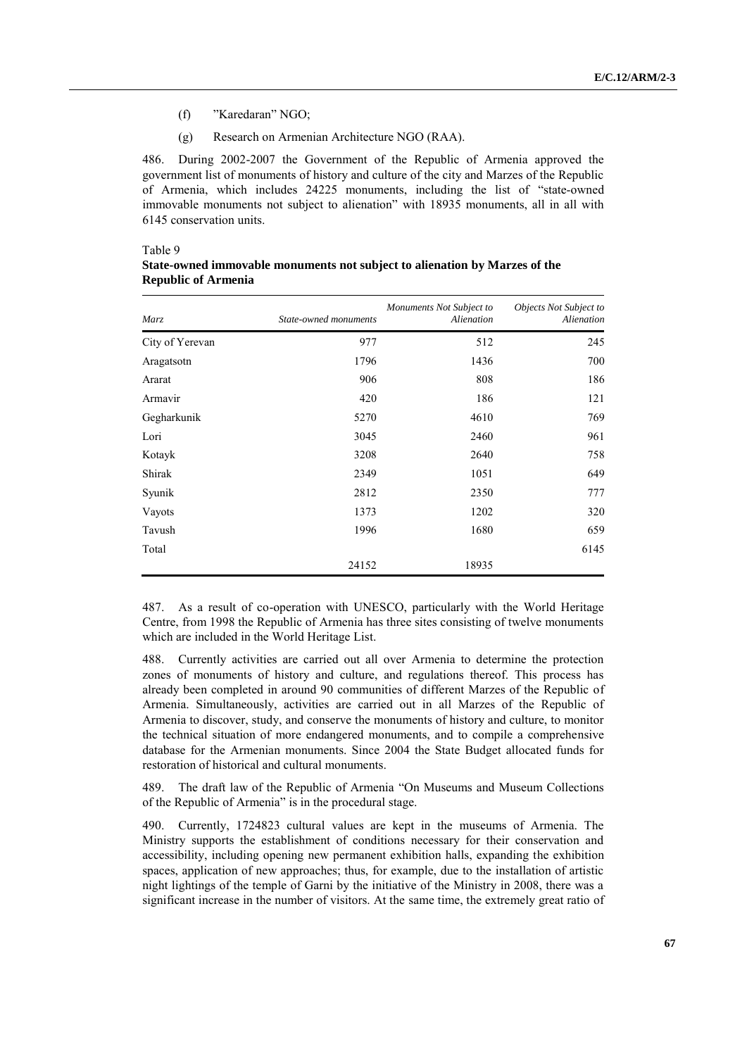(f) ”Karedaran” NGO;

(g) Research on Armenian Architecture NGO (RAA).

486. During 2002-2007 the Government of the Republic of Armenia approved the government list of monuments of history and culture of the city and Marzes of the Republic of Armenia, which includes 24225 monuments, including the list of “state-owned immovable monuments not subject to alienation” with 18935 monuments, all in all with 6145 conservation units.

Table 9
**State-owned immovable monuments not subject to alienation by Marzes of the Republic of Armenia**

| *Marz* | *State-owned monuments* | *Monuments Not Subject to Alienation* | *Objects Not Subject to Alienation* |
|---|---|---|---|
| City of Yerevan | 977 | 512 | 245 |
| Aragatsotn | 1796 | 1436 | 700 |
| Ararat | 906 | 808 | 186 |
| Armavir | 420 | 186 | 121 |
| Gegharkunik | 5270 | 4610 | 769 |
| Lori | 3045 | 2460 | 961 |
| Kotayk | 3208 | 2640 | 758 |
| Shirak | 2349 | 1051 | 649 |
| Syunik | 2812 | 2350 | 777 |
| Vayots | 1373 | 1202 | 320 |
| Tavush | 1996 | 1680 | 659 |
| Total | | | 6145 |
| | 24152 | 18935 | |

487. As a result of co-operation with UNESCO, particularly with the World Heritage Centre, from 1998 the Republic of Armenia has three sites consisting of twelve monuments which are included in the World Heritage List.

488. Currently activities are carried out all over Armenia to determine the protection zones of monuments of history and culture, and regulations thereof. This process has already been completed in around 90 communities of different Marzes of the Republic of Armenia. Simultaneously, activities are carried out in all Marzes of the Republic of Armenia to discover, study, and conserve the monuments of history and culture, to monitor the technical situation of more endangered monuments, and to compile a comprehensive database for the Armenian monuments. Since 2004 the State Budget allocated funds for restoration of historical and cultural monuments.

489. The draft law of the Republic of Armenia “On Museums and Museum Collections of the Republic of Armenia” is in the procedural stage.

490. Currently, 1724823 cultural values are kept in the museums of Armenia. The Ministry supports the establishment of conditions necessary for their conservation and accessibility, including opening new permanent exhibition halls, expanding the exhibition spaces, application of new approaches; thus, for example, due to the installation of artistic night lightings of the temple of Garni by the initiative of the Ministry in 2008, there was a significant increase in the number of visitors. At the same time, the extremely great ratio of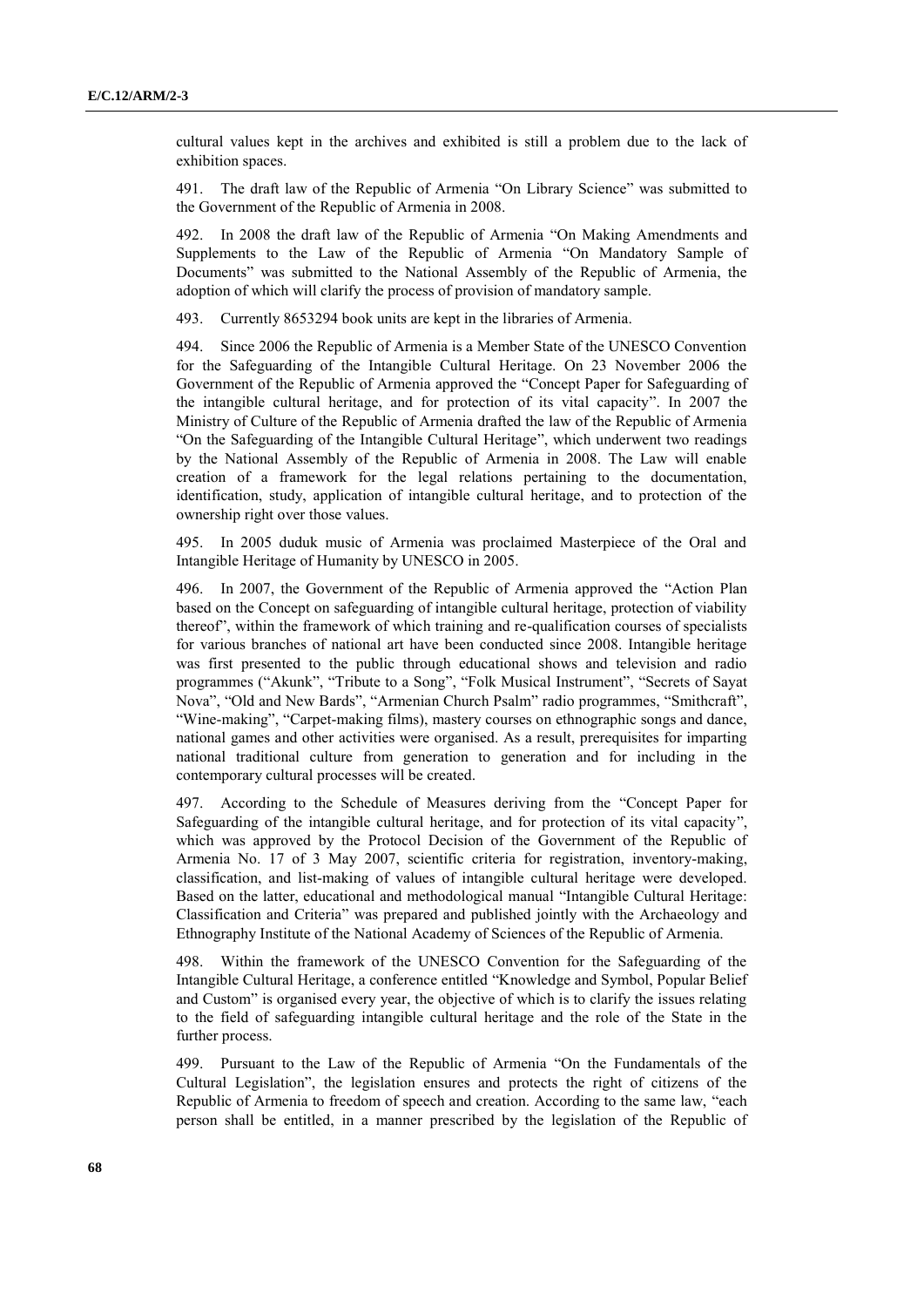cultural values kept in the archives and exhibited is still a problem due to the lack of exhibition spaces.

491. The draft law of the Republic of Armenia "On Library Science" was submitted to the Government of the Republic of Armenia in 2008.

492. In 2008 the draft law of the Republic of Armenia "On Making Amendments and Supplements to the Law of the Republic of Armenia "On Mandatory Sample of Documents" was submitted to the National Assembly of the Republic of Armenia, the adoption of which will clarify the process of provision of mandatory sample.

493. Currently 8653294 book units are kept in the libraries of Armenia.

494. Since 2006 the Republic of Armenia is a Member State of the UNESCO Convention for the Safeguarding of the Intangible Cultural Heritage. On 23 November 2006 the Government of the Republic of Armenia approved the "Concept Paper for Safeguarding of the intangible cultural heritage, and for protection of its vital capacity". In 2007 the Ministry of Culture of the Republic of Armenia drafted the law of the Republic of Armenia "On the Safeguarding of the Intangible Cultural Heritage", which underwent two readings by the National Assembly of the Republic of Armenia in 2008. The Law will enable creation of a framework for the legal relations pertaining to the documentation, identification, study, application of intangible cultural heritage, and to protection of the ownership right over those values.

495. In 2005 duduk music of Armenia was proclaimed Masterpiece of the Oral and Intangible Heritage of Humanity by UNESCO in 2005.

496. In 2007, the Government of the Republic of Armenia approved the "Action Plan based on the Concept on safeguarding of intangible cultural heritage, protection of viability thereof", within the framework of which training and re-qualification courses of specialists for various branches of national art have been conducted since 2008. Intangible heritage was first presented to the public through educational shows and television and radio programmes ("Akunk", "Tribute to a Song", "Folk Musical Instrument", "Secrets of Sayat Nova", "Old and New Bards", "Armenian Church Psalm" radio programmes, "Smithcraft", "Wine-making", "Carpet-making films), mastery courses on ethnographic songs and dance, national games and other activities were organised. As a result, prerequisites for imparting national traditional culture from generation to generation and for including in the contemporary cultural processes will be created.

497. According to the Schedule of Measures deriving from the "Concept Paper for Safeguarding of the intangible cultural heritage, and for protection of its vital capacity", which was approved by the Protocol Decision of the Government of the Republic of Armenia No. 17 of 3 May 2007, scientific criteria for registration, inventory-making, classification, and list-making of values of intangible cultural heritage were developed. Based on the latter, educational and methodological manual "Intangible Cultural Heritage: Classification and Criteria" was prepared and published jointly with the Archaeology and Ethnography Institute of the National Academy of Sciences of the Republic of Armenia.

498. Within the framework of the UNESCO Convention for the Safeguarding of the Intangible Cultural Heritage, a conference entitled "Knowledge and Symbol, Popular Belief and Custom" is organised every year, the objective of which is to clarify the issues relating to the field of safeguarding intangible cultural heritage and the role of the State in the further process.

499. Pursuant to the Law of the Republic of Armenia "On the Fundamentals of the Cultural Legislation", the legislation ensures and protects the right of citizens of the Republic of Armenia to freedom of speech and creation. According to the same law, "each person shall be entitled, in a manner prescribed by the legislation of the Republic of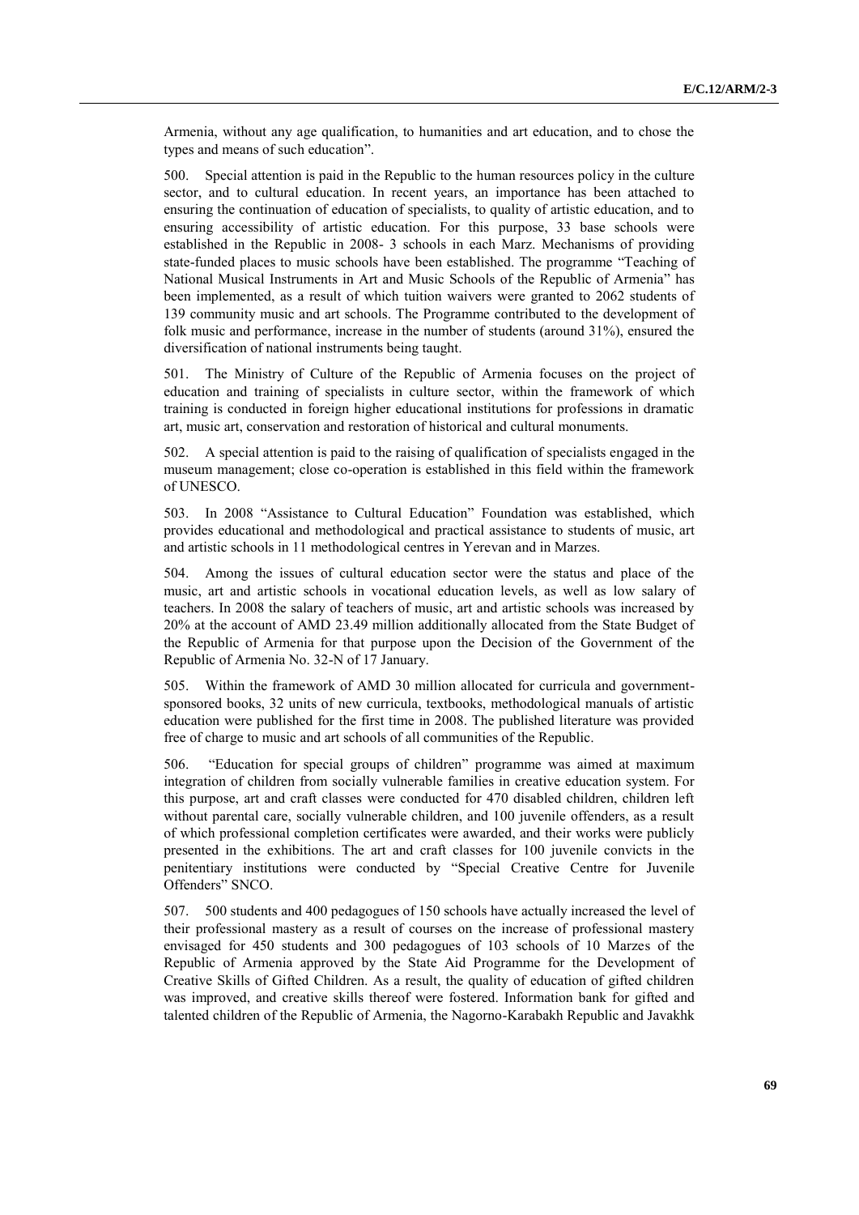Armenia, without any age qualification, to humanities and art education, and to chose the types and means of such education".

500. Special attention is paid in the Republic to the human resources policy in the culture sector, and to cultural education. In recent years, an importance has been attached to ensuring the continuation of education of specialists, to quality of artistic education, and to ensuring accessibility of artistic education. For this purpose, 33 base schools were established in the Republic in 2008- 3 schools in each Marz. Mechanisms of providing state-funded places to music schools have been established. The programme "Teaching of National Musical Instruments in Art and Music Schools of the Republic of Armenia" has been implemented, as a result of which tuition waivers were granted to 2062 students of 139 community music and art schools. The Programme contributed to the development of folk music and performance, increase in the number of students (around 31%), ensured the diversification of national instruments being taught.

501. The Ministry of Culture of the Republic of Armenia focuses on the project of education and training of specialists in culture sector, within the framework of which training is conducted in foreign higher educational institutions for professions in dramatic art, music art, conservation and restoration of historical and cultural monuments.

502. A special attention is paid to the raising of qualification of specialists engaged in the museum management; close co-operation is established in this field within the framework of UNESCO.

503. In 2008 "Assistance to Cultural Education" Foundation was established, which provides educational and methodological and practical assistance to students of music, art and artistic schools in 11 methodological centres in Yerevan and in Marzes.

504. Among the issues of cultural education sector were the status and place of the music, art and artistic schools in vocational education levels, as well as low salary of teachers. In 2008 the salary of teachers of music, art and artistic schools was increased by 20% at the account of AMD 23.49 million additionally allocated from the State Budget of the Republic of Armenia for that purpose upon the Decision of the Government of the Republic of Armenia No. 32-N of 17 January.

505. Within the framework of AMD 30 million allocated for curricula and government-sponsored books, 32 units of new curricula, textbooks, methodological manuals of artistic education were published for the first time in 2008. The published literature was provided free of charge to music and art schools of all communities of the Republic.

506. "Education for special groups of children" programme was aimed at maximum integration of children from socially vulnerable families in creative education system. For this purpose, art and craft classes were conducted for 470 disabled children, children left without parental care, socially vulnerable children, and 100 juvenile offenders, as a result of which professional completion certificates were awarded, and their works were publicly presented in the exhibitions. The art and craft classes for 100 juvenile convicts in the penitentiary institutions were conducted by "Special Creative Centre for Juvenile Offenders" SNCO.

507. 500 students and 400 pedagogues of 150 schools have actually increased the level of their professional mastery as a result of courses on the increase of professional mastery envisaged for 450 students and 300 pedagogues of 103 schools of 10 Marzes of the Republic of Armenia approved by the State Aid Programme for the Development of Creative Skills of Gifted Children. As a result, the quality of education of gifted children was improved, and creative skills thereof were fostered. Information bank for gifted and talented children of the Republic of Armenia, the Nagorno-Karabakh Republic and Javakhk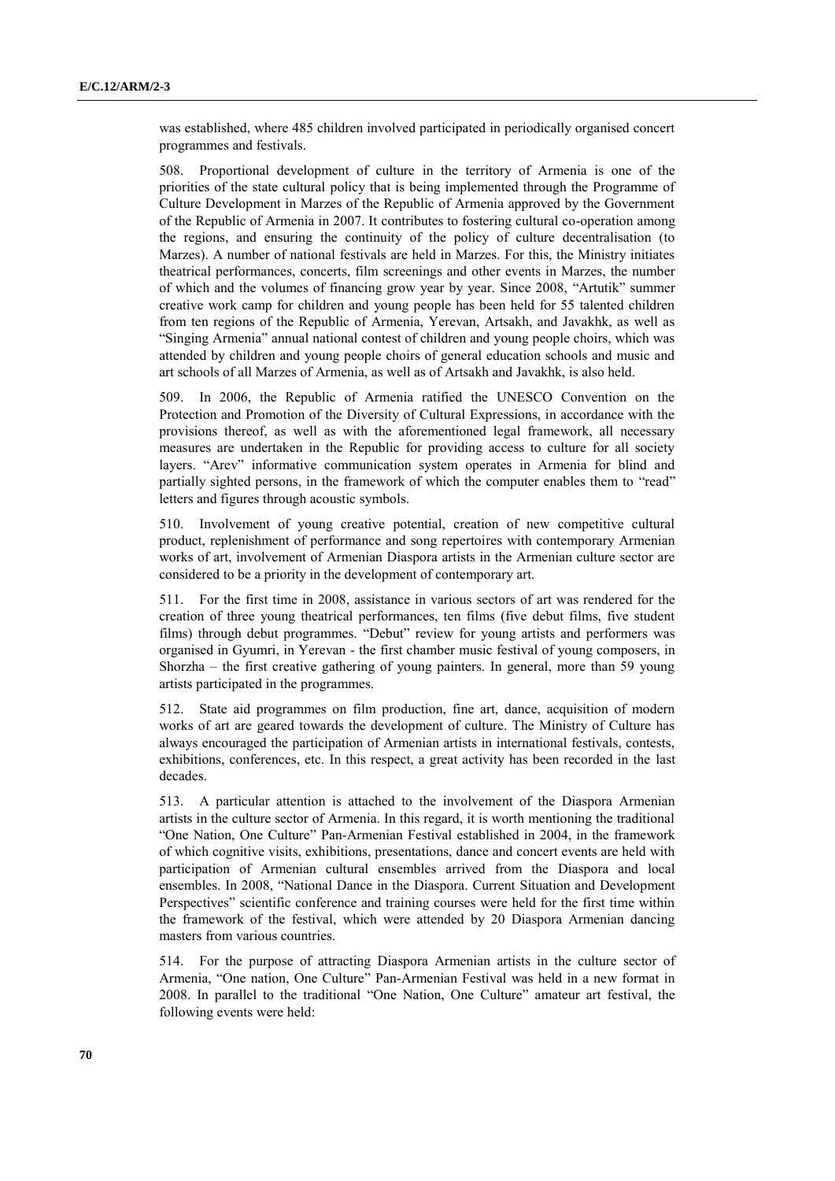was established, where 485 children involved participated in periodically organised concert programmes and festivals.

508. Proportional development of culture in the territory of Armenia is one of the priorities of the state cultural policy that is being implemented through the Programme of Culture Development in Marzes of the Republic of Armenia approved by the Government of the Republic of Armenia in 2007. It contributes to fostering cultural co-operation among the regions, and ensuring the continuity of the policy of culture decentralisation (to Marzes). A number of national festivals are held in Marzes. For this, the Ministry initiates theatrical performances, concerts, film screenings and other events in Marzes, the number of which and the volumes of financing grow year by year. Since 2008, "Artutik" summer creative work camp for children and young people has been held for 55 talented children from ten regions of the Republic of Armenia, Yerevan, Artsakh, and Javakhk, as well as "Singing Armenia" annual national contest of children and young people choirs, which was attended by children and young people choirs of general education schools and music and art schools of all Marzes of Armenia, as well as of Artsakh and Javakhk, is also held.

509. In 2006, the Republic of Armenia ratified the UNESCO Convention on the Protection and Promotion of the Diversity of Cultural Expressions, in accordance with the provisions thereof, as well as with the aforementioned legal framework, all necessary measures are undertaken in the Republic for providing access to culture for all society layers. "Arev" informative communication system operates in Armenia for blind and partially sighted persons, in the framework of which the computer enables them to "read" letters and figures through acoustic symbols.

510. Involvement of young creative potential, creation of new competitive cultural product, replenishment of performance and song repertoires with contemporary Armenian works of art, involvement of Armenian Diaspora artists in the Armenian culture sector are considered to be a priority in the development of contemporary art.

511. For the first time in 2008, assistance in various sectors of art was rendered for the creation of three young theatrical performances, ten films (five debut films, five student films) through debut programmes. "Debut" review for young artists and performers was organised in Gyumri, in Yerevan - the first chamber music festival of young composers, in Shorzha – the first creative gathering of young painters. In general, more than 59 young artists participated in the programmes.

512. State aid programmes on film production, fine art, dance, acquisition of modern works of art are geared towards the development of culture. The Ministry of Culture has always encouraged the participation of Armenian artists in international festivals, contests, exhibitions, conferences, etc. In this respect, a great activity has been recorded in the last decades.

513. A particular attention is attached to the involvement of the Diaspora Armenian artists in the culture sector of Armenia. In this regard, it is worth mentioning the traditional "One Nation, One Culture" Pan-Armenian Festival established in 2004, in the framework of which cognitive visits, exhibitions, presentations, dance and concert events are held with participation of Armenian cultural ensembles arrived from the Diaspora and local ensembles. In 2008, "National Dance in the Diaspora. Current Situation and Development Perspectives" scientific conference and training courses were held for the first time within the framework of the festival, which were attended by 20 Diaspora Armenian dancing masters from various countries.

514. For the purpose of attracting Diaspora Armenian artists in the culture sector of Armenia, "One nation, One Culture" Pan-Armenian Festival was held in a new format in 2008. In parallel to the traditional "One Nation, One Culture" amateur art festival, the following events were held: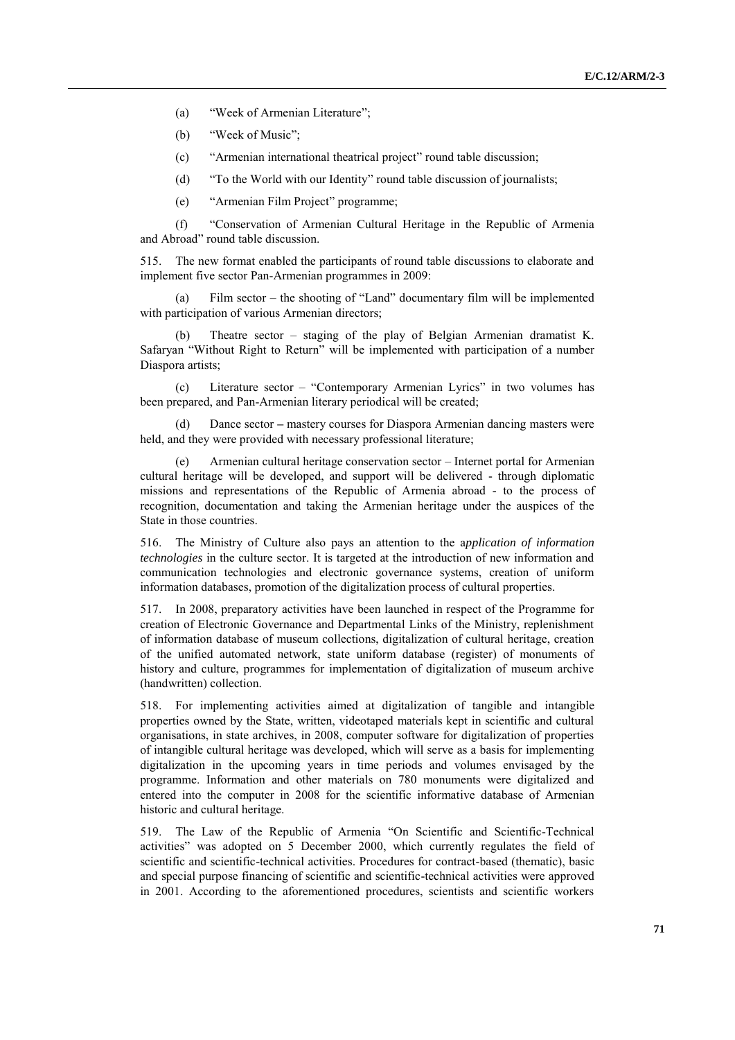(a) “Week of Armenian Literature”;

(b) “Week of Music”;

(c) “Armenian international theatrical project” round table discussion;

(d) “To the World with our Identity” round table discussion of journalists;

(e) “Armenian Film Project” programme;

(f) “Conservation of Armenian Cultural Heritage in the Republic of Armenia and Abroad” round table discussion.

515. The new format enabled the participants of round table discussions to elaborate and implement five sector Pan-Armenian programmes in 2009:

(a) Film sector – the shooting of “Land” documentary film will be implemented with participation of various Armenian directors;

(b) Theatre sector – staging of the play of Belgian Armenian dramatist K. Safaryan “Without Right to Return” will be implemented with participation of a number Diaspora artists;

(c) Literature sector – “Contemporary Armenian Lyrics” in two volumes has been prepared, and Pan-Armenian literary periodical will be created;

(d) Dance sector **–** mastery courses for Diaspora Armenian dancing masters were held, and they were provided with necessary professional literature;

(e) Armenian cultural heritage conservation sector – Internet portal for Armenian cultural heritage will be developed, and support will be delivered - through diplomatic missions and representations of the Republic of Armenia abroad - to the process of recognition, documentation and taking the Armenian heritage under the auspices of the State in those countries.

516. The Ministry of Culture also pays an attention to the a*pplication of information technologies* in the culture sector. It is targeted at the introduction of new information and communication technologies and electronic governance systems, creation of uniform information databases, promotion of the digitalization process of cultural properties.

517. In 2008, preparatory activities have been launched in respect of the Programme for creation of Electronic Governance and Departmental Links of the Ministry, replenishment of information database of museum collections, digitalization of cultural heritage, creation of the unified automated network, state uniform database (register) of monuments of history and culture, programmes for implementation of digitalization of museum archive (handwritten) collection.

518. For implementing activities aimed at digitalization of tangible and intangible properties owned by the State, written, videotaped materials kept in scientific and cultural organisations, in state archives, in 2008, computer software for digitalization of properties of intangible cultural heritage was developed, which will serve as a basis for implementing digitalization in the upcoming years in time periods and volumes envisaged by the programme. Information and other materials on 780 monuments were digitalized and entered into the computer in 2008 for the scientific informative database of Armenian historic and cultural heritage.

519. The Law of the Republic of Armenia “On Scientific and Scientific-Technical activities” was adopted on 5 December 2000, which currently regulates the field of scientific and scientific-technical activities. Procedures for contract-based (thematic), basic and special purpose financing of scientific and scientific-technical activities were approved in 2001. According to the aforementioned procedures, scientists and scientific workers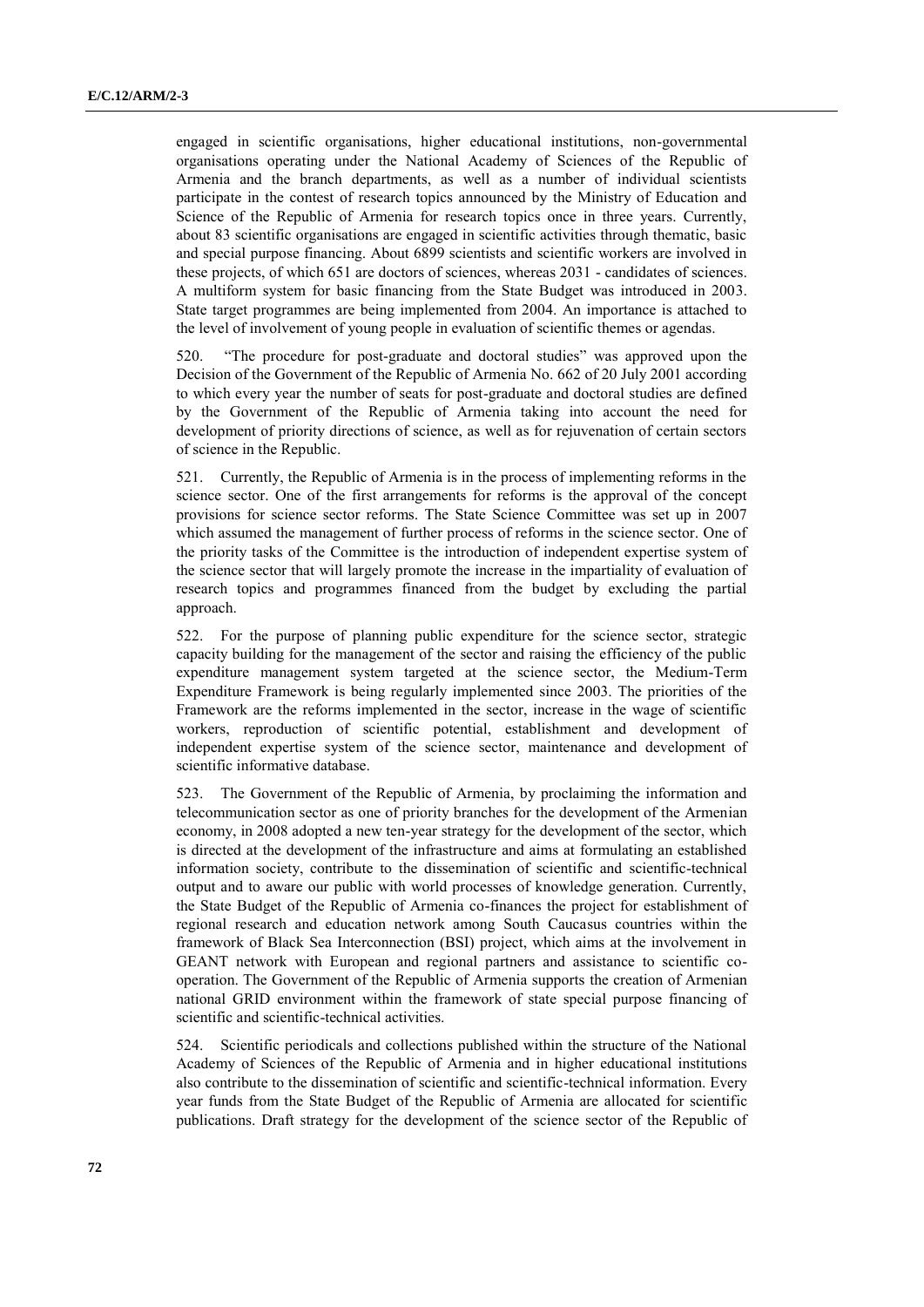engaged in scientific organisations, higher educational institutions, non-governmental organisations operating under the National Academy of Sciences of the Republic of Armenia and the branch departments, as well as a number of individual scientists participate in the contest of research topics announced by the Ministry of Education and Science of the Republic of Armenia for research topics once in three years. Currently, about 83 scientific organisations are engaged in scientific activities through thematic, basic and special purpose financing. About 6899 scientists and scientific workers are involved in these projects, of which 651 are doctors of sciences, whereas 2031 - candidates of sciences. A multiform system for basic financing from the State Budget was introduced in 2003. State target programmes are being implemented from 2004. An importance is attached to the level of involvement of young people in evaluation of scientific themes or agendas.

520. "The procedure for post-graduate and doctoral studies" was approved upon the Decision of the Government of the Republic of Armenia No. 662 of 20 July 2001 according to which every year the number of seats for post-graduate and doctoral studies are defined by the Government of the Republic of Armenia taking into account the need for development of priority directions of science, as well as for rejuvenation of certain sectors of science in the Republic.

521. Currently, the Republic of Armenia is in the process of implementing reforms in the science sector. One of the first arrangements for reforms is the approval of the concept provisions for science sector reforms. The State Science Committee was set up in 2007 which assumed the management of further process of reforms in the science sector. One of the priority tasks of the Committee is the introduction of independent expertise system of the science sector that will largely promote the increase in the impartiality of evaluation of research topics and programmes financed from the budget by excluding the partial approach.

522. For the purpose of planning public expenditure for the science sector, strategic capacity building for the management of the sector and raising the efficiency of the public expenditure management system targeted at the science sector, the Medium-Term Expenditure Framework is being regularly implemented since 2003. The priorities of the Framework are the reforms implemented in the sector, increase in the wage of scientific workers, reproduction of scientific potential, establishment and development of independent expertise system of the science sector, maintenance and development of scientific informative database.

523. The Government of the Republic of Armenia, by proclaiming the information and telecommunication sector as one of priority branches for the development of the Armenian economy, in 2008 adopted a new ten-year strategy for the development of the sector, which is directed at the development of the infrastructure and aims at formulating an established information society, contribute to the dissemination of scientific and scientific-technical output and to aware our public with world processes of knowledge generation. Currently, the State Budget of the Republic of Armenia co-finances the project for establishment of regional research and education network among South Caucasus countries within the framework of Black Sea Interconnection (BSI) project, which aims at the involvement in GEANT network with European and regional partners and assistance to scientific co-operation. The Government of the Republic of Armenia supports the creation of Armenian national GRID environment within the framework of state special purpose financing of scientific and scientific-technical activities.

524. Scientific periodicals and collections published within the structure of the National Academy of Sciences of the Republic of Armenia and in higher educational institutions also contribute to the dissemination of scientific and scientific-technical information. Every year funds from the State Budget of the Republic of Armenia are allocated for scientific publications. Draft strategy for the development of the science sector of the Republic of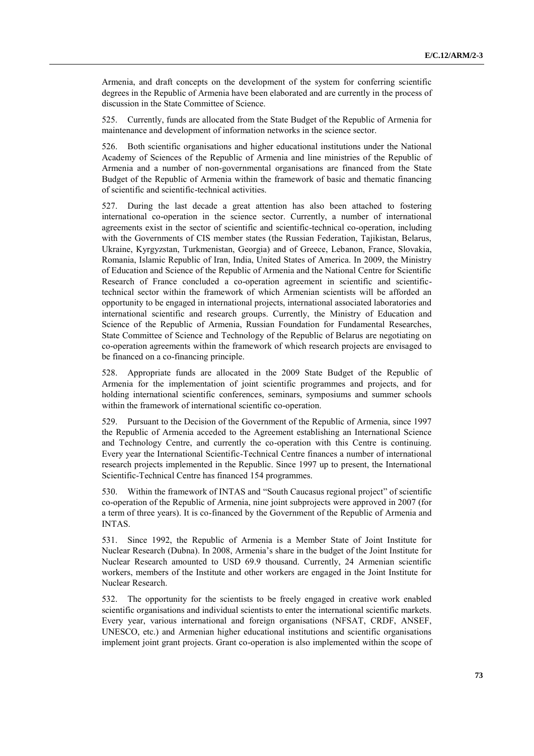Armenia, and draft concepts on the development of the system for conferring scientific degrees in the Republic of Armenia have been elaborated and are currently in the process of discussion in the State Committee of Science.

525. Currently, funds are allocated from the State Budget of the Republic of Armenia for maintenance and development of information networks in the science sector.

526. Both scientific organisations and higher educational institutions under the National Academy of Sciences of the Republic of Armenia and line ministries of the Republic of Armenia and a number of non-governmental organisations are financed from the State Budget of the Republic of Armenia within the framework of basic and thematic financing of scientific and scientific-technical activities.

527. During the last decade a great attention has also been attached to fostering international co-operation in the science sector. Currently, a number of international agreements exist in the sector of scientific and scientific-technical co-operation, including with the Governments of CIS member states (the Russian Federation, Tajikistan, Belarus, Ukraine, Kyrgyzstan, Turkmenistan, Georgia) and of Greece, Lebanon, France, Slovakia, Romania, Islamic Republic of Iran, India, United States of America. In 2009, the Ministry of Education and Science of the Republic of Armenia and the National Centre for Scientific Research of France concluded a co-operation agreement in scientific and scientific-technical sector within the framework of which Armenian scientists will be afforded an opportunity to be engaged in international projects, international associated laboratories and international scientific and research groups. Currently, the Ministry of Education and Science of the Republic of Armenia, Russian Foundation for Fundamental Researches, State Committee of Science and Technology of the Republic of Belarus are negotiating on co-operation agreements within the framework of which research projects are envisaged to be financed on a co-financing principle.

528. Appropriate funds are allocated in the 2009 State Budget of the Republic of Armenia for the implementation of joint scientific programmes and projects, and for holding international scientific conferences, seminars, symposiums and summer schools within the framework of international scientific co-operation.

529. Pursuant to the Decision of the Government of the Republic of Armenia, since 1997 the Republic of Armenia acceded to the Agreement establishing an International Science and Technology Centre, and currently the co-operation with this Centre is continuing. Every year the International Scientific-Technical Centre finances a number of international research projects implemented in the Republic. Since 1997 up to present, the International Scientific-Technical Centre has financed 154 programmes.

530. Within the framework of INTAS and "South Caucasus regional project" of scientific co-operation of the Republic of Armenia, nine joint subprojects were approved in 2007 (for a term of three years). It is co-financed by the Government of the Republic of Armenia and INTAS.

531. Since 1992, the Republic of Armenia is a Member State of Joint Institute for Nuclear Research (Dubna). In 2008, Armenia's share in the budget of the Joint Institute for Nuclear Research amounted to USD 69.9 thousand. Currently, 24 Armenian scientific workers, members of the Institute and other workers are engaged in the Joint Institute for Nuclear Research.

532. The opportunity for the scientists to be freely engaged in creative work enabled scientific organisations and individual scientists to enter the international scientific markets. Every year, various international and foreign organisations (NFSAT, CRDF, ANSEF, UNESCO, etc.) and Armenian higher educational institutions and scientific organisations implement joint grant projects. Grant co-operation is also implemented within the scope of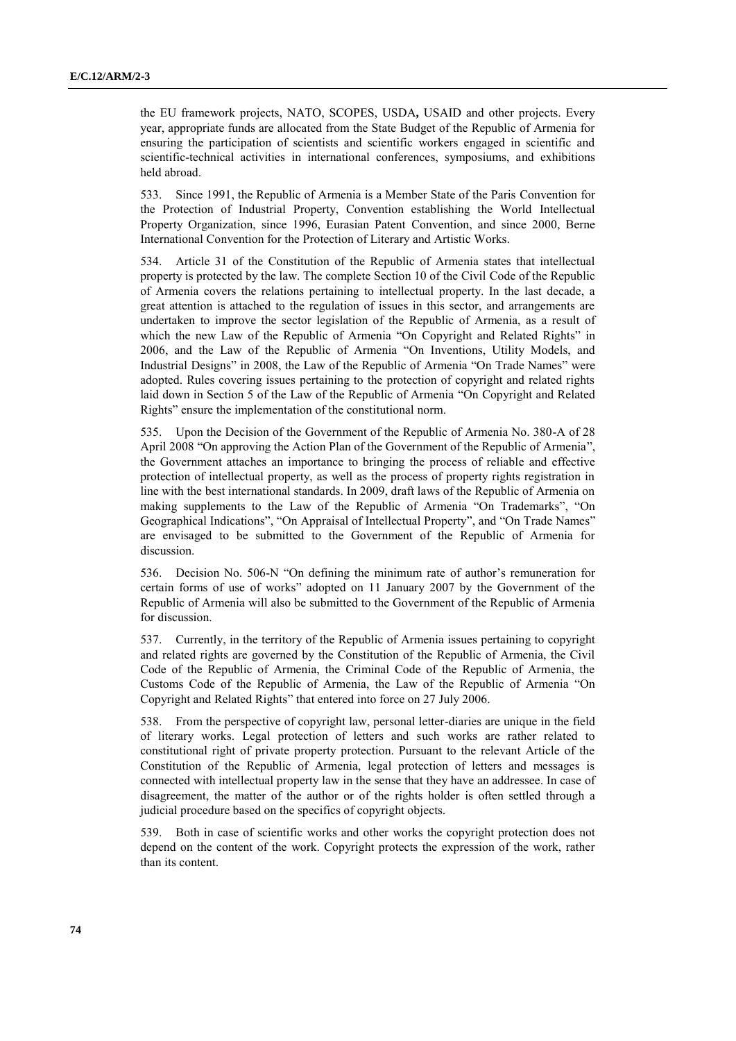the EU framework projects, NATO, SCOPES, USDA**,** USAID and other projects. Every year, appropriate funds are allocated from the State Budget of the Republic of Armenia for ensuring the participation of scientists and scientific workers engaged in scientific and scientific-technical activities in international conferences, symposiums, and exhibitions held abroad.

533. Since 1991, the Republic of Armenia is a Member State of the Paris Convention for the Protection of Industrial Property, Convention establishing the World Intellectual Property Organization, since 1996, Eurasian Patent Convention, and since 2000, Berne International Convention for the Protection of Literary and Artistic Works.

534. Article 31 of the Constitution of the Republic of Armenia states that intellectual property is protected by the law. The complete Section 10 of the Civil Code of the Republic of Armenia covers the relations pertaining to intellectual property. In the last decade, a great attention is attached to the regulation of issues in this sector, and arrangements are undertaken to improve the sector legislation of the Republic of Armenia, as a result of which the new Law of the Republic of Armenia "On Copyright and Related Rights" in 2006, and the Law of the Republic of Armenia "On Inventions, Utility Models, and Industrial Designs" in 2008, the Law of the Republic of Armenia "On Trade Names" were adopted. Rules covering issues pertaining to the protection of copyright and related rights laid down in Section 5 of the Law of the Republic of Armenia "On Copyright and Related Rights" ensure the implementation of the constitutional norm.

535. Upon the Decision of the Government of the Republic of Armenia No. 380-A of 28 April 2008 "On approving the Action Plan of the Government of the Republic of Armenia", the Government attaches an importance to bringing the process of reliable and effective protection of intellectual property, as well as the process of property rights registration in line with the best international standards. In 2009, draft laws of the Republic of Armenia on making supplements to the Law of the Republic of Armenia "On Trademarks", "On Geographical Indications", "On Appraisal of Intellectual Property", and "On Trade Names" are envisaged to be submitted to the Government of the Republic of Armenia for discussion.

536. Decision No. 506-N "On defining the minimum rate of author's remuneration for certain forms of use of works" adopted on 11 January 2007 by the Government of the Republic of Armenia will also be submitted to the Government of the Republic of Armenia for discussion.

537. Currently, in the territory of the Republic of Armenia issues pertaining to copyright and related rights are governed by the Constitution of the Republic of Armenia, the Civil Code of the Republic of Armenia, the Criminal Code of the Republic of Armenia, the Customs Code of the Republic of Armenia, the Law of the Republic of Armenia "On Copyright and Related Rights" that entered into force on 27 July 2006.

538. From the perspective of copyright law, personal letter-diaries are unique in the field of literary works. Legal protection of letters and such works are rather related to constitutional right of private property protection. Pursuant to the relevant Article of the Constitution of the Republic of Armenia, legal protection of letters and messages is connected with intellectual property law in the sense that they have an addressee. In case of disagreement, the matter of the author or of the rights holder is often settled through a judicial procedure based on the specifics of copyright objects.

539. Both in case of scientific works and other works the copyright protection does not depend on the content of the work. Copyright protects the expression of the work, rather than its content.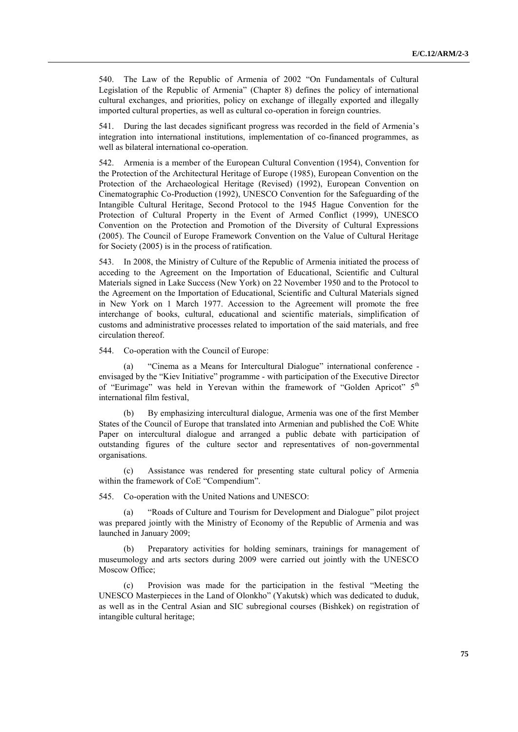540. The Law of the Republic of Armenia of 2002 "On Fundamentals of Cultural Legislation of the Republic of Armenia" (Chapter 8) defines the policy of international cultural exchanges, and priorities, policy on exchange of illegally exported and illegally imported cultural properties, as well as cultural co-operation in foreign countries.

541. During the last decades significant progress was recorded in the field of Armenia's integration into international institutions, implementation of co-financed programmes, as well as bilateral international co-operation.

542. Armenia is a member of the European Cultural Convention (1954), Convention for the Protection of the Architectural Heritage of Europe (1985), European Convention on the Protection of the Archaeological Heritage (Revised) (1992), European Convention on Cinematographic Co-Production (1992), UNESCO Convention for the Safeguarding of the Intangible Cultural Heritage, Second Protocol to the 1945 Hague Convention for the Protection of Cultural Property in the Event of Armed Conflict (1999), UNESCO Convention on the Protection and Promotion of the Diversity of Cultural Expressions (2005). The Council of Europe Framework Convention on the Value of Cultural Heritage for Society (2005) is in the process of ratification.

543. In 2008, the Ministry of Culture of the Republic of Armenia initiated the process of acceding to the Agreement on the Importation of Educational, Scientific and Cultural Materials signed in Lake Success (New York) on 22 November 1950 and to the Protocol to the Agreement on the Importation of Educational, Scientific and Cultural Materials signed in New York on 1 March 1977. Accession to the Agreement will promote the free interchange of books, cultural, educational and scientific materials, simplification of customs and administrative processes related to importation of the said materials, and free circulation thereof.

544. Co-operation with the Council of Europe:

(a) "Cinema as a Means for Intercultural Dialogue" international conference - envisaged by the "Kiev Initiative" programme - with participation of the Executive Director of "Eurimage" was held in Yerevan within the framework of "Golden Apricot" 5th international film festival,

(b) By emphasizing intercultural dialogue, Armenia was one of the first Member States of the Council of Europe that translated into Armenian and published the CoE White Paper on intercultural dialogue and arranged a public debate with participation of outstanding figures of the culture sector and representatives of non-governmental organisations.

(c) Assistance was rendered for presenting state cultural policy of Armenia within the framework of CoE "Compendium".

545. Co-operation with the United Nations and UNESCO:

(a) "Roads of Culture and Tourism for Development and Dialogue" pilot project was prepared jointly with the Ministry of Economy of the Republic of Armenia and was launched in January 2009;

(b) Preparatory activities for holding seminars, trainings for management of museumology and arts sectors during 2009 were carried out jointly with the UNESCO Moscow Office;

(c) Provision was made for the participation in the festival "Meeting the UNESCO Masterpieces in the Land of Olonkho" (Yakutsk) which was dedicated to duduk, as well as in the Central Asian and SIC subregional courses (Bishkek) on registration of intangible cultural heritage;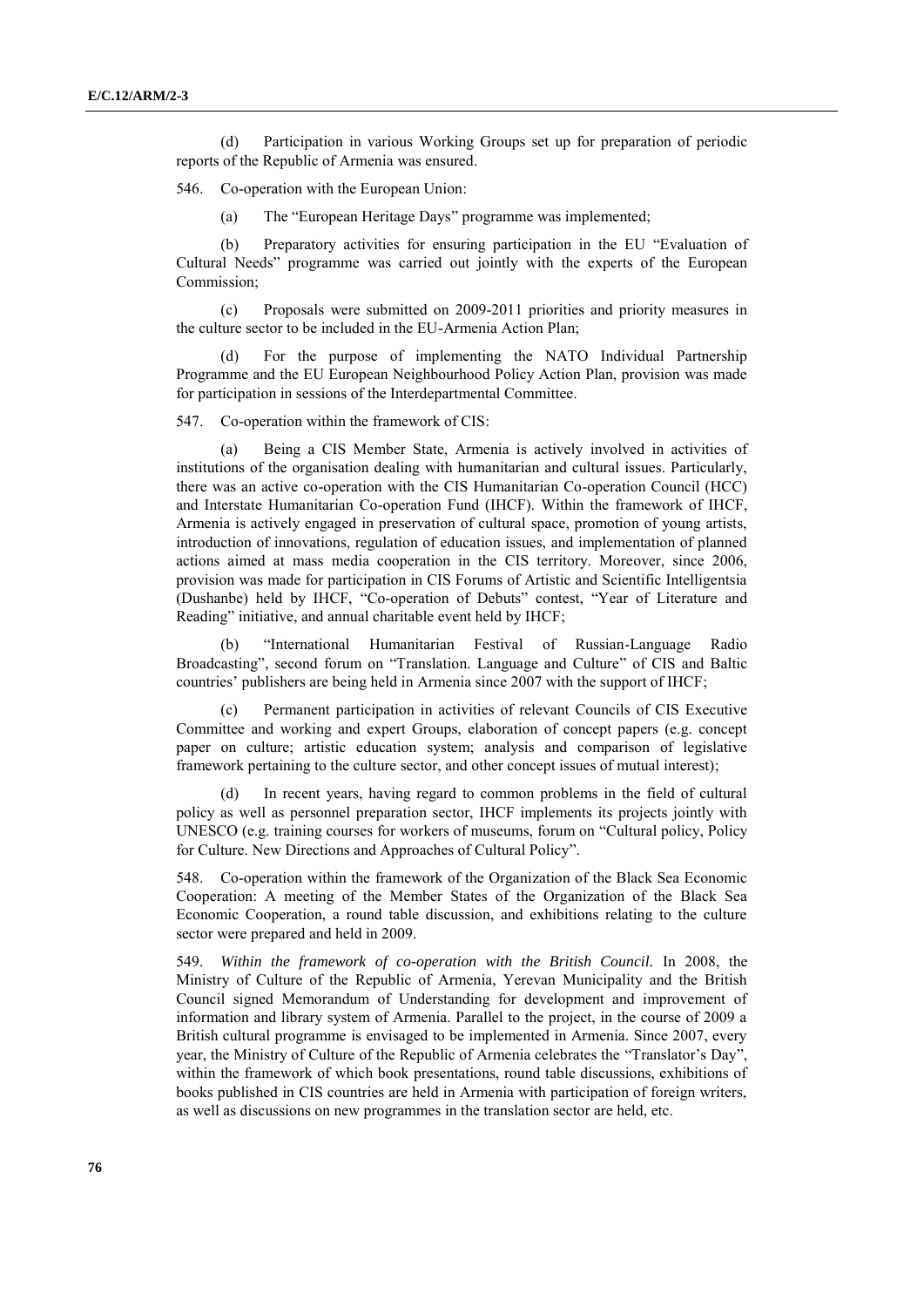(d) Participation in various Working Groups set up for preparation of periodic reports of the Republic of Armenia was ensured.

546. Co-operation with the European Union:

(a) The "European Heritage Days" programme was implemented;

(b) Preparatory activities for ensuring participation in the EU "Evaluation of Cultural Needs" programme was carried out jointly with the experts of the European Commission;

(c) Proposals were submitted on 2009-2011 priorities and priority measures in the culture sector to be included in the EU-Armenia Action Plan;

(d) For the purpose of implementing the NATO Individual Partnership Programme and the EU European Neighbourhood Policy Action Plan, provision was made for participation in sessions of the Interdepartmental Committee.

547. Co-operation within the framework of CIS:

(a) Being a CIS Member State, Armenia is actively involved in activities of institutions of the organisation dealing with humanitarian and cultural issues. Particularly, there was an active co-operation with the CIS Humanitarian Co-operation Council (HCC) and Interstate Humanitarian Co-operation Fund (IHCF). Within the framework of IHCF, Armenia is actively engaged in preservation of cultural space, promotion of young artists, introduction of innovations, regulation of education issues, and implementation of planned actions aimed at mass media cooperation in the CIS territory. Moreover, since 2006, provision was made for participation in CIS Forums of Artistic and Scientific Intelligentsia (Dushanbe) held by IHCF, "Co-operation of Debuts" contest, "Year of Literature and Reading" initiative, and annual charitable event held by IHCF;

(b) "International Humanitarian Festival of Russian-Language Radio Broadcasting", second forum on "Translation. Language and Culture" of CIS and Baltic countries' publishers are being held in Armenia since 2007 with the support of IHCF;

(c) Permanent participation in activities of relevant Councils of CIS Executive Committee and working and expert Groups, elaboration of concept papers (e.g. concept paper on culture; artistic education system; analysis and comparison of legislative framework pertaining to the culture sector, and other concept issues of mutual interest);

(d) In recent years, having regard to common problems in the field of cultural policy as well as personnel preparation sector, IHCF implements its projects jointly with UNESCO (e.g. training courses for workers of museums, forum on "Cultural policy, Policy for Culture. New Directions and Approaches of Cultural Policy".

548. Co-operation within the framework of the Organization of the Black Sea Economic Cooperation: A meeting of the Member States of the Organization of the Black Sea Economic Cooperation, a round table discussion, and exhibitions relating to the culture sector were prepared and held in 2009.

549. *Within the framework of co-operation with the British Council.* In 2008, the Ministry of Culture of the Republic of Armenia, Yerevan Municipality and the British Council signed Memorandum of Understanding for development and improvement of information and library system of Armenia. Parallel to the project, in the course of 2009 a British cultural programme is envisaged to be implemented in Armenia. Since 2007, every year, the Ministry of Culture of the Republic of Armenia celebrates the "Translator's Day", within the framework of which book presentations, round table discussions, exhibitions of books published in CIS countries are held in Armenia with participation of foreign writers, as well as discussions on new programmes in the translation sector are held, etc.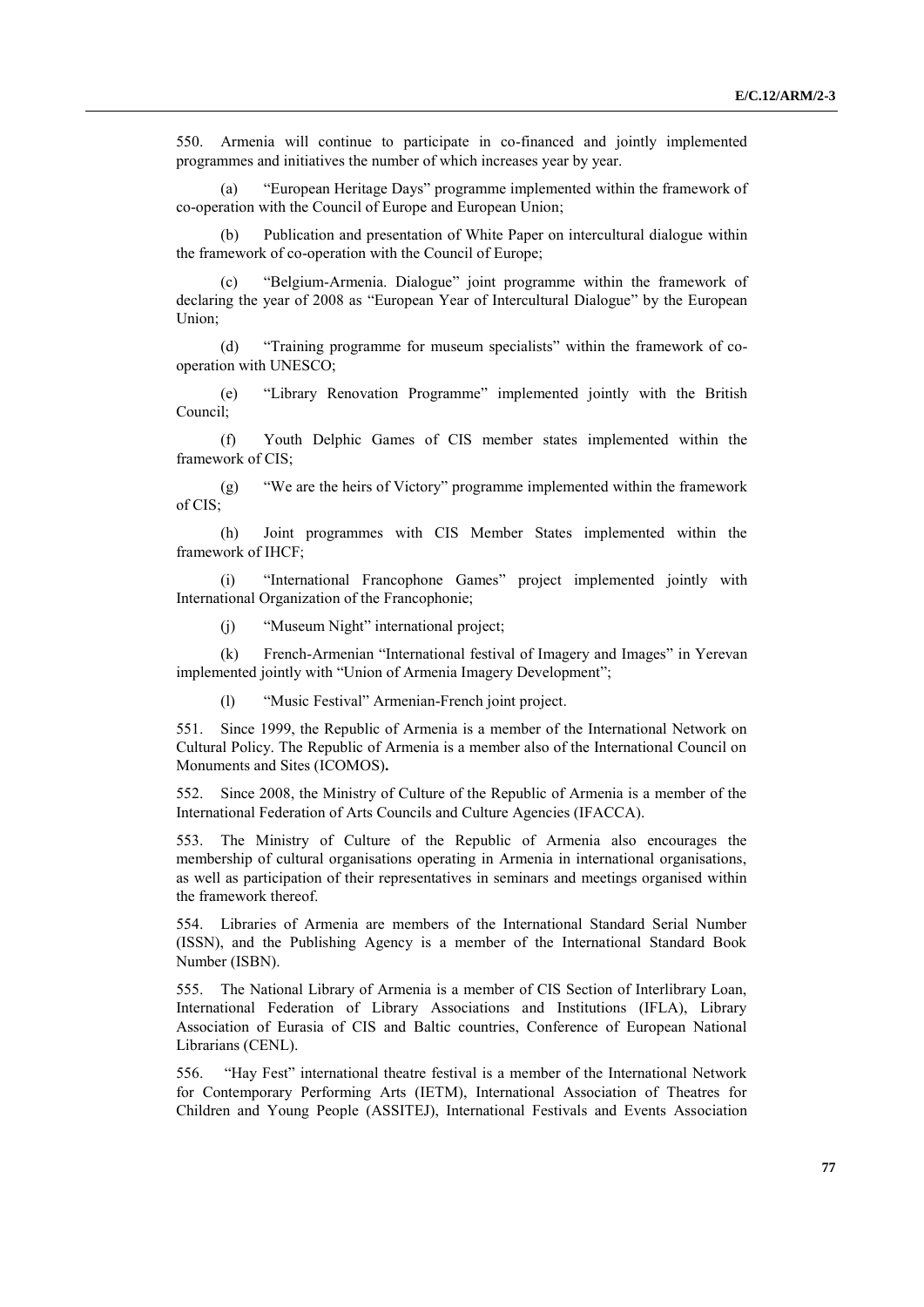550. Armenia will continue to participate in co-financed and jointly implemented programmes and initiatives the number of which increases year by year.

(a) “European Heritage Days” programme implemented within the framework of co-operation with the Council of Europe and European Union;

(b) Publication and presentation of White Paper on intercultural dialogue within the framework of co-operation with the Council of Europe;

(c) “Belgium-Armenia. Dialogue” joint programme within the framework of declaring the year of 2008 as “European Year of Intercultural Dialogue” by the European Union;

(d) “Training programme for museum specialists” within the framework of co-operation with UNESCO;

(e) “Library Renovation Programme” implemented jointly with the British Council;

(f) Youth Delphic Games of CIS member states implemented within the framework of CIS;

(g) “We are the heirs of Victory” programme implemented within the framework of CIS;

(h) Joint programmes with CIS Member States implemented within the framework of IHCF;

(i) “International Francophone Games” project implemented jointly with International Organization of the Francophonie;

(j) “Museum Night” international project;

(k) French-Armenian “International festival of Imagery and Images” in Yerevan implemented jointly with “Union of Armenia Imagery Development”;

(l) “Music Festival” Armenian-French joint project.

551. Since 1999, the Republic of Armenia is a member of the International Network on Cultural Policy. The Republic of Armenia is a member also of the International Council on Monuments and Sites (ICOMOS)**.**

552. Since 2008, the Ministry of Culture of the Republic of Armenia is a member of the International Federation of Arts Councils and Culture Agencies (IFACCA).

553. The Ministry of Culture of the Republic of Armenia also encourages the membership of cultural organisations operating in Armenia in international organisations, as well as participation of their representatives in seminars and meetings organised within the framework thereof.

554. Libraries of Armenia are members of the International Standard Serial Number (ISSN), and the Publishing Agency is a member of the International Standard Book Number (ISBN).

555. The National Library of Armenia is a member of CIS Section of Interlibrary Loan, International Federation of Library Associations and Institutions (IFLA), Library Association of Eurasia of CIS and Baltic countries, Conference of European National Librarians (CENL).

556. “Hay Fest” international theatre festival is a member of the International Network for Contemporary Performing Arts (IETM), International Association of Theatres for Children and Young People (ASSITEJ), International Festivals and Events Association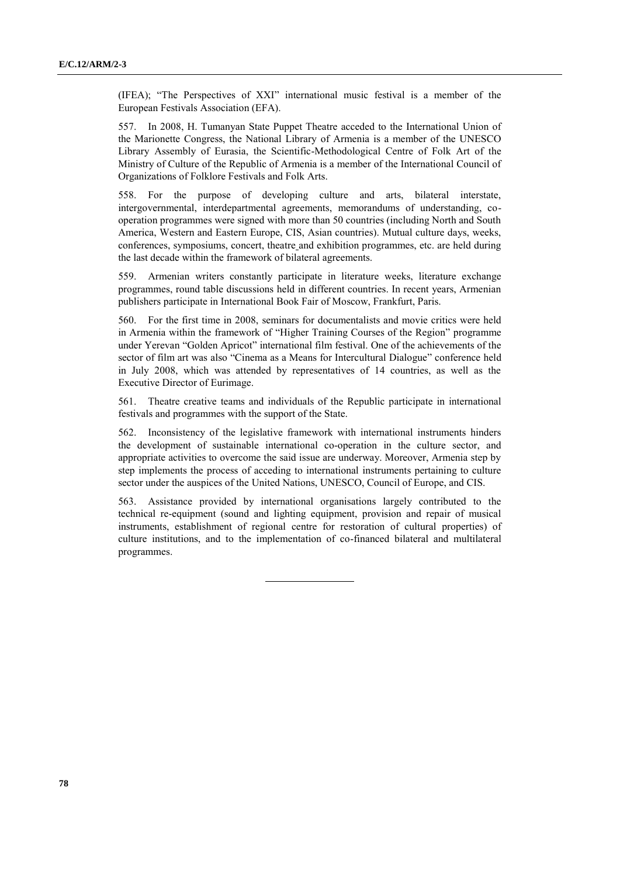(IFEA); “The Perspectives of XXI” international music festival is a member of the European Festivals Association (EFA).

557. In 2008, H. Tumanyan State Puppet Theatre acceded to the International Union of the Marionette Congress, the National Library of Armenia is a member of the UNESCO Library Assembly of Eurasia, the Scientific-Methodological Centre of Folk Art of the Ministry of Culture of the Republic of Armenia is a member of the International Council of Organizations of Folklore Festivals and Folk Arts.

558. For the purpose of developing culture and arts, bilateral interstate, intergovernmental, interdepartmental agreements, memorandums of understanding, co-operation programmes were signed with more than 50 countries (including North and South America, Western and Eastern Europe, CIS, Asian countries). Mutual culture days, weeks, conferences, symposiums, concert, theatre and exhibition programmes, etc. are held during the last decade within the framework of bilateral agreements.

559. Armenian writers constantly participate in literature weeks, literature exchange programmes, round table discussions held in different countries. In recent years, Armenian publishers participate in International Book Fair of Moscow, Frankfurt, Paris.

560. For the first time in 2008, seminars for documentalists and movie critics were held in Armenia within the framework of “Higher Training Courses of the Region” programme under Yerevan “Golden Apricot” international film festival. One of the achievements of the sector of film art was also “Cinema as a Means for Intercultural Dialogue” conference held in July 2008, which was attended by representatives of 14 countries, as well as the Executive Director of Eurimage.

561. Theatre creative teams and individuals of the Republic participate in international festivals and programmes with the support of the State.

562. Inconsistency of the legislative framework with international instruments hinders the development of sustainable international co-operation in the culture sector, and appropriate activities to overcome the said issue are underway. Moreover, Armenia step by step implements the process of acceding to international instruments pertaining to culture sector under the auspices of the United Nations, UNESCO, Council of Europe, and CIS.

563. Assistance provided by international organisations largely contributed to the technical re-equipment (sound and lighting equipment, provision and repair of musical instruments, establishment of regional centre for restoration of cultural properties) of culture institutions, and to the implementation of co-financed bilateral and multilateral programmes.